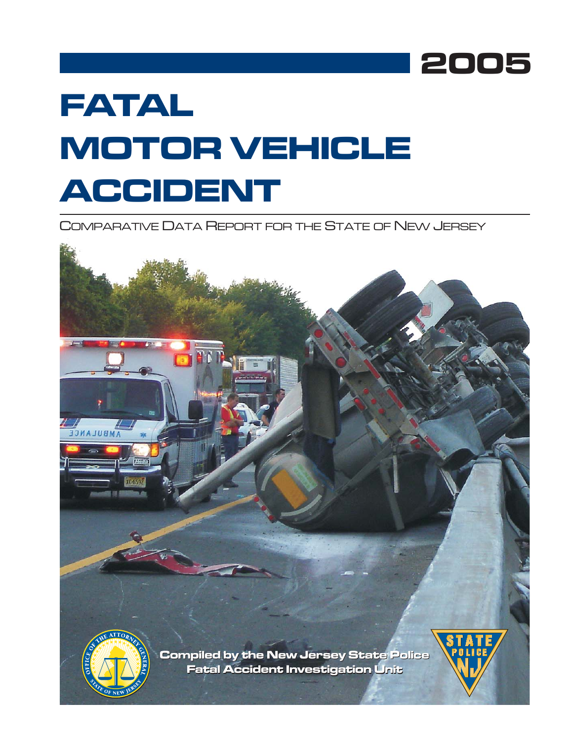# 2005

# FATAL MOTOR VEHICLE ACCIDENT

COMPARATIVE DATA REPORT FOR THE STATE OF NEW JERSEY

**Compiled by the New Jersey State Police Fatal Accident Investigation Unit**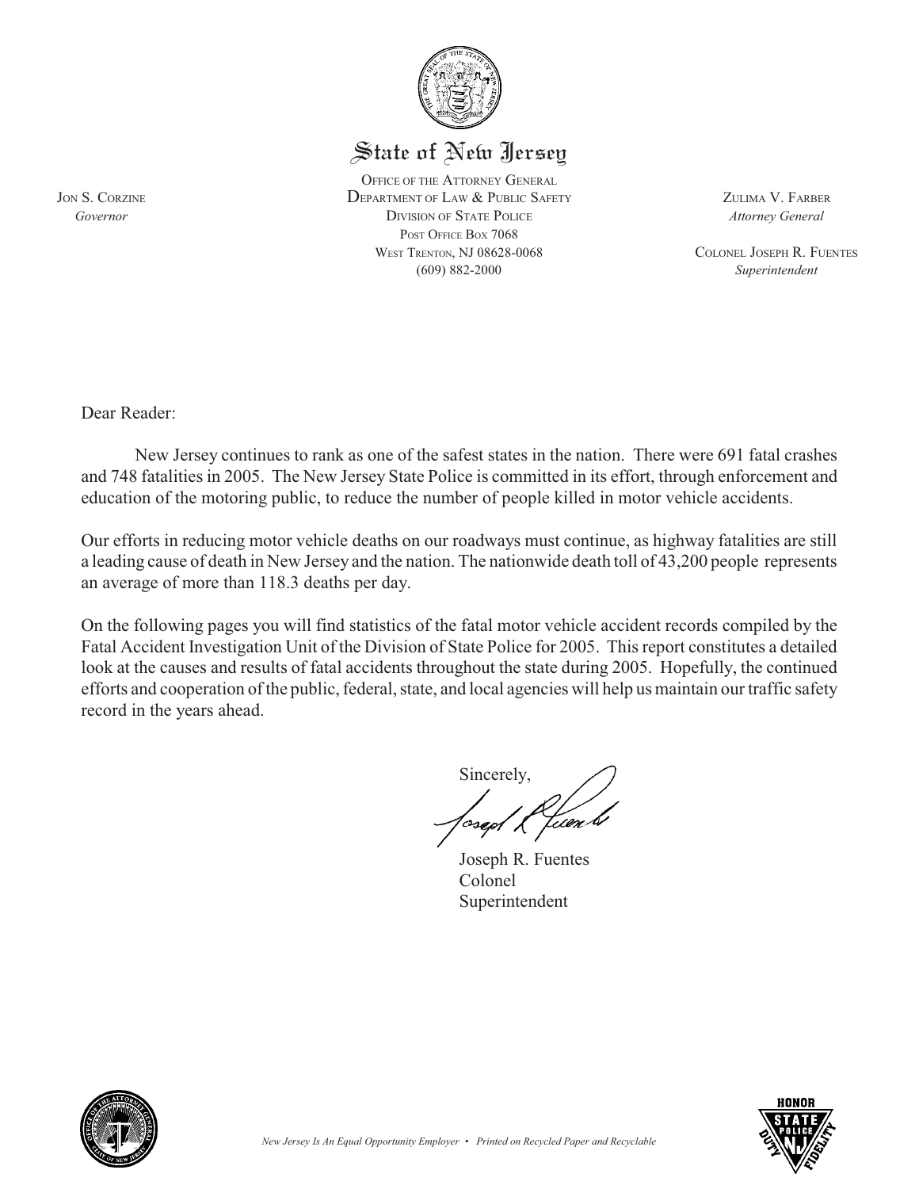# State of New Jersey

OFFICE OF THE ATTORNEY GENERAL
DEPARTMENT OF LAW & PUBLIC SAFETY
DIVISION OF STATE POLICE
POST OFFICE BOX 7068
WEST TRENTON, NJ 08628-0068
(609) 882-2000

JON S. CORZINE
*Governor*

ZULIMA V. FARBER
*Attorney General*

COLONEL JOSEPH R. FUENTES
*Superintendent*

Dear Reader:

New Jersey continues to rank as one of the safest states in the nation. There were 691 fatal crashes and 748 fatalities in 2005. The New Jersey State Police is committed in its effort, through enforcement and education of the motoring public, to reduce the number of people killed in motor vehicle accidents.

Our efforts in reducing motor vehicle deaths on our roadways must continue, as highway fatalities are still a leading cause of death in New Jersey and the nation. The nationwide death toll of 43,200 people represents an average of more than 118.3 deaths per day.

On the following pages you will find statistics of the fatal motor vehicle accident records compiled by the Fatal Accident Investigation Unit of the Division of State Police for 2005. This report constitutes a detailed look at the causes and results of fatal accidents throughout the state during 2005. Hopefully, the continued efforts and cooperation of the public, federal, state, and local agencies will help us maintain our traffic safety record in the years ahead.

Sincerely,

Joseph R. Fuentes
Colonel
Superintendent

*New Jersey Is An Equal Opportunity Employer • Printed on Recycled Paper and Recyclable*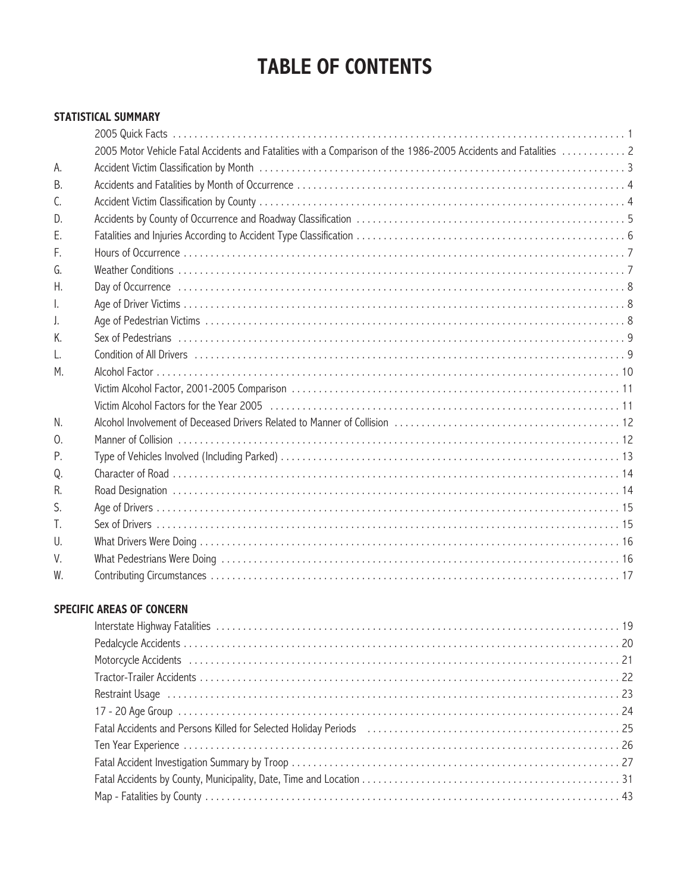# TABLE OF CONTENTS

## STATISTICAL SUMMARY

| | | |
|---|---|---|
| | 2005 Quick Facts | 1 |
| | 2005 Motor Vehicle Fatal Accidents and Fatalities with a Comparison of the 1986-2005 Accidents and Fatalities | 2 |
| A. | Accident Victim Classification by Month | 3 |
| B. | Accidents and Fatalities by Month of Occurrence | 4 |
| C. | Accident Victim Classification by County | 4 |
| D. | Accidents by County of Occurrence and Roadway Classification | 5 |
| E. | Fatalities and Injuries According to Accident Type Classification | 6 |
| F. | Hours of Occurrence | 7 |
| G. | Weather Conditions | 7 |
| H. | Day of Occurrence | 8 |
| I. | Age of Driver Victims | 8 |
| J. | Age of Pedestrian Victims | 8 |
| K. | Sex of Pedestrians | 9 |
| L. | Condition of All Drivers | 9 |
| M. | Alcohol Factor | 10 |
| | Victim Alcohol Factor, 2001-2005 Comparison | 11 |
| | Victim Alcohol Factors for the Year 2005 | 11 |
| N. | Alcohol Involvement of Deceased Drivers Related to Manner of Collision | 12 |
| O. | Manner of Collision | 12 |
| P. | Type of Vehicles Involved (Including Parked) | 13 |
| Q. | Character of Road | 14 |
| R. | Road Designation | 14 |
| S. | Age of Drivers | 15 |
| T. | Sex of Drivers | 15 |
| U. | What Drivers Were Doing | 16 |
| V. | What Pedestrians Were Doing | 16 |
| W. | Contributing Circumstances | 17 |

## SPECIFIC AREAS OF CONCERN

| | |
|---|---|
| Interstate Highway Fatalities | 19 |
| Pedalcycle Accidents | 20 |
| Motorcycle Accidents | 21 |
| Tractor-Trailer Accidents | 22 |
| Restraint Usage | 23 |
| 17 - 20 Age Group | 24 |
| Fatal Accidents and Persons Killed for Selected Holiday Periods | 25 |
| Ten Year Experience | 26 |
| Fatal Accident Investigation Summary by Troop | 27 |
| Fatal Accidents by County, Municipality, Date, Time and Location | 31 |
| Map - Fatalities by County | 43 |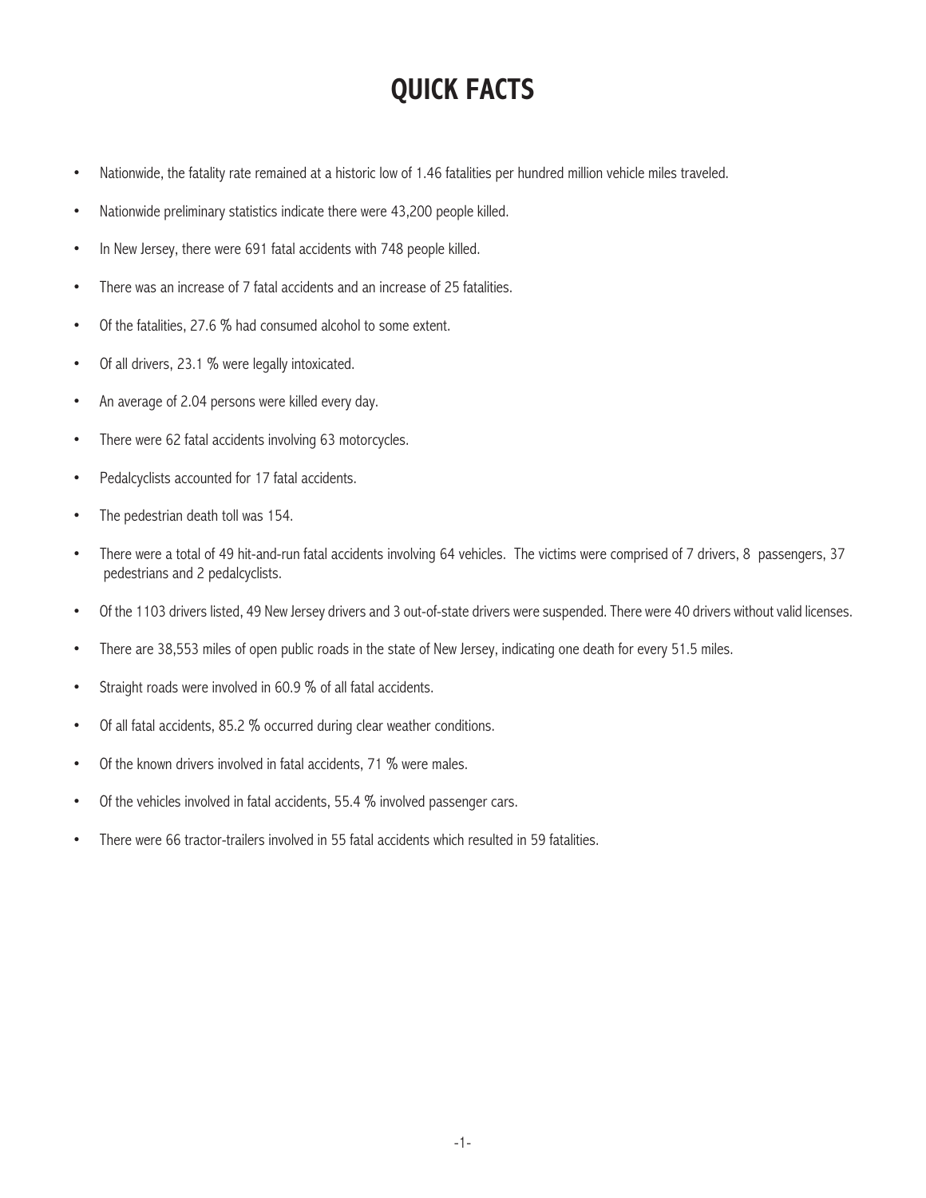# QUICK FACTS

- Nationwide, the fatality rate remained at a historic low of 1.46 fatalities per hundred million vehicle miles traveled.
- Nationwide preliminary statistics indicate there were 43,200 people killed.
- In New Jersey, there were 691 fatal accidents with 748 people killed.
- There was an increase of 7 fatal accidents and an increase of 25 fatalities.
- Of the fatalities, 27.6 % had consumed alcohol to some extent.
- Of all drivers, 23.1 % were legally intoxicated.
- An average of 2.04 persons were killed every day.
- There were 62 fatal accidents involving 63 motorcycles.
- Pedalcyclists accounted for 17 fatal accidents.
- The pedestrian death toll was 154.
- There were a total of 49 hit-and-run fatal accidents involving 64 vehicles. The victims were comprised of 7 drivers, 8 passengers, 37 pedestrians and 2 pedalcyclists.
- Of the 1103 drivers listed, 49 New Jersey drivers and 3 out-of-state drivers were suspended. There were 40 drivers without valid licenses.
- There are 38,553 miles of open public roads in the state of New Jersey, indicating one death for every 51.5 miles.
- Straight roads were involved in 60.9 % of all fatal accidents.
- Of all fatal accidents, 85.2 % occurred during clear weather conditions.
- Of the known drivers involved in fatal accidents, 71 % were males.
- Of the vehicles involved in fatal accidents, 55.4 % involved passenger cars.
- There were 66 tractor-trailers involved in 55 fatal accidents which resulted in 59 fatalities.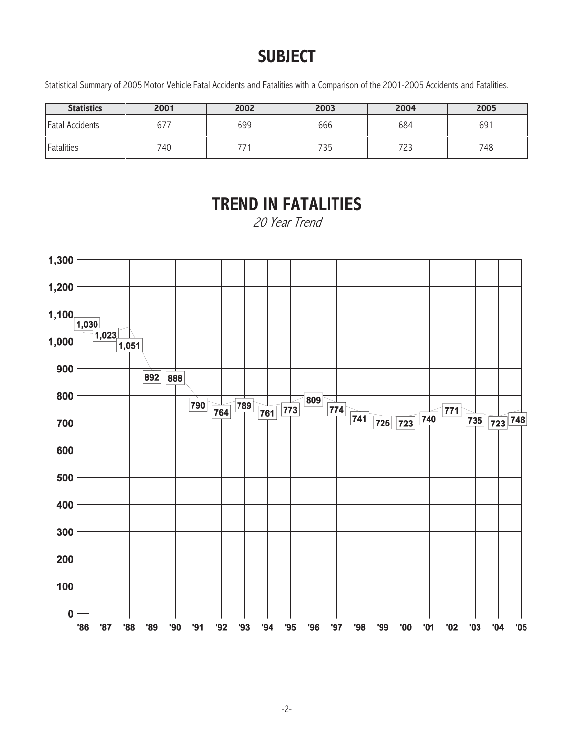# SUBJECT

Statistical Summary of 2005 Motor Vehicle Fatal Accidents and Fatalities with a Comparison of the 2001-2005 Accidents and Fatalities.

| Statistics | 2001 | 2002 | 2003 | 2004 | 2005 |
|---|---|---|---|---|---|
| Fatal Accidents | 677 | 699 | 666 | 684 | 691 |
| Fatalities | 740 | 771 | 735 | 723 | 748 |

# TREND IN FATALITIES

*20 Year Trend*

| Year | '86 | '87 | '88 | '89 | '90 | '91 | '92 | '93 | '94 | '95 | '96 | '97 | '98 | '99 | '00 | '01 | '02 | '03 | '04 | '05 |
|---|---|---|---|---|---|---|---|---|---|---|---|---|---|---|---|---|---|---|---|---|
| Fatalities | 1,030 | 1,023 | 1,051 | 892 | 888 | 790 | 764 | 789 | 761 | 773 | 809 | 774 | 741 | 725 | 723 | 740 | 771 | 735 | 723 | 748 |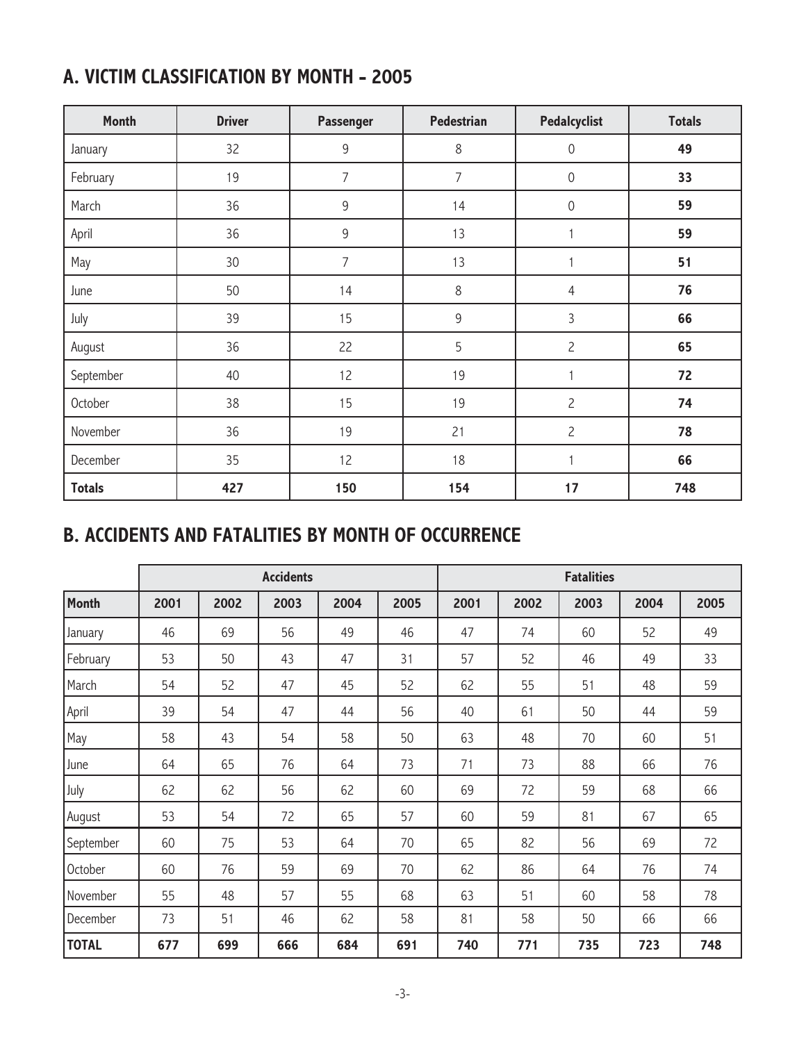## A. VICTIM CLASSIFICATION BY MONTH - 2005

| Month | Driver | Passenger | Pedestrian | Pedalcyclist | Totals |
|---|---|---|---|---|---|
| January | 32 | 9 | 8 | 0 | **49** |
| February | 19 | 7 | 7 | 0 | **33** |
| March | 36 | 9 | 14 | 0 | **59** |
| April | 36 | 9 | 13 | 1 | **59** |
| May | 30 | 7 | 13 | 1 | **51** |
| June | 50 | 14 | 8 | 4 | **76** |
| July | 39 | 15 | 9 | 3 | **66** |
| August | 36 | 22 | 5 | 2 | **65** |
| September | 40 | 12 | 19 | 1 | **72** |
| October | 38 | 15 | 19 | 2 | **74** |
| November | 36 | 19 | 21 | 2 | **78** |
| December | 35 | 12 | 18 | 1 | **66** |
| **Totals** | **427** | **150** | **154** | **17** | **748** |

## B. ACCIDENTS AND FATALITIES BY MONTH OF OCCURRENCE

| | Accidents | | | | | Fatalities | | | | |
|---|---|---|---|---|---|---|---|---|---|---|
| **Month** | **2001** | **2002** | **2003** | **2004** | **2005** | **2001** | **2002** | **2003** | **2004** | **2005** |
| January | 46 | 69 | 56 | 49 | 46 | 47 | 74 | 60 | 52 | 49 |
| February | 53 | 50 | 43 | 47 | 31 | 57 | 52 | 46 | 49 | 33 |
| March | 54 | 52 | 47 | 45 | 52 | 62 | 55 | 51 | 48 | 59 |
| April | 39 | 54 | 47 | 44 | 56 | 40 | 61 | 50 | 44 | 59 |
| May | 58 | 43 | 54 | 58 | 50 | 63 | 48 | 70 | 60 | 51 |
| June | 64 | 65 | 76 | 64 | 73 | 71 | 73 | 88 | 66 | 76 |
| July | 62 | 62 | 56 | 62 | 60 | 69 | 72 | 59 | 68 | 66 |
| August | 53 | 54 | 72 | 65 | 57 | 60 | 59 | 81 | 67 | 65 |
| September | 60 | 75 | 53 | 64 | 70 | 65 | 82 | 56 | 69 | 72 |
| October | 60 | 76 | 59 | 69 | 70 | 62 | 86 | 64 | 76 | 74 |
| November | 55 | 48 | 57 | 55 | 68 | 63 | 51 | 60 | 58 | 78 |
| December | 73 | 51 | 46 | 62 | 58 | 81 | 58 | 50 | 66 | 66 |
| **TOTAL** | **677** | **699** | **666** | **684** | **691** | **740** | **771** | **735** | **723** | **748** |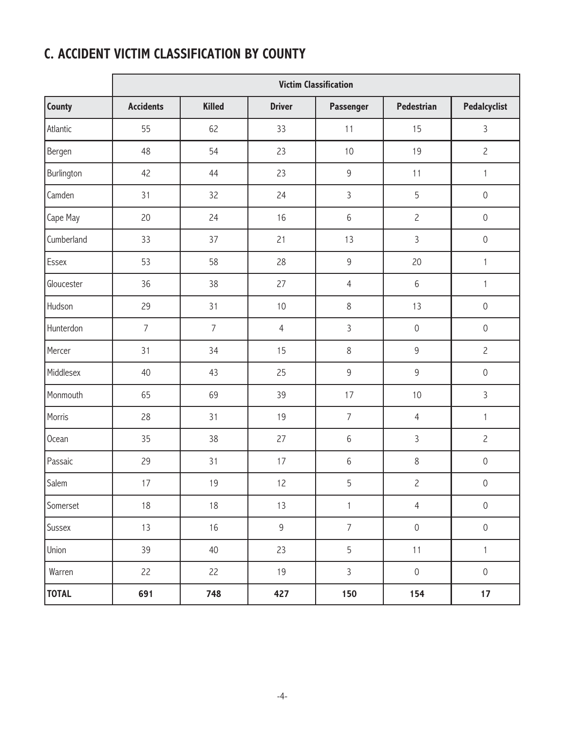## C. ACCIDENT VICTIM CLASSIFICATION BY COUNTY

| | Victim Classification | | | | | |
|---|---|---|---|---|---|---|
| **County** | **Accidents** | **Killed** | **Driver** | **Passenger** | **Pedestrian** | **Pedalcyclist** |
| Atlantic | 55 | 62 | 33 | 11 | 15 | 3 |
| Bergen | 48 | 54 | 23 | 10 | 19 | 2 |
| Burlington | 42 | 44 | 23 | 9 | 11 | 1 |
| Camden | 31 | 32 | 24 | 3 | 5 | 0 |
| Cape May | 20 | 24 | 16 | 6 | 2 | 0 |
| Cumberland | 33 | 37 | 21 | 13 | 3 | 0 |
| Essex | 53 | 58 | 28 | 9 | 20 | 1 |
| Gloucester | 36 | 38 | 27 | 4 | 6 | 1 |
| Hudson | 29 | 31 | 10 | 8 | 13 | 0 |
| Hunterdon | 7 | 7 | 4 | 3 | 0 | 0 |
| Mercer | 31 | 34 | 15 | 8 | 9 | 2 |
| Middlesex | 40 | 43 | 25 | 9 | 9 | 0 |
| Monmouth | 65 | 69 | 39 | 17 | 10 | 3 |
| Morris | 28 | 31 | 19 | 7 | 4 | 1 |
| Ocean | 35 | 38 | 27 | 6 | 3 | 2 |
| Passaic | 29 | 31 | 17 | 6 | 8 | 0 |
| Salem | 17 | 19 | 12 | 5 | 2 | 0 |
| Somerset | 18 | 18 | 13 | 1 | 4 | 0 |
| Sussex | 13 | 16 | 9 | 7 | 0 | 0 |
| Union | 39 | 40 | 23 | 5 | 11 | 1 |
| Warren | 22 | 22 | 19 | 3 | 0 | 0 |
| **TOTAL** | **691** | **748** | **427** | **150** | **154** | **17** |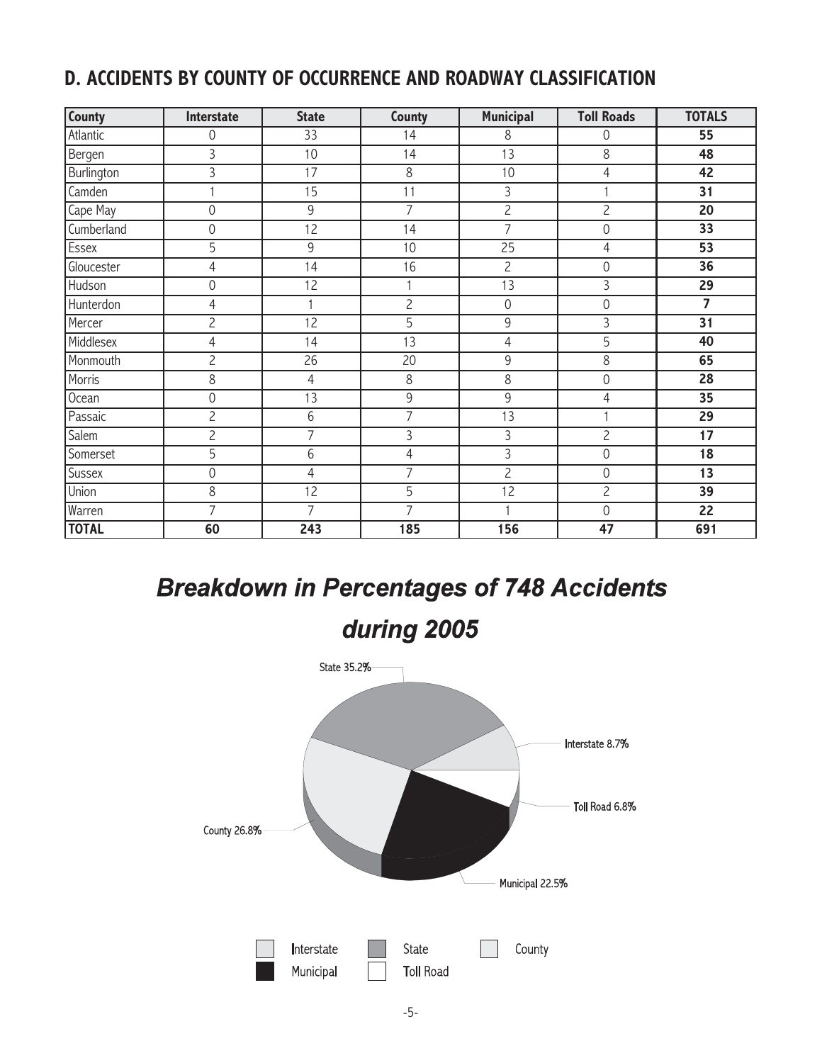## D. ACCIDENTS BY COUNTY OF OCCURRENCE AND ROADWAY CLASSIFICATION

| County | Interstate | State | County | Municipal | Toll Roads | TOTALS |
|---|---|---|---|---|---|---|
| Atlantic | 0 | 33 | 14 | 8 | 0 | **55** |
| Bergen | 3 | 10 | 14 | 13 | 8 | **48** |
| Burlington | 3 | 17 | 8 | 10 | 4 | **42** |
| Camden | 1 | 15 | 11 | 3 | 1 | **31** |
| Cape May | 0 | 9 | 7 | 2 | 2 | **20** |
| Cumberland | 0 | 12 | 14 | 7 | 0 | **33** |
| Essex | 5 | 9 | 10 | 25 | 4 | **53** |
| Gloucester | 4 | 14 | 16 | 2 | 0 | **36** |
| Hudson | 0 | 12 | 1 | 13 | 3 | **29** |
| Hunterdon | 4 | 1 | 2 | 0 | 0 | **7** |
| Mercer | 2 | 12 | 5 | 9 | 3 | **31** |
| Middlesex | 4 | 14 | 13 | 4 | 5 | **40** |
| Monmouth | 2 | 26 | 20 | 9 | 8 | **65** |
| Morris | 8 | 4 | 8 | 8 | 0 | **28** |
| Ocean | 0 | 13 | 9 | 9 | 4 | **35** |
| Passaic | 2 | 6 | 7 | 13 | 1 | **29** |
| Salem | 2 | 7 | 3 | 3 | 2 | **17** |
| Somerset | 5 | 6 | 4 | 3 | 0 | **18** |
| Sussex | 0 | 4 | 7 | 2 | 0 | **13** |
| Union | 8 | 12 | 5 | 12 | 2 | **39** |
| Warren | 7 | 7 | 7 | 1 | 0 | **22** |
| **TOTAL** | **60** | **243** | **185** | **156** | **47** | **691** |

## *Breakdown in Percentages of 748 Accidents during 2005*

State 35.2%

Interstate 8.7%

Toll Road 6.8%

Municipal 22.5%

County 26.8%

Interstate | State | County | Municipal | Toll Road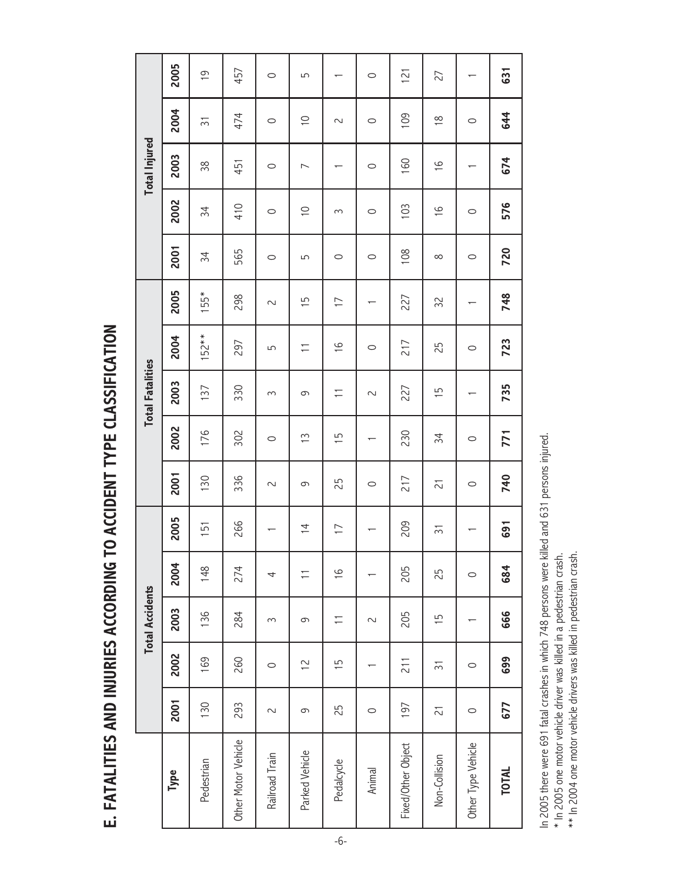# E. FATALITIES AND INJURIES ACCORDING TO ACCIDENT TYPE CLASSIFICATION

| Type | Total Accidents | | | | | Total Fatalities | | | | | Total Injured | | | | |
|---|---|---|---|---|---|---|---|---|---|---|---|---|---|---|---|
| | 2001 | 2002 | 2003 | 2004 | 2005 | 2001 | 2002 | 2003 | 2004 | 2005 | 2001 | 2002 | 2003 | 2004 | 2005 |
| Pedestrian | 130 | 169 | 136 | 148 | 151 | 130 | 176 | 137 | 152** | 155* | 34 | 34 | 38 | 31 | 19 |
| Other Motor Vehicle | 293 | 260 | 284 | 274 | 266 | 336 | 302 | 330 | 297 | 298 | 565 | 410 | 451 | 474 | 457 |
| Railroad Train | 2 | 0 | 3 | 4 | 1 | 2 | 0 | 3 | 5 | 2 | 0 | 0 | 0 | 0 | 0 |
| Parked Vehicle | 9 | 12 | 9 | 11 | 14 | 9 | 13 | 9 | 11 | 15 | 5 | 10 | 7 | 10 | 5 |
| Pedalcycle | 25 | 15 | 11 | 16 | 17 | 25 | 15 | 11 | 16 | 17 | 0 | 3 | 1 | 2 | 1 |
| Animal | 0 | 1 | 2 | 1 | 1 | 0 | 1 | 2 | 0 | 1 | 0 | 0 | 0 | 0 | 0 |
| Fixed/Other Object | 197 | 211 | 205 | 205 | 209 | 217 | 230 | 227 | 217 | 227 | 108 | 103 | 160 | 109 | 121 |
| Non-Collision | 21 | 31 | 15 | 25 | 31 | 21 | 34 | 15 | 25 | 32 | 8 | 16 | 16 | 18 | 27 |
| Other Type Vehicle | 0 | 0 | 1 | 0 | 1 | 0 | 0 | 1 | 0 | 1 | 0 | 0 | 1 | 0 | 1 |
| **TOTAL** | **677** | **699** | **666** | **684** | **691** | **740** | **771** | **735** | **723** | **748** | **720** | **576** | **674** | **644** | **631** |

In 2005 there were 691 fatal crashes in which 748 persons were killed and 631 persons injured.

\* In 2005 one motor vehicle driver was killed in a pedestrian crash.

\*\* In 2004 one motor vehicle drivers was killed in pedestrian crash.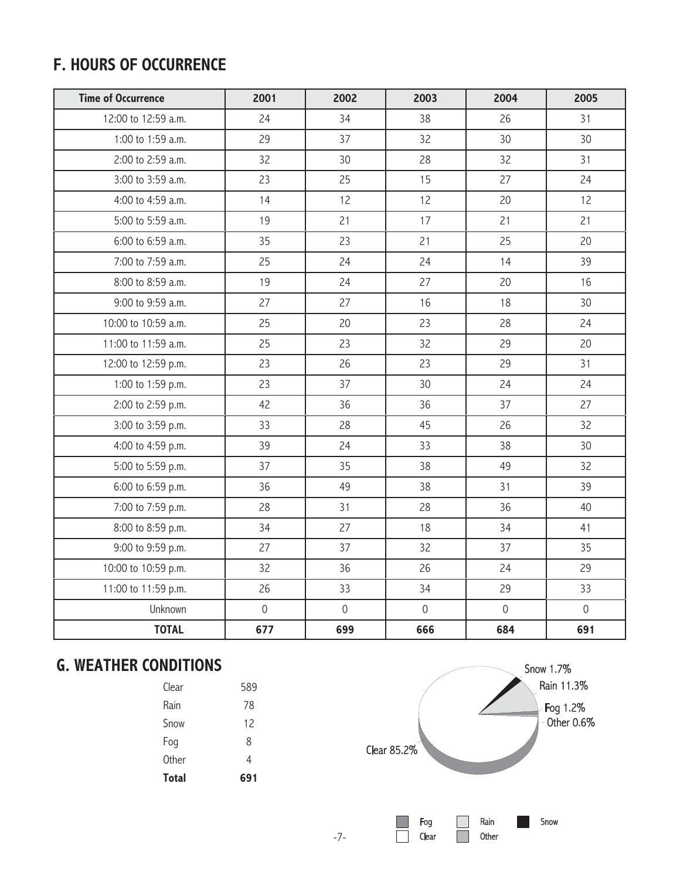## F. HOURS OF OCCURRENCE

| Time of Occurrence | 2001 | 2002 | 2003 | 2004 | 2005 |
|---|---|---|---|---|---|
| 12:00 to 12:59 a.m. | 24 | 34 | 38 | 26 | 31 |
| 1:00 to 1:59 a.m. | 29 | 37 | 32 | 30 | 30 |
| 2:00 to 2:59 a.m. | 32 | 30 | 28 | 32 | 31 |
| 3:00 to 3:59 a.m. | 23 | 25 | 15 | 27 | 24 |
| 4:00 to 4:59 a.m. | 14 | 12 | 12 | 20 | 12 |
| 5:00 to 5:59 a.m. | 19 | 21 | 17 | 21 | 21 |
| 6:00 to 6:59 a.m. | 35 | 23 | 21 | 25 | 20 |
| 7:00 to 7:59 a.m. | 25 | 24 | 24 | 14 | 39 |
| 8:00 to 8:59 a.m. | 19 | 24 | 27 | 20 | 16 |
| 9:00 to 9:59 a.m. | 27 | 27 | 16 | 18 | 30 |
| 10:00 to 10:59 a.m. | 25 | 20 | 23 | 28 | 24 |
| 11:00 to 11:59 a.m. | 25 | 23 | 32 | 29 | 20 |
| 12:00 to 12:59 p.m. | 23 | 26 | 23 | 29 | 31 |
| 1:00 to 1:59 p.m. | 23 | 37 | 30 | 24 | 24 |
| 2:00 to 2:59 p.m. | 42 | 36 | 36 | 37 | 27 |
| 3:00 to 3:59 p.m. | 33 | 28 | 45 | 26 | 32 |
| 4:00 to 4:59 p.m. | 39 | 24 | 33 | 38 | 30 |
| 5:00 to 5:59 p.m. | 37 | 35 | 38 | 49 | 32 |
| 6:00 to 6:59 p.m. | 36 | 49 | 38 | 31 | 39 |
| 7:00 to 7:59 p.m. | 28 | 31 | 28 | 36 | 40 |
| 8:00 to 8:59 p.m. | 34 | 27 | 18 | 34 | 41 |
| 9:00 to 9:59 p.m. | 27 | 37 | 32 | 37 | 35 |
| 10:00 to 10:59 p.m. | 32 | 36 | 26 | 24 | 29 |
| 11:00 to 11:59 p.m. | 26 | 33 | 34 | 29 | 33 |
| Unknown | 0 | 0 | 0 | 0 | 0 |
| **TOTAL** | **677** | **699** | **666** | **684** | **691** |

## G. WEATHER CONDITIONS

| | |
|---|---|
| Clear | 589 |
| Rain | 78 |
| Snow | 12 |
| Fog | 8 |
| Other | 4 |
| **Total** | **691** |

Snow 1.7%
Rain 11.3%
Fog 1.2%
Other 0.6%
Clear 85.2%

Fog, Rain, Snow, Clear, Other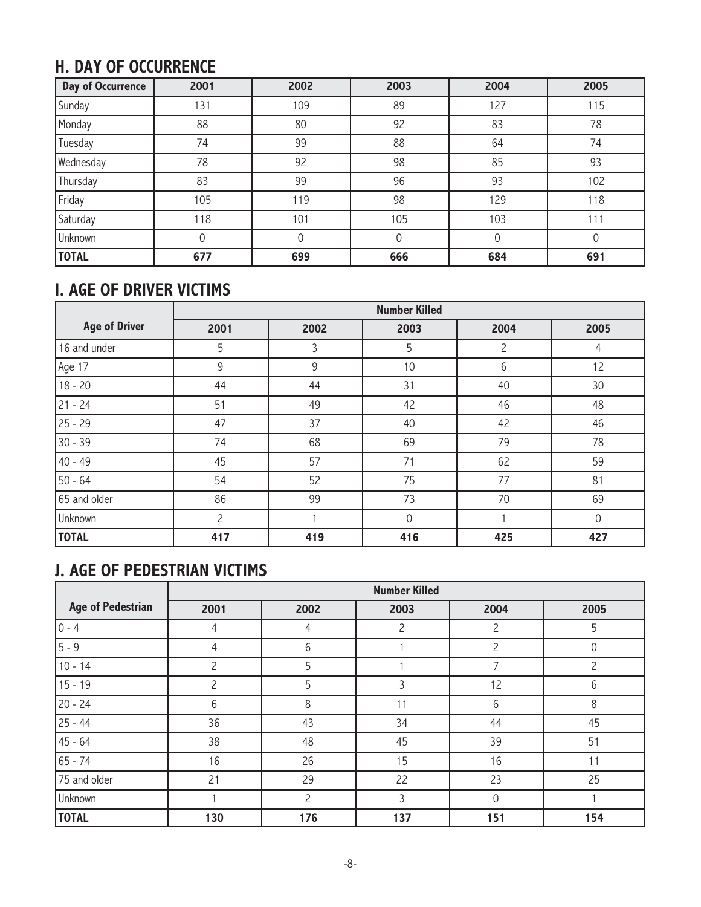## H. DAY OF OCCURRENCE

| Day of Occurrence | 2001 | 2002 | 2003 | 2004 | 2005 |
|---|---|---|---|---|---|
| Sunday | 131 | 109 | 89 | 127 | 115 |
| Monday | 88 | 80 | 92 | 83 | 78 |
| Tuesday | 74 | 99 | 88 | 64 | 74 |
| Wednesday | 78 | 92 | 98 | 85 | 93 |
| Thursday | 83 | 99 | 96 | 93 | 102 |
| Friday | 105 | 119 | 98 | 129 | 118 |
| Saturday | 118 | 101 | 105 | 103 | 111 |
| Unknown | 0 | 0 | 0 | 0 | 0 |
| **TOTAL** | **677** | **699** | **666** | **684** | **691** |

## I. AGE OF DRIVER VICTIMS

| | Number Killed | | | | |
|---|---|---|---|---|---|
| **Age of Driver** | **2001** | **2002** | **2003** | **2004** | **2005** |
| 16 and under | 5 | 3 | 5 | 2 | 4 |
| Age 17 | 9 | 9 | 10 | 6 | 12 |
| 18 - 20 | 44 | 44 | 31 | 40 | 30 |
| 21 - 24 | 51 | 49 | 42 | 46 | 48 |
| 25 - 29 | 47 | 37 | 40 | 42 | 46 |
| 30 - 39 | 74 | 68 | 69 | 79 | 78 |
| 40 - 49 | 45 | 57 | 71 | 62 | 59 |
| 50 - 64 | 54 | 52 | 75 | 77 | 81 |
| 65 and older | 86 | 99 | 73 | 70 | 69 |
| Unknown | 2 | 1 | 0 | 1 | 0 |
| **TOTAL** | **417** | **419** | **416** | **425** | **427** |

## J. AGE OF PEDESTRIAN VICTIMS

| | Number Killed | | | | |
|---|---|---|---|---|---|
| **Age of Pedestrian** | **2001** | **2002** | **2003** | **2004** | **2005** |
| 0 - 4 | 4 | 4 | 2 | 2 | 5 |
| 5 - 9 | 4 | 6 | 1 | 2 | 0 |
| 10 - 14 | 2 | 5 | 1 | 7 | 2 |
| 15 - 19 | 2 | 5 | 3 | 12 | 6 |
| 20 - 24 | 6 | 8 | 11 | 6 | 8 |
| 25 - 44 | 36 | 43 | 34 | 44 | 45 |
| 45 - 64 | 38 | 48 | 45 | 39 | 51 |
| 65 - 74 | 16 | 26 | 15 | 16 | 11 |
| 75 and older | 21 | 29 | 22 | 23 | 25 |
| Unknown | 1 | 2 | 3 | 0 | 1 |
| **TOTAL** | **130** | **176** | **137** | **151** | **154** |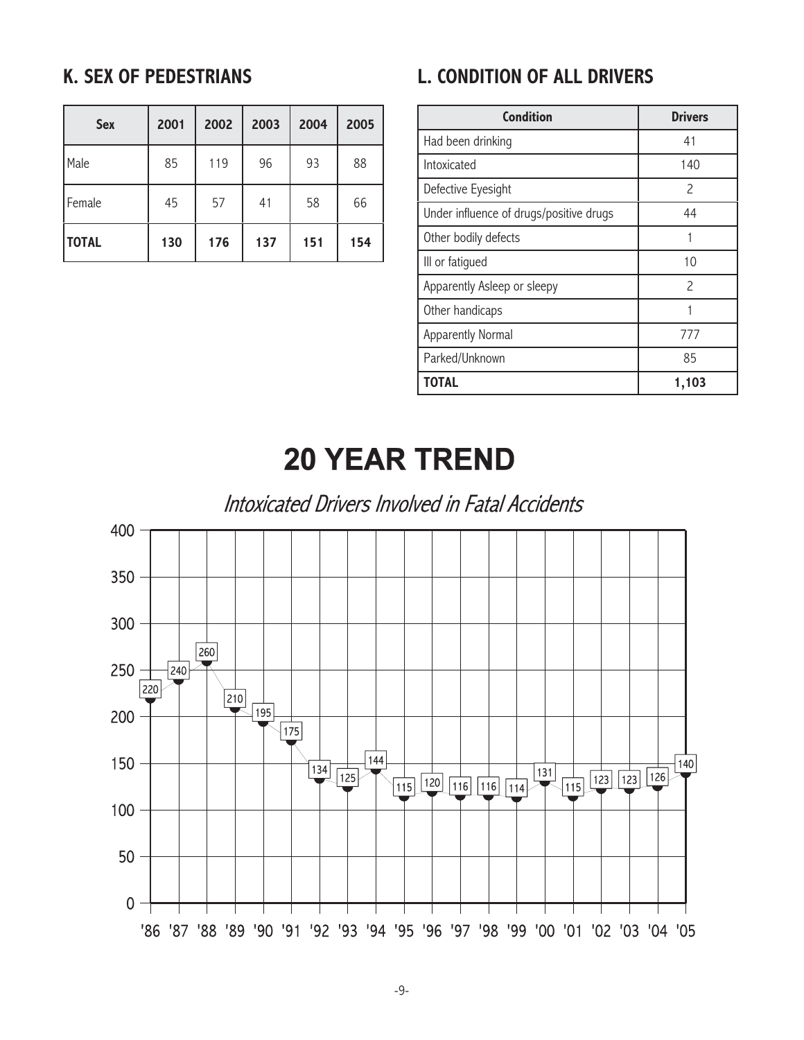## K. SEX OF PEDESTRIANS

| Sex | 2001 | 2002 | 2003 | 2004 | 2005 |
|---|---|---|---|---|---|
| Male | 85 | 119 | 96 | 93 | 88 |
| Female | 45 | 57 | 41 | 58 | 66 |
| **TOTAL** | **130** | **176** | **137** | **151** | **154** |

## L. CONDITION OF ALL DRIVERS

| Condition | Drivers |
|---|---|
| Had been drinking | 41 |
| Intoxicated | 140 |
| Defective Eyesight | 2 |
| Under influence of drugs/positive drugs | 44 |
| Other bodily defects | 1 |
| Ill or fatigued | 10 |
| Apparently Asleep or sleepy | 2 |
| Other handicaps | 1 |
| Apparently Normal | 777 |
| Parked/Unknown | 85 |
| **TOTAL** | **1,103** |

# 20 YEAR TREND

*Intoxicated Drivers Involved in Fatal Accidents*

| Year | '86 | '87 | '88 | '89 | '90 | '91 | '92 | '93 | '94 | '95 | '96 | '97 | '98 | '99 | '00 | '01 | '02 | '03 | '04 | '05 |
|---|---|---|---|---|---|---|---|---|---|---|---|---|---|---|---|---|---|---|---|---|
| Drivers | 220 | 240 | 260 | 210 | 195 | 175 | 134 | 125 | 144 | 115 | 120 | 116 | 116 | 114 | 131 | 115 | 123 | 123 | 126 | 140 |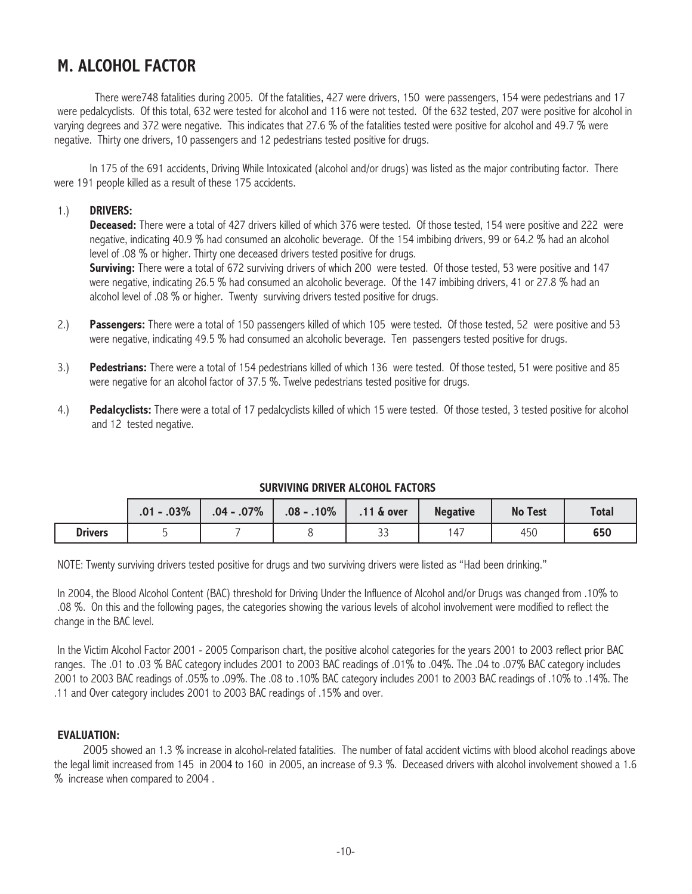# M. ALCOHOL FACTOR

There were748 fatalities during 2005. Of the fatalities, 427 were drivers, 150 were passengers, 154 were pedestrians and 17 were pedalcyclists. Of this total, 632 were tested for alcohol and 116 were not tested. Of the 632 tested, 207 were positive for alcohol in varying degrees and 372 were negative. This indicates that 27.6 % of the fatalities tested were positive for alcohol and 49.7 % were negative. Thirty one drivers, 10 passengers and 12 pedestrians tested positive for drugs.

In 175 of the 691 accidents, Driving While Intoxicated (alcohol and/or drugs) was listed as the major contributing factor. There were 191 people killed as a result of these 175 accidents.

1.) **DRIVERS:**

**Deceased:** There were a total of 427 drivers killed of which 376 were tested. Of those tested, 154 were positive and 222 were negative, indicating 40.9 % had consumed an alcoholic beverage. Of the 154 imbibing drivers, 99 or 64.2 % had an alcohol level of .08 % or higher. Thirty one deceased drivers tested positive for drugs.

**Surviving:** There were a total of 672 surviving drivers of which 200 were tested. Of those tested, 53 were positive and 147 were negative, indicating 26.5 % had consumed an alcoholic beverage. Of the 147 imbibing drivers, 41 or 27.8 % had an alcohol level of .08 % or higher. Twenty surviving drivers tested positive for drugs.

2.) **Passengers:** There were a total of 150 passengers killed of which 105 were tested. Of those tested, 52 were positive and 53 were negative, indicating 49.5 % had consumed an alcoholic beverage. Ten passengers tested positive for drugs.

3.) **Pedestrians:** There were a total of 154 pedestrians killed of which 136 were tested. Of those tested, 51 were positive and 85 were negative for an alcohol factor of 37.5 %. Twelve pedestrians tested positive for drugs.

4.) **Pedalcyclists:** There were a total of 17 pedalcyclists killed of which 15 were tested. Of those tested, 3 tested positive for alcohol and 12 tested negative.

**SURVIVING DRIVER ALCOHOL FACTORS**

| | .01 - .03% | .04 - .07% | .08 - .10% | .11 & over | Negative | No Test | Total |
|---|---|---|---|---|---|---|---|
| **Drivers** | 5 | 7 | 8 | 33 | 147 | 450 | **650** |

NOTE: Twenty surviving drivers tested positive for drugs and two surviving drivers were listed as "Had been drinking."

In 2004, the Blood Alcohol Content (BAC) threshold for Driving Under the Influence of Alcohol and/or Drugs was changed from .10% to .08 %. On this and the following pages, the categories showing the various levels of alcohol involvement were modified to reflect the change in the BAC level.

In the Victim Alcohol Factor 2001 - 2005 Comparison chart, the positive alcohol categories for the years 2001 to 2003 reflect prior BAC ranges. The .01 to .03 % BAC category includes 2001 to 2003 BAC readings of .01% to .04%. The .04 to .07% BAC category includes 2001 to 2003 BAC readings of .05% to .09%. The .08 to .10% BAC category includes 2001 to 2003 BAC readings of .10% to .14%. The .11 and Over category includes 2001 to 2003 BAC readings of .15% and over.

**EVALUATION:**

2005 showed an 1.3 % increase in alcohol-related fatalities. The number of fatal accident victims with blood alcohol readings above the legal limit increased from 145 in 2004 to 160 in 2005, an increase of 9.3 %. Deceased drivers with alcohol involvement showed a 1.6 % increase when compared to 2004 .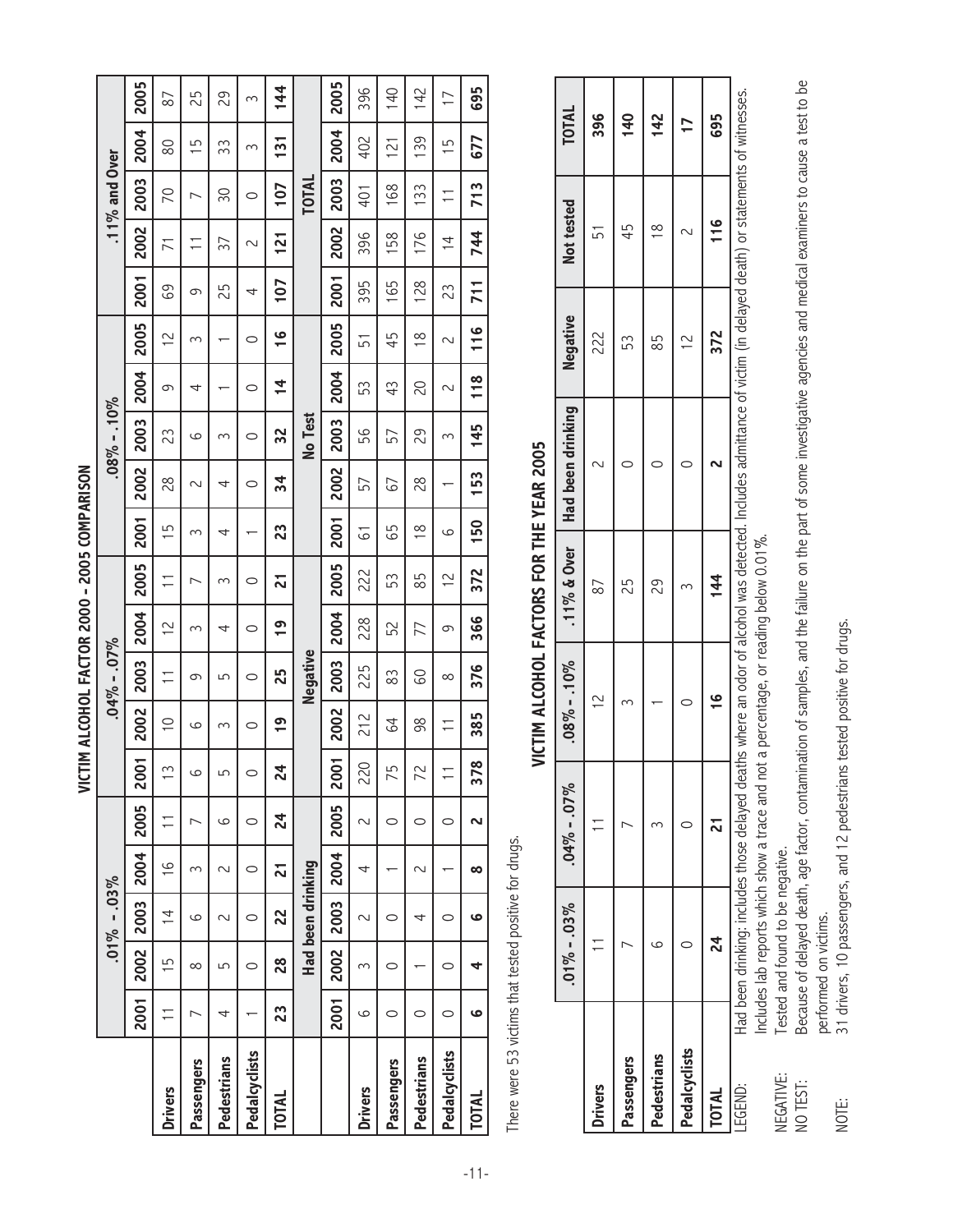# VICTIM ALCOHOL FACTOR 2000 - 2005 COMPARISON

| | .01% - .03% | | | | | .04% - .07% | | | | | .08% - .10% | | | | | .11% and Over | | | | |
|---|---|---|---|---|---|---|---|---|---|---|---|---|---|---|---|---|---|---|---|---|
| | 2001 | 2002 | 2003 | 2004 | 2005 | 2001 | 2002 | 2003 | 2004 | 2005 | 2001 | 2002 | 2003 | 2004 | 2005 | 2001 | 2002 | 2003 | 2004 | 2005 |
| **Drivers** | 11 | 15 | 14 | 16 | 11 | 13 | 10 | 11 | 12 | 11 | 15 | 28 | 23 | 9 | 12 | 69 | 71 | 70 | 80 | 87 |
| **Passengers** | 7 | 8 | 6 | 3 | 7 | 6 | 6 | 9 | 3 | 7 | 3 | 2 | 6 | 4 | 3 | 9 | 11 | 7 | 15 | 25 |
| **Pedestrians** | 4 | 5 | 2 | 2 | 6 | 5 | 3 | 5 | 4 | 3 | 4 | 4 | 3 | 1 | 1 | 25 | 37 | 30 | 33 | 29 |
| **Pedalcyclists** | 1 | 0 | 0 | 0 | 0 | 0 | 0 | 0 | 0 | 0 | 1 | 0 | 0 | 0 | 0 | 4 | 2 | 0 | 3 | 3 |
| **TOTAL** | **23** | **28** | **22** | **21** | **24** | **24** | **19** | **25** | **19** | **21** | **23** | **34** | **32** | **14** | **16** | **107** | **121** | **107** | **131** | **144** |
| | **Had been drinking** | | | | | **Negative** | | | | | **No Test** | | | | | **TOTAL** | | | | |
| | 2001 | 2002 | 2003 | 2004 | 2005 | 2001 | 2002 | 2003 | 2004 | 2005 | 2001 | 2002 | 2003 | 2004 | 2005 | 2001 | 2002 | 2003 | 2004 | 2005 |
| **Drivers** | 6 | 3 | 2 | 4 | 2 | 220 | 212 | 225 | 228 | 222 | 61 | 57 | 56 | 53 | 51 | 395 | 396 | 401 | 402 | 396 |
| **Passengers** | 0 | 0 | 0 | 1 | 0 | 75 | 64 | 83 | 52 | 53 | 65 | 67 | 57 | 43 | 45 | 165 | 158 | 168 | 121 | 140 |
| **Pedestrians** | 0 | 1 | 4 | 2 | 0 | 72 | 98 | 60 | 77 | 85 | 18 | 28 | 29 | 20 | 18 | 128 | 176 | 133 | 139 | 142 |
| **Pedalcyclists** | 0 | 0 | 0 | 1 | 0 | 11 | 11 | 8 | 9 | 12 | 6 | 1 | 3 | 2 | 2 | 23 | 14 | 11 | 15 | 17 |
| **TOTAL** | **6** | **4** | **6** | **8** | **2** | **378** | **385** | **376** | **366** | **372** | **150** | **153** | **145** | **118** | **116** | **711** | **744** | **713** | **677** | **695** |

There were 53 victims that tested positive for drugs.

# VICTIM ALCOHOL FACTORS FOR THE YEAR 2005

| | .01% - .03% | .04% - .07% | .08% - .10% | .11% & Over | Had been drinking | Negative | Not tested | TOTAL |
|---|---|---|---|---|---|---|---|---|
| **Drivers** | 11 | 11 | 12 | 87 | 2 | 222 | 51 | **396** |
| **Passengers** | 7 | 7 | 3 | 25 | 0 | 53 | 45 | **140** |
| **Pedestrians** | 6 | 3 | 1 | 29 | 0 | 85 | 18 | **142** |
| **Pedalcyclists** | 0 | 0 | 0 | 3 | 0 | 12 | 2 | **17** |
| **TOTAL** | **24** | **21** | **16** | **144** | **2** | **372** | **116** | **695** |

LEGEND: Had been drinking: includes those delayed deaths where an odor of alcohol was detected. Includes admittance of victim (in delayed death) or statements of witnesses. Includes lab reports which show a trace and not a percentage, or reading below 0.01%.

NEGATIVE: Tested and found to be negative.

NO TEST: Because of delayed death, age factor, contamination of samples, and the failure on the part of some investigative agencies and medical examiners to cause a test to be performed on victims.

NOTE: 31 drivers, 10 passengers, and 12 pedestrians tested positive for drugs.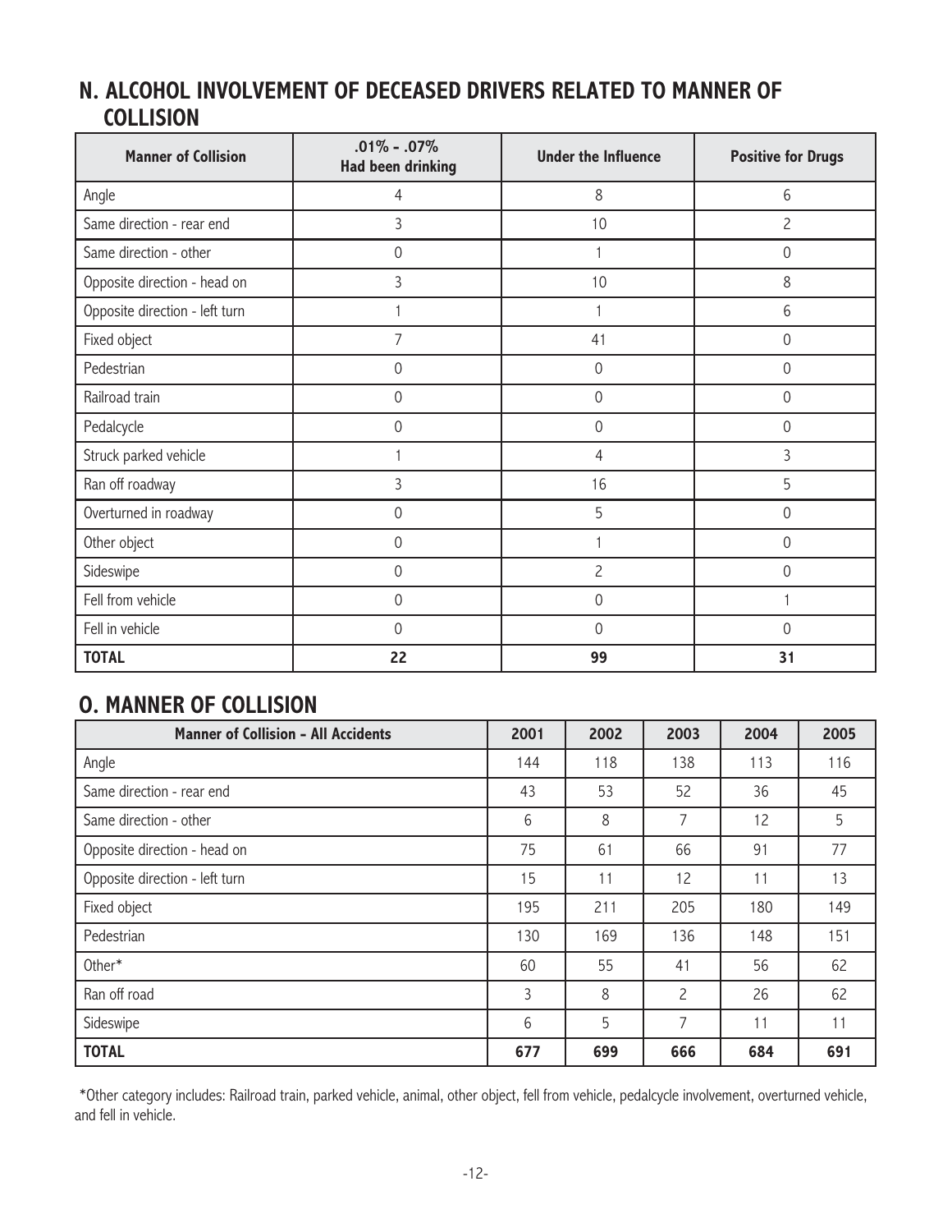## N. ALCOHOL INVOLVEMENT OF DECEASED DRIVERS RELATED TO MANNER OF COLLISION

| Manner of Collision | .01% - .07% Had been drinking | Under the Influence | Positive for Drugs |
|---|---|---|---|
| Angle | 4 | 8 | 6 |
| Same direction - rear end | 3 | 10 | 2 |
| Same direction - other | 0 | 1 | 0 |
| Opposite direction - head on | 3 | 10 | 8 |
| Opposite direction - left turn | 1 | 1 | 6 |
| Fixed object | 7 | 41 | 0 |
| Pedestrian | 0 | 0 | 0 |
| Railroad train | 0 | 0 | 0 |
| Pedalcycle | 0 | 0 | 0 |
| Struck parked vehicle | 1 | 4 | 3 |
| Ran off roadway | 3 | 16 | 5 |
| Overturned in roadway | 0 | 5 | 0 |
| Other object | 0 | 1 | 0 |
| Sideswipe | 0 | 2 | 0 |
| Fell from vehicle | 0 | 0 | 1 |
| Fell in vehicle | 0 | 0 | 0 |
| **TOTAL** | **22** | **99** | **31** |

## O. MANNER OF COLLISION

| Manner of Collision - All Accidents | 2001 | 2002 | 2003 | 2004 | 2005 |
|---|---|---|---|---|---|
| Angle | 144 | 118 | 138 | 113 | 116 |
| Same direction - rear end | 43 | 53 | 52 | 36 | 45 |
| Same direction - other | 6 | 8 | 7 | 12 | 5 |
| Opposite direction - head on | 75 | 61 | 66 | 91 | 77 |
| Opposite direction - left turn | 15 | 11 | 12 | 11 | 13 |
| Fixed object | 195 | 211 | 205 | 180 | 149 |
| Pedestrian | 130 | 169 | 136 | 148 | 151 |
| Other* | 60 | 55 | 41 | 56 | 62 |
| Ran off road | 3 | 8 | 2 | 26 | 62 |
| Sideswipe | 6 | 5 | 7 | 11 | 11 |
| **TOTAL** | **677** | **699** | **666** | **684** | **691** |

*Other category includes: Railroad train, parked vehicle, animal, other object, fell from vehicle, pedalcycle involvement, overturned vehicle, and fell in vehicle.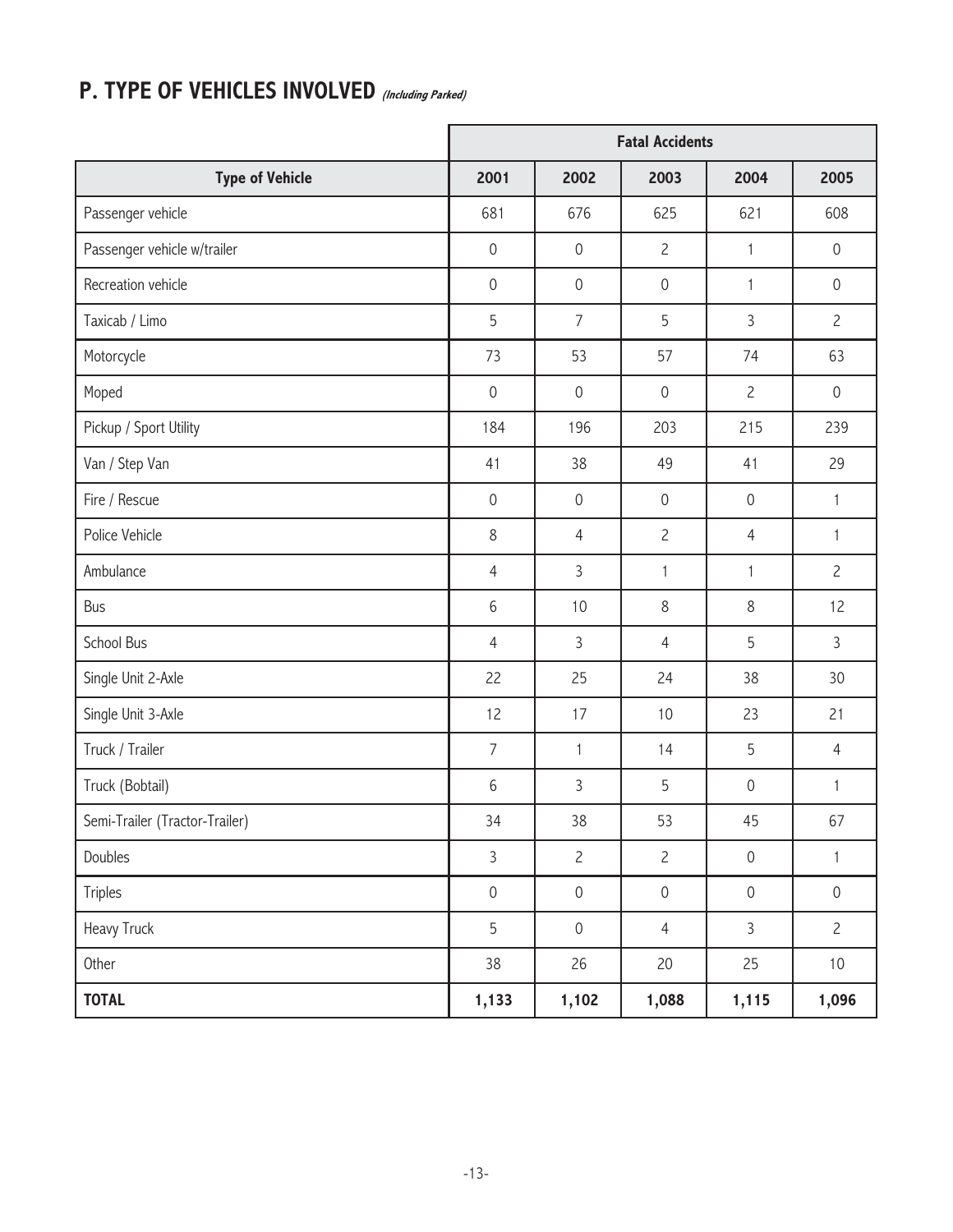# P. TYPE OF VEHICLES INVOLVED *(Including Parked)*

| | Fatal Accidents | | | | |
|---|---|---|---|---|---|
| **Type of Vehicle** | **2001** | **2002** | **2003** | **2004** | **2005** |
| Passenger vehicle | 681 | 676 | 625 | 621 | 608 |
| Passenger vehicle w/trailer | 0 | 0 | 2 | 1 | 0 |
| Recreation vehicle | 0 | 0 | 0 | 1 | 0 |
| Taxicab / Limo | 5 | 7 | 5 | 3 | 2 |
| Motorcycle | 73 | 53 | 57 | 74 | 63 |
| Moped | 0 | 0 | 0 | 2 | 0 |
| Pickup / Sport Utility | 184 | 196 | 203 | 215 | 239 |
| Van / Step Van | 41 | 38 | 49 | 41 | 29 |
| Fire / Rescue | 0 | 0 | 0 | 0 | 1 |
| Police Vehicle | 8 | 4 | 2 | 4 | 1 |
| Ambulance | 4 | 3 | 1 | 1 | 2 |
| Bus | 6 | 10 | 8 | 8 | 12 |
| School Bus | 4 | 3 | 4 | 5 | 3 |
| Single Unit 2-Axle | 22 | 25 | 24 | 38 | 30 |
| Single Unit 3-Axle | 12 | 17 | 10 | 23 | 21 |
| Truck / Trailer | 7 | 1 | 14 | 5 | 4 |
| Truck (Bobtail) | 6 | 3 | 5 | 0 | 1 |
| Semi-Trailer (Tractor-Trailer) | 34 | 38 | 53 | 45 | 67 |
| Doubles | 3 | 2 | 2 | 0 | 1 |
| Triples | 0 | 0 | 0 | 0 | 0 |
| Heavy Truck | 5 | 0 | 4 | 3 | 2 |
| Other | 38 | 26 | 20 | 25 | 10 |
| **TOTAL** | **1,133** | **1,102** | **1,088** | **1,115** | **1,096** |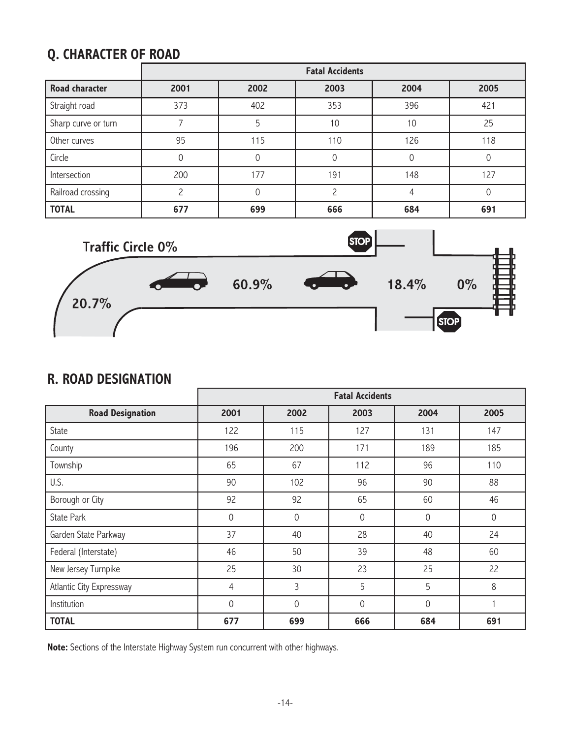## Q. CHARACTER OF ROAD

| | Fatal Accidents | | | | |
|---|---|---|---|---|---|
| **Road character** | **2001** | **2002** | **2003** | **2004** | **2005** |
| Straight road | 373 | 402 | 353 | 396 | 421 |
| Sharp curve or turn | 7 | 5 | 10 | 10 | 25 |
| Other curves | 95 | 115 | 110 | 126 | 118 |
| Circle | 0 | 0 | 0 | 0 | 0 |
| Intersection | 200 | 177 | 191 | 148 | 127 |
| Railroad crossing | 2 | 0 | 2 | 4 | 0 |
| **TOTAL** | **677** | **699** | **666** | **684** | **691** |

Traffic Circle 0%

20.7%

60.9%

18.4%

0%

## R. ROAD DESIGNATION

| | Fatal Accidents | | | | |
|---|---|---|---|---|---|
| **Road Designation** | **2001** | **2002** | **2003** | **2004** | **2005** |
| State | 122 | 115 | 127 | 131 | 147 |
| County | 196 | 200 | 171 | 189 | 185 |
| Township | 65 | 67 | 112 | 96 | 110 |
| U.S. | 90 | 102 | 96 | 90 | 88 |
| Borough or City | 92 | 92 | 65 | 60 | 46 |
| State Park | 0 | 0 | 0 | 0 | 0 |
| Garden State Parkway | 37 | 40 | 28 | 40 | 24 |
| Federal (Interstate) | 46 | 50 | 39 | 48 | 60 |
| New Jersey Turnpike | 25 | 30 | 23 | 25 | 22 |
| Atlantic City Expressway | 4 | 3 | 5 | 5 | 8 |
| Institution | 0 | 0 | 0 | 0 | 1 |
| **TOTAL** | **677** | **699** | **666** | **684** | **691** |

**Note:** Sections of the Interstate Highway System run concurrent with other highways.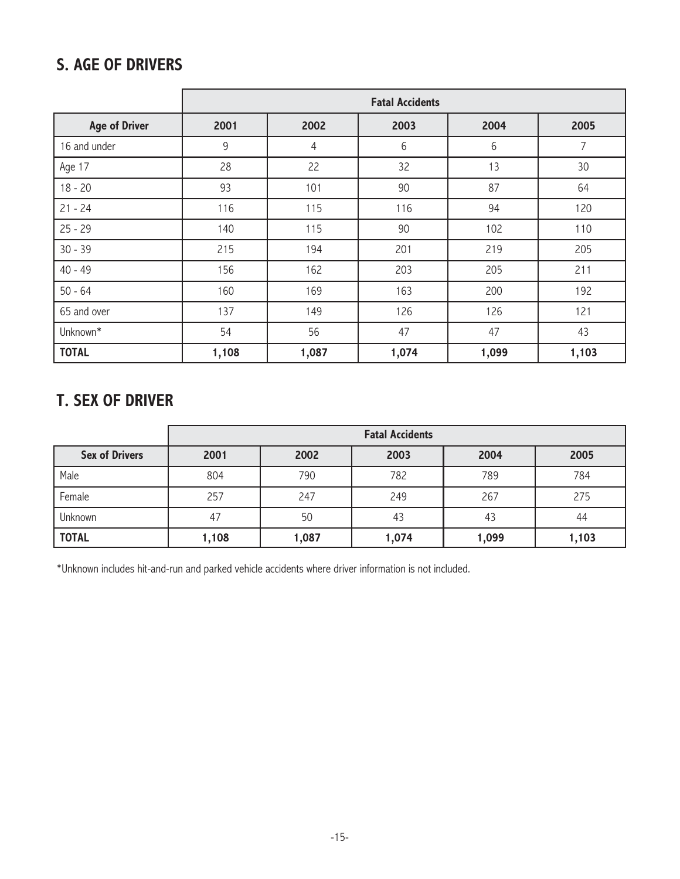## S. AGE OF DRIVERS

| | Fatal Accidents | | | | |
|---|---|---|---|---|---|
| **Age of Driver** | **2001** | **2002** | **2003** | **2004** | **2005** |
| 16 and under | 9 | 4 | 6 | 6 | 7 |
| Age 17 | 28 | 22 | 32 | 13 | 30 |
| 18 - 20 | 93 | 101 | 90 | 87 | 64 |
| 21 - 24 | 116 | 115 | 116 | 94 | 120 |
| 25 - 29 | 140 | 115 | 90 | 102 | 110 |
| 30 - 39 | 215 | 194 | 201 | 219 | 205 |
| 40 - 49 | 156 | 162 | 203 | 205 | 211 |
| 50 - 64 | 160 | 169 | 163 | 200 | 192 |
| 65 and over | 137 | 149 | 126 | 126 | 121 |
| Unknown* | 54 | 56 | 47 | 47 | 43 |
| **TOTAL** | **1,108** | **1,087** | **1,074** | **1,099** | **1,103** |

## T. SEX OF DRIVER

| | Fatal Accidents | | | | |
|---|---|---|---|---|---|
| **Sex of Drivers** | **2001** | **2002** | **2003** | **2004** | **2005** |
| Male | 804 | 790 | 782 | 789 | 784 |
| Female | 257 | 247 | 249 | 267 | 275 |
| Unknown | 47 | 50 | 43 | 43 | 44 |
| **TOTAL** | **1,108** | **1,087** | **1,074** | **1,099** | **1,103** |

*Unknown includes hit-and-run and parked vehicle accidents where driver information is not included.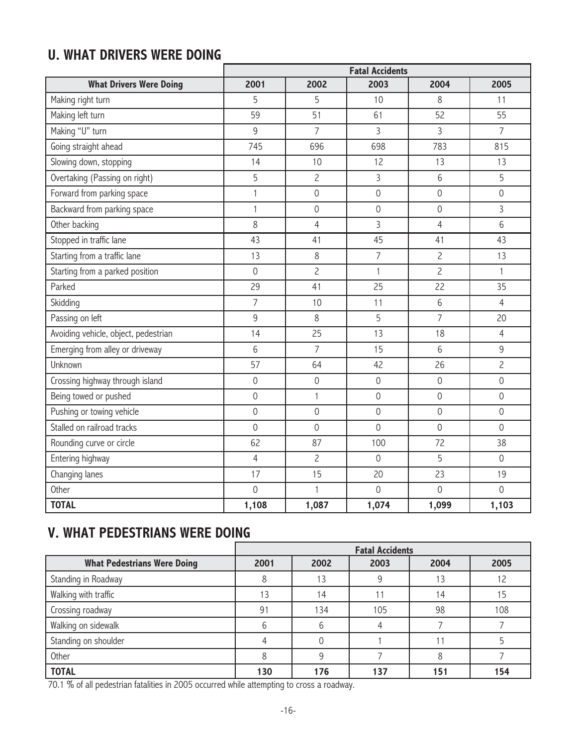## U. WHAT DRIVERS WERE DOING

| | Fatal Accidents | | | | |
|---|---|---|---|---|---|
| **What Drivers Were Doing** | **2001** | **2002** | **2003** | **2004** | **2005** |
| Making right turn | 5 | 5 | 10 | 8 | 11 |
| Making left turn | 59 | 51 | 61 | 52 | 55 |
| Making "U" turn | 9 | 7 | 3 | 3 | 7 |
| Going straight ahead | 745 | 696 | 698 | 783 | 815 |
| Slowing down, stopping | 14 | 10 | 12 | 13 | 13 |
| Overtaking (Passing on right) | 5 | 2 | 3 | 6 | 5 |
| Forward from parking space | 1 | 0 | 0 | 0 | 0 |
| Backward from parking space | 1 | 0 | 0 | 0 | 3 |
| Other backing | 8 | 4 | 3 | 4 | 6 |
| Stopped in traffic lane | 43 | 41 | 45 | 41 | 43 |
| Starting from a traffic lane | 13 | 8 | 7 | 2 | 13 |
| Starting from a parked position | 0 | 2 | 1 | 2 | 1 |
| Parked | 29 | 41 | 25 | 22 | 35 |
| Skidding | 7 | 10 | 11 | 6 | 4 |
| Passing on left | 9 | 8 | 5 | 7 | 20 |
| Avoiding vehicle, object, pedestrian | 14 | 25 | 13 | 18 | 4 |
| Emerging from alley or driveway | 6 | 7 | 15 | 6 | 9 |
| Unknown | 57 | 64 | 42 | 26 | 2 |
| Crossing highway through island | 0 | 0 | 0 | 0 | 0 |
| Being towed or pushed | 0 | 1 | 0 | 0 | 0 |
| Pushing or towing vehicle | 0 | 0 | 0 | 0 | 0 |
| Stalled on railroad tracks | 0 | 0 | 0 | 0 | 0 |
| Rounding curve or circle | 62 | 87 | 100 | 72 | 38 |
| Entering highway | 4 | 2 | 0 | 5 | 0 |
| Changing lanes | 17 | 15 | 20 | 23 | 19 |
| Other | 0 | 1 | 0 | 0 | 0 |
| **TOTAL** | **1,108** | **1,087** | **1,074** | **1,099** | **1,103** |

## V. WHAT PEDESTRIANS WERE DOING

| | Fatal Accidents | | | | |
|---|---|---|---|---|---|
| **What Pedestrians Were Doing** | **2001** | **2002** | **2003** | **2004** | **2005** |
| Standing in Roadway | 8 | 13 | 9 | 13 | 12 |
| Walking with traffic | 13 | 14 | 11 | 14 | 15 |
| Crossing roadway | 91 | 134 | 105 | 98 | 108 |
| Walking on sidewalk | 6 | 6 | 4 | 7 | 7 |
| Standing on shoulder | 4 | 0 | 1 | 11 | 5 |
| Other | 8 | 9 | 7 | 8 | 7 |
| **TOTAL** | **130** | **176** | **137** | **151** | **154** |

70.1 % of all pedestrian fatalities in 2005 occurred while attempting to cross a roadway.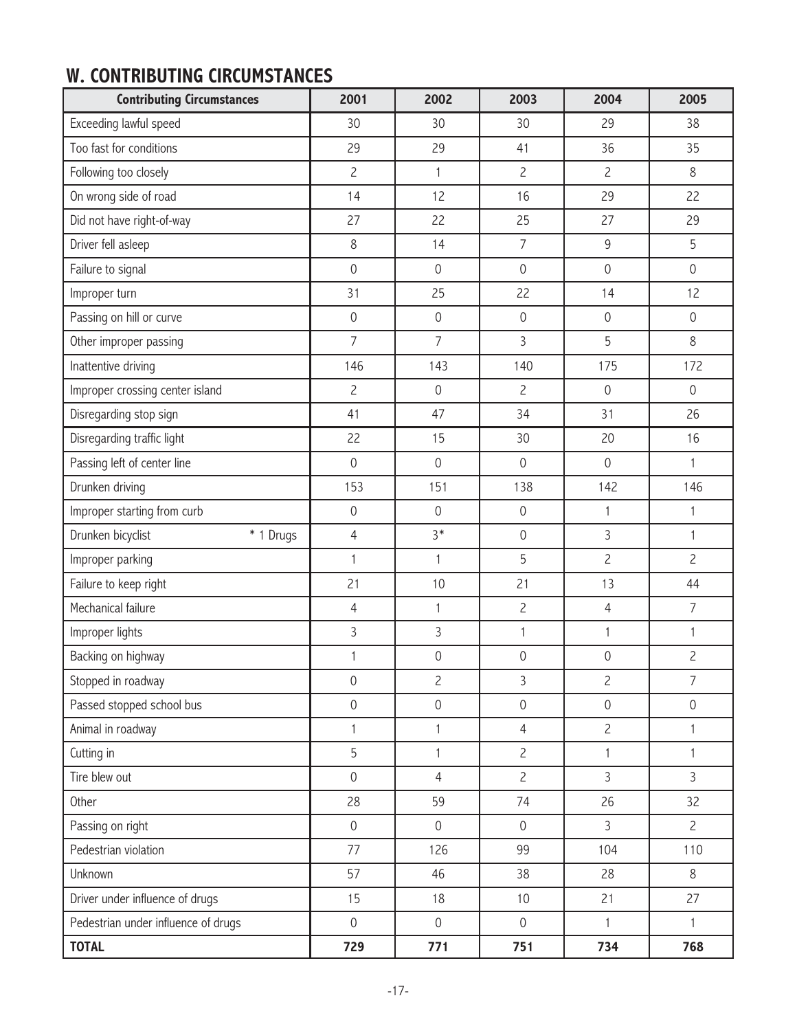## W. CONTRIBUTING CIRCUMSTANCES

| Contributing Circumstances | 2001 | 2002 | 2003 | 2004 | 2005 |
|---|---|---|---|---|---|
| Exceeding lawful speed | 30 | 30 | 30 | 29 | 38 |
| Too fast for conditions | 29 | 29 | 41 | 36 | 35 |
| Following too closely | 2 | 1 | 2 | 2 | 8 |
| On wrong side of road | 14 | 12 | 16 | 29 | 22 |
| Did not have right-of-way | 27 | 22 | 25 | 27 | 29 |
| Driver fell asleep | 8 | 14 | 7 | 9 | 5 |
| Failure to signal | 0 | 0 | 0 | 0 | 0 |
| Improper turn | 31 | 25 | 22 | 14 | 12 |
| Passing on hill or curve | 0 | 0 | 0 | 0 | 0 |
| Other improper passing | 7 | 7 | 3 | 5 | 8 |
| Inattentive driving | 146 | 143 | 140 | 175 | 172 |
| Improper crossing center island | 2 | 0 | 2 | 0 | 0 |
| Disregarding stop sign | 41 | 47 | 34 | 31 | 26 |
| Disregarding traffic light | 22 | 15 | 30 | 20 | 16 |
| Passing left of center line | 0 | 0 | 0 | 0 | 1 |
| Drunken driving | 153 | 151 | 138 | 142 | 146 |
| Improper starting from curb | 0 | 0 | 0 | 1 | 1 |
| Drunken bicyclist * 1 Drugs | 4 | 3* | 0 | 3 | 1 |
| Improper parking | 1 | 1 | 5 | 2 | 2 |
| Failure to keep right | 21 | 10 | 21 | 13 | 44 |
| Mechanical failure | 4 | 1 | 2 | 4 | 7 |
| Improper lights | 3 | 3 | 1 | 1 | 1 |
| Backing on highway | 1 | 0 | 0 | 0 | 2 |
| Stopped in roadway | 0 | 2 | 3 | 2 | 7 |
| Passed stopped school bus | 0 | 0 | 0 | 0 | 0 |
| Animal in roadway | 1 | 1 | 4 | 2 | 1 |
| Cutting in | 5 | 1 | 2 | 1 | 1 |
| Tire blew out | 0 | 4 | 2 | 3 | 3 |
| Other | 28 | 59 | 74 | 26 | 32 |
| Passing on right | 0 | 0 | 0 | 3 | 2 |
| Pedestrian violation | 77 | 126 | 99 | 104 | 110 |
| Unknown | 57 | 46 | 38 | 28 | 8 |
| Driver under influence of drugs | 15 | 18 | 10 | 21 | 27 |
| Pedestrian under influence of drugs | 0 | 0 | 0 | 1 | 1 |
| **TOTAL** | **729** | **771** | **751** | **734** | **768** |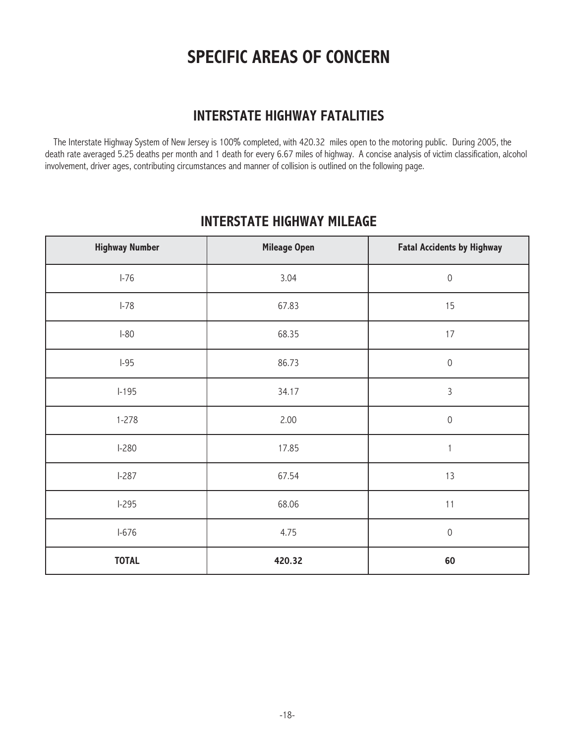# SPECIFIC AREAS OF CONCERN

## INTERSTATE HIGHWAY FATALITIES

The Interstate Highway System of New Jersey is 100% completed, with 420.32 miles open to the motoring public. During 2005, the death rate averaged 5.25 deaths per month and 1 death for every 6.67 miles of highway. A concise analysis of victim classification, alcohol involvement, driver ages, contributing circumstances and manner of collision is outlined on the following page.

## INTERSTATE HIGHWAY MILEAGE

| Highway Number | Mileage Open | Fatal Accidents by Highway |
|---|---|---|
| I-76 | 3.04 | 0 |
| I-78 | 67.83 | 15 |
| I-80 | 68.35 | 17 |
| I-95 | 86.73 | 0 |
| I-195 | 34.17 | 3 |
| 1-278 | 2.00 | 0 |
| I-280 | 17.85 | 1 |
| I-287 | 67.54 | 13 |
| I-295 | 68.06 | 11 |
| I-676 | 4.75 | 0 |
| **TOTAL** | **420.32** | **60** |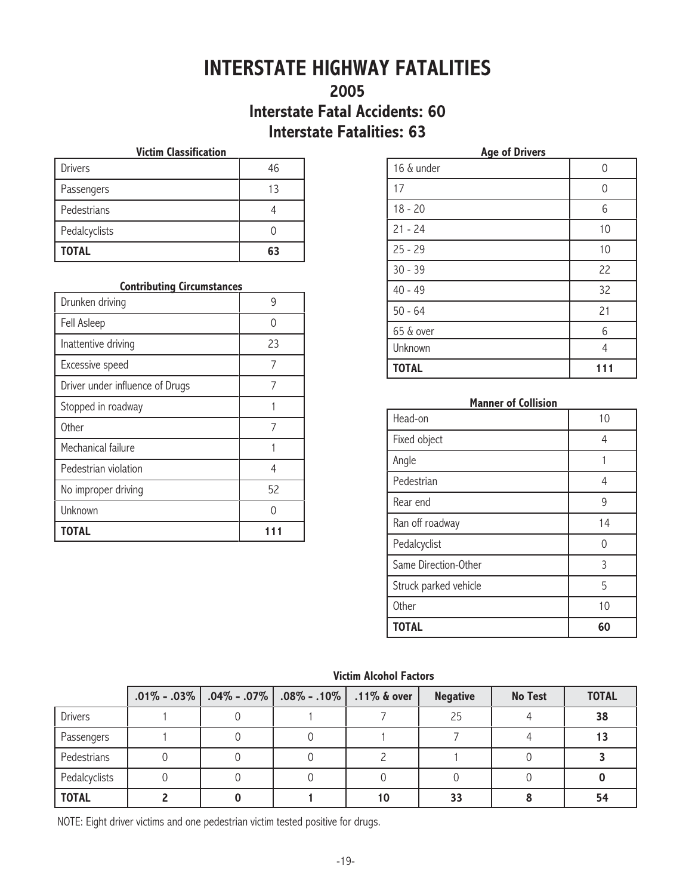# INTERSTATE HIGHWAY FATALITIES

## 2005

## Interstate Fatal Accidents: 60

## Interstate Fatalities: 63

**Victim Classification**

| | |
|---|---|
| Drivers | 46 |
| Passengers | 13 |
| Pedestrians | 4 |
| Pedalcyclists | 0 |
| **TOTAL** | **63** |

**Contributing Circumstances**

| | |
|---|---|
| Drunken driving | 9 |
| Fell Asleep | 0 |
| Inattentive driving | 23 |
| Excessive speed | 7 |
| Driver under influence of Drugs | 7 |
| Stopped in roadway | 1 |
| Other | 7 |
| Mechanical failure | 1 |
| Pedestrian violation | 4 |
| No improper driving | 52 |
| Unknown | 0 |
| **TOTAL** | **111** |

**Age of Drivers**

| | |
|---|---|
| 16 & under | 0 |
| 17 | 0 |
| 18 - 20 | 6 |
| 21 - 24 | 10 |
| 25 - 29 | 10 |
| 30 - 39 | 22 |
| 40 - 49 | 32 |
| 50 - 64 | 21 |
| 65 & over | 6 |
| Unknown | 4 |
| **TOTAL** | **111** |

**Manner of Collision**

| | |
|---|---|
| Head-on | 10 |
| Fixed object | 4 |
| Angle | 1 |
| Pedestrian | 4 |
| Rear end | 9 |
| Ran off roadway | 14 |
| Pedalcyclist | 0 |
| Same Direction-Other | 3 |
| Struck parked vehicle | 5 |
| Other | 10 |
| **TOTAL** | **60** |

**Victim Alcohol Factors**

| | .01% - .03% | .04% - .07% | .08% - .10% | .11% & over | Negative | No Test | TOTAL |
|---|---|---|---|---|---|---|---|
| Drivers | 1 | 0 | 1 | 7 | 25 | 4 | **38** |
| Passengers | 1 | 0 | 0 | 1 | 7 | 4 | **13** |
| Pedestrians | 0 | 0 | 0 | 2 | 1 | 0 | **3** |
| Pedalcyclists | 0 | 0 | 0 | 0 | 0 | 0 | **0** |
| **TOTAL** | **2** | **0** | **1** | **10** | **33** | **8** | **54** |

NOTE: Eight driver victims and one pedestrian victim tested positive for drugs.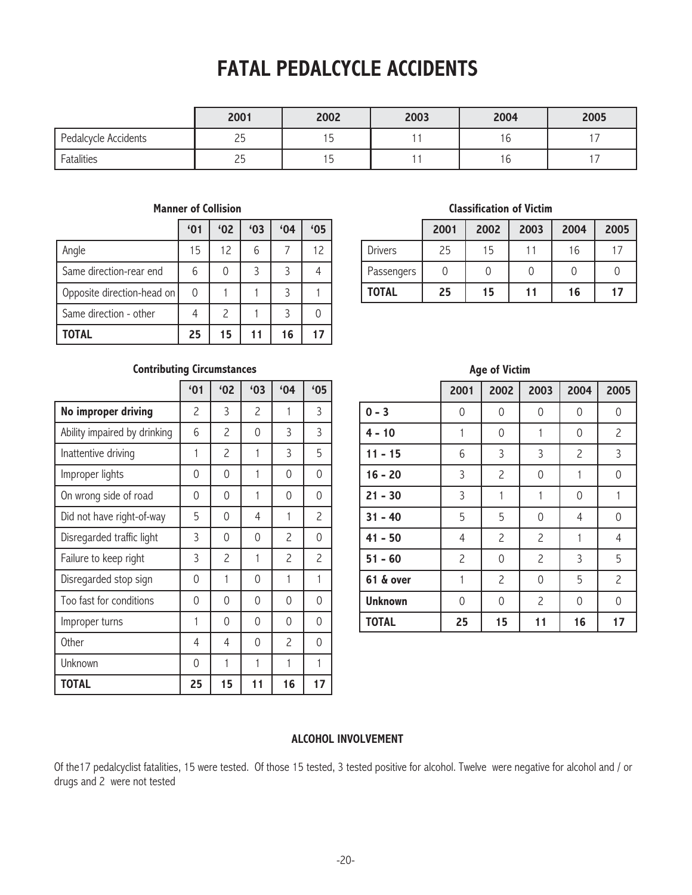# FATAL PEDALCYCLE ACCIDENTS

| | 2001 | 2002 | 2003 | 2004 | 2005 |
|---|---|---|---|---|---|
| Pedalcycle Accidents | 25 | 15 | 11 | 16 | 17 |
| Fatalities | 25 | 15 | 11 | 16 | 17 |

### Manner of Collision

| | '01 | '02 | '03 | '04 | '05 |
|---|---|---|---|---|---|
| Angle | 15 | 12 | 6 | 7 | 12 |
| Same direction-rear end | 6 | 0 | 3 | 3 | 4 |
| Opposite direction-head on | 0 | 1 | 1 | 3 | 1 |
| Same direction - other | 4 | 2 | 1 | 3 | 0 |
| **TOTAL** | **25** | **15** | **11** | **16** | **17** |

### Classification of Victim

| | 2001 | 2002 | 2003 | 2004 | 2005 |
|---|---|---|---|---|---|
| Drivers | 25 | 15 | 11 | 16 | 17 |
| Passengers | 0 | 0 | 0 | 0 | 0 |
| **TOTAL** | **25** | **15** | **11** | **16** | **17** |

### Contributing Circumstances

| | '01 | '02 | '03 | '04 | '05 |
|---|---|---|---|---|---|
| **No improper driving** | 2 | 3 | 2 | 1 | 3 |
| Ability impaired by drinking | 6 | 2 | 0 | 3 | 3 |
| Inattentive driving | 1 | 2 | 1 | 3 | 5 |
| Improper lights | 0 | 0 | 1 | 0 | 0 |
| On wrong side of road | 0 | 0 | 1 | 0 | 0 |
| Did not have right-of-way | 5 | 0 | 4 | 1 | 2 |
| Disregarded traffic light | 3 | 0 | 0 | 2 | 0 |
| Failure to keep right | 3 | 2 | 1 | 2 | 2 |
| Disregarded stop sign | 0 | 1 | 0 | 1 | 1 |
| Too fast for conditions | 0 | 0 | 0 | 0 | 0 |
| Improper turns | 1 | 0 | 0 | 0 | 0 |
| Other | 4 | 4 | 0 | 2 | 0 |
| Unknown | 0 | 1 | 1 | 1 | 1 |
| **TOTAL** | **25** | **15** | **11** | **16** | **17** |

### Age of Victim

| | 2001 | 2002 | 2003 | 2004 | 2005 |
|---|---|---|---|---|---|
| **0 - 3** | 0 | 0 | 0 | 0 | 0 |
| **4 - 10** | 1 | 0 | 1 | 0 | 2 |
| **11 - 15** | 6 | 3 | 3 | 2 | 3 |
| **16 - 20** | 3 | 2 | 0 | 1 | 0 |
| **21 - 30** | 3 | 1 | 1 | 0 | 1 |
| **31 - 40** | 5 | 5 | 0 | 4 | 0 |
| **41 - 50** | 4 | 2 | 2 | 1 | 4 |
| **51 - 60** | 2 | 0 | 2 | 3 | 5 |
| **61 & over** | 1 | 2 | 0 | 5 | 2 |
| **Unknown** | 0 | 0 | 2 | 0 | 0 |
| **TOTAL** | **25** | **15** | **11** | **16** | **17** |

### ALCOHOL INVOLVEMENT

Of the17 pedalcyclist fatalities, 15 were tested. Of those 15 tested, 3 tested positive for alcohol. Twelve were negative for alcohol and / or drugs and 2 were not tested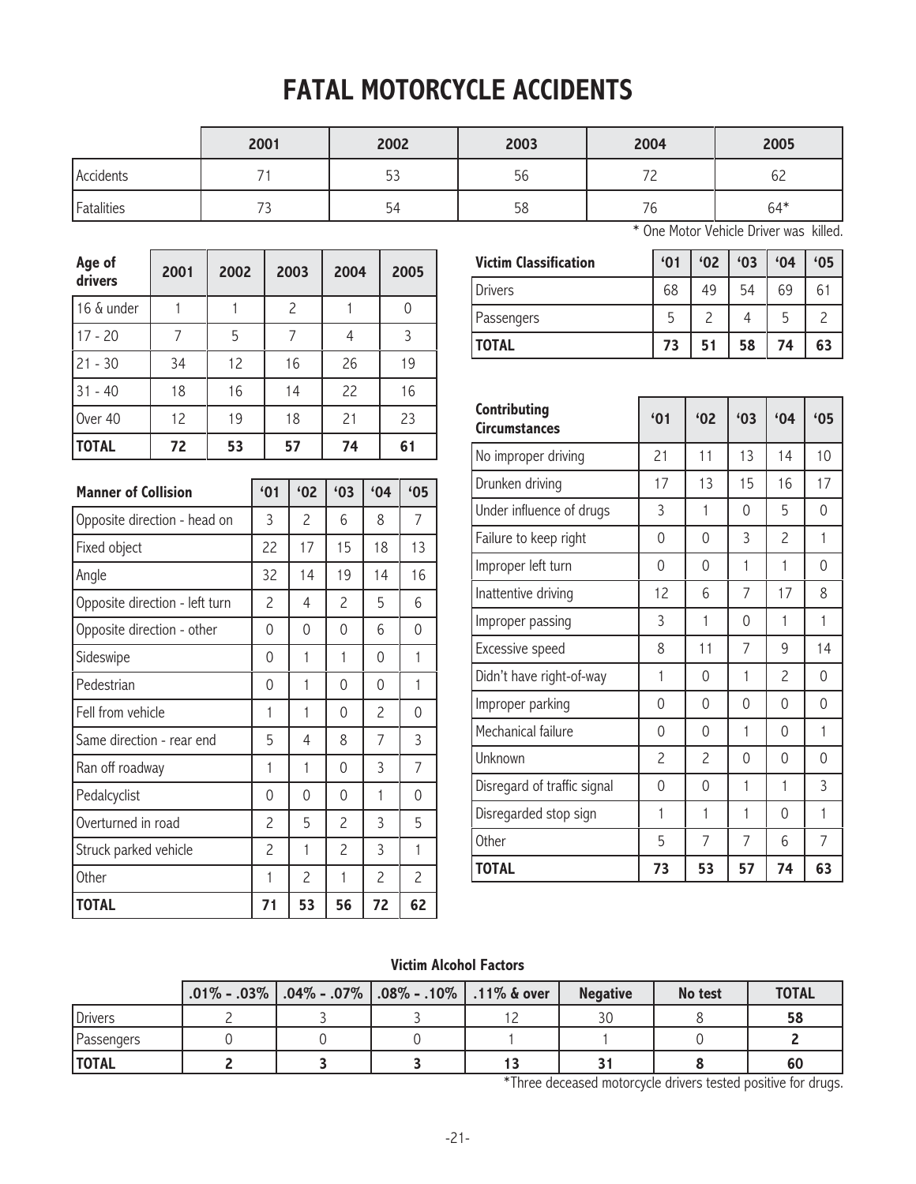# FATAL MOTORCYCLE ACCIDENTS

| | 2001 | 2002 | 2003 | 2004 | 2005 |
|---|---|---|---|---|---|
| Accidents | 71 | 53 | 56 | 72 | 62 |
| Fatalities | 73 | 54 | 58 | 76 | 64* |

* One Motor Vehicle Driver was killed.

| Age of drivers | 2001 | 2002 | 2003 | 2004 | 2005 |
|---|---|---|---|---|---|
| 16 & under | 1 | 1 | 2 | 1 | 0 |
| 17 - 20 | 7 | 5 | 7 | 4 | 3 |
| 21 - 30 | 34 | 12 | 16 | 26 | 19 |
| 31 - 40 | 18 | 16 | 14 | 22 | 16 |
| Over 40 | 12 | 19 | 18 | 21 | 23 |
| **TOTAL** | **72** | **53** | **57** | **74** | **61** |

| Manner of Collision | '01 | '02 | '03 | '04 | '05 |
|---|---|---|---|---|---|
| Opposite direction - head on | 3 | 2 | 6 | 8 | 7 |
| Fixed object | 22 | 17 | 15 | 18 | 13 |
| Angle | 32 | 14 | 19 | 14 | 16 |
| Opposite direction - left turn | 2 | 4 | 2 | 5 | 6 |
| Opposite direction - other | 0 | 0 | 0 | 6 | 0 |
| Sideswipe | 0 | 1 | 1 | 0 | 1 |
| Pedestrian | 0 | 1 | 0 | 0 | 1 |
| Fell from vehicle | 1 | 1 | 0 | 2 | 0 |
| Same direction - rear end | 5 | 4 | 8 | 7 | 3 |
| Ran off roadway | 1 | 1 | 0 | 3 | 7 |
| Pedalcyclist | 0 | 0 | 0 | 1 | 0 |
| Overturned in road | 2 | 5 | 2 | 3 | 5 |
| Struck parked vehicle | 2 | 1 | 2 | 3 | 1 |
| Other | 1 | 2 | 1 | 2 | 2 |
| **TOTAL** | **71** | **53** | **56** | **72** | **62** |

| Victim Classification | '01 | '02 | '03 | '04 | '05 |
|---|---|---|---|---|---|
| Drivers | 68 | 49 | 54 | 69 | 61 |
| Passengers | 5 | 2 | 4 | 5 | 2 |
| **TOTAL** | **73** | **51** | **58** | **74** | **63** |

| Contributing Circumstances | '01 | '02 | '03 | '04 | '05 |
|---|---|---|---|---|---|
| No improper driving | 21 | 11 | 13 | 14 | 10 |
| Drunken driving | 17 | 13 | 15 | 16 | 17 |
| Under influence of drugs | 3 | 1 | 0 | 5 | 0 |
| Failure to keep right | 0 | 0 | 3 | 2 | 1 |
| Improper left turn | 0 | 0 | 1 | 1 | 0 |
| Inattentive driving | 12 | 6 | 7 | 17 | 8 |
| Improper passing | 3 | 1 | 0 | 1 | 1 |
| Excessive speed | 8 | 11 | 7 | 9 | 14 |
| Didn't have right-of-way | 1 | 0 | 1 | 2 | 0 |
| Improper parking | 0 | 0 | 0 | 0 | 0 |
| Mechanical failure | 0 | 0 | 1 | 0 | 1 |
| Unknown | 2 | 2 | 0 | 0 | 0 |
| Disregard of traffic signal | 0 | 0 | 1 | 1 | 3 |
| Disregarded stop sign | 1 | 1 | 1 | 0 | 1 |
| Other | 5 | 7 | 7 | 6 | 7 |
| **TOTAL** | **73** | **53** | **57** | **74** | **63** |

**Victim Alcohol Factors**

| | .01% - .03% | .04% - .07% | .08% - .10% | .11% & over | Negative | No test | TOTAL |
|---|---|---|---|---|---|---|---|
| Drivers | 2 | 3 | 3 | 12 | 30 | 8 | **58** |
| Passengers | 0 | 0 | 0 | 1 | 1 | 0 | **2** |
| **TOTAL** | **2** | **3** | **3** | **13** | **31** | **8** | **60** |

*Three deceased motorcycle drivers tested positive for drugs.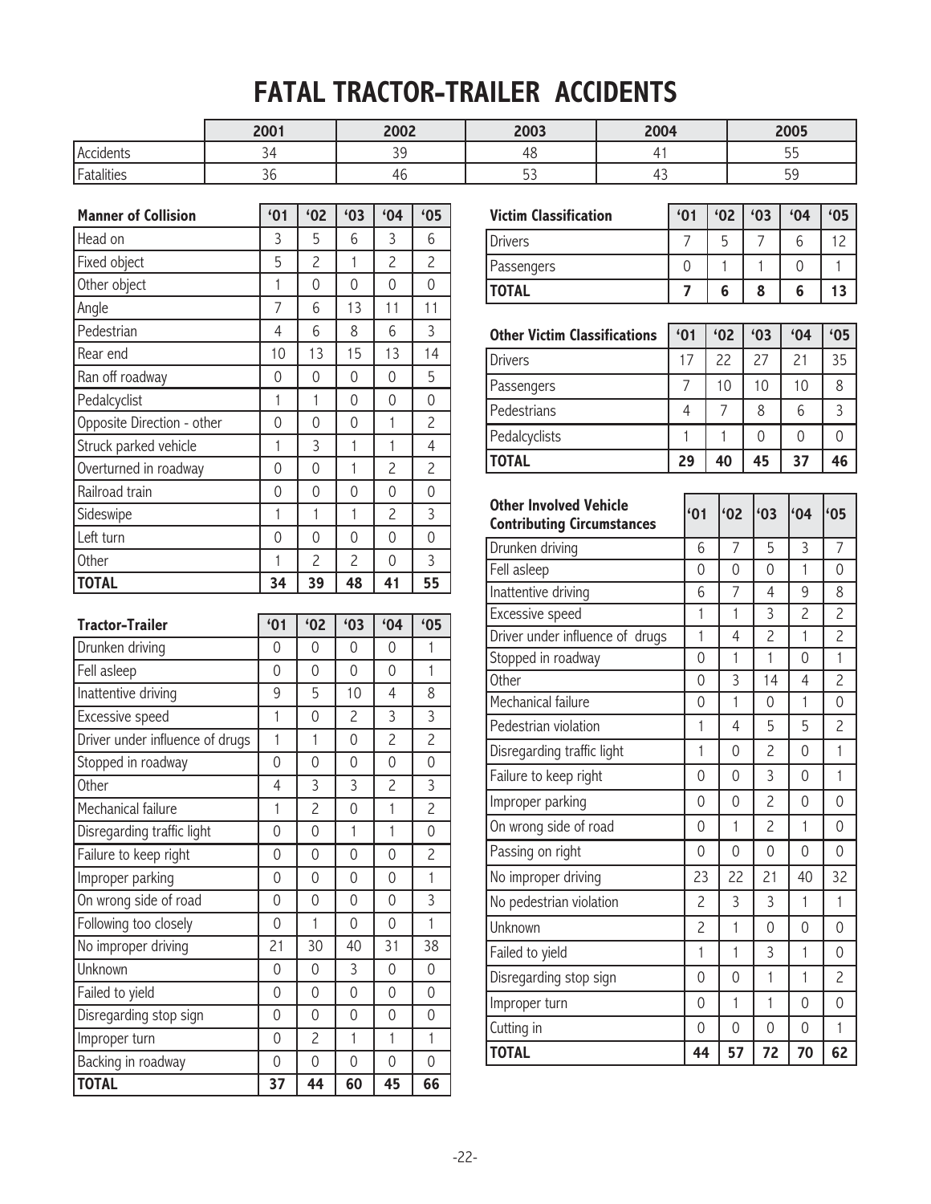# FATAL TRACTOR-TRAILER ACCIDENTS

| | 2001 | 2002 | 2003 | 2004 | 2005 |
|---|---|---|---|---|---|
| Accidents | 34 | 39 | 48 | 41 | 55 |
| Fatalities | 36 | 46 | 53 | 43 | 59 |

| Manner of Collision | '01 | '02 | '03 | '04 | '05 |
|---|---|---|---|---|---|
| Head on | 3 | 5 | 6 | 3 | 6 |
| Fixed object | 5 | 2 | 1 | 2 | 2 |
| Other object | 1 | 0 | 0 | 0 | 0 |
| Angle | 7 | 6 | 13 | 11 | 11 |
| Pedestrian | 4 | 6 | 8 | 6 | 3 |
| Rear end | 10 | 13 | 15 | 13 | 14 |
| Ran off roadway | 0 | 0 | 0 | 0 | 5 |
| Pedalcyclist | 1 | 1 | 0 | 0 | 0 |
| Opposite Direction - other | 0 | 0 | 0 | 1 | 2 |
| Struck parked vehicle | 1 | 3 | 1 | 1 | 4 |
| Overturned in roadway | 0 | 0 | 1 | 2 | 2 |
| Railroad train | 0 | 0 | 0 | 0 | 0 |
| Sideswipe | 1 | 1 | 1 | 2 | 3 |
| Left turn | 0 | 0 | 0 | 0 | 0 |
| Other | 1 | 2 | 2 | 0 | 3 |
| **TOTAL** | **34** | **39** | **48** | **41** | **55** |

| Tractor-Trailer | '01 | '02 | '03 | '04 | '05 |
|---|---|---|---|---|---|
| Drunken driving | 0 | 0 | 0 | 0 | 1 |
| Fell asleep | 0 | 0 | 0 | 0 | 1 |
| Inattentive driving | 9 | 5 | 10 | 4 | 8 |
| Excessive speed | 1 | 0 | 2 | 3 | 3 |
| Driver under influence of drugs | 1 | 1 | 0 | 2 | 2 |
| Stopped in roadway | 0 | 0 | 0 | 0 | 0 |
| Other | 4 | 3 | 3 | 2 | 3 |
| Mechanical failure | 1 | 2 | 0 | 1 | 2 |
| Disregarding traffic light | 0 | 0 | 1 | 1 | 0 |
| Failure to keep right | 0 | 0 | 0 | 0 | 2 |
| Improper parking | 0 | 0 | 0 | 0 | 1 |
| On wrong side of road | 0 | 0 | 0 | 0 | 3 |
| Following too closely | 0 | 1 | 0 | 0 | 1 |
| No improper driving | 21 | 30 | 40 | 31 | 38 |
| Unknown | 0 | 0 | 3 | 0 | 0 |
| Failed to yield | 0 | 0 | 0 | 0 | 0 |
| Disregarding stop sign | 0 | 0 | 0 | 0 | 0 |
| Improper turn | 0 | 2 | 1 | 1 | 1 |
| Backing in roadway | 0 | 0 | 0 | 0 | 0 |
| **TOTAL** | **37** | **44** | **60** | **45** | **66** |

| Victim Classification | '01 | '02 | '03 | '04 | '05 |
|---|---|---|---|---|---|
| Drivers | 7 | 5 | 7 | 6 | 12 |
| Passengers | 0 | 1 | 1 | 0 | 1 |
| **TOTAL** | **7** | **6** | **8** | **6** | **13** |

| Other Victim Classifications | '01 | '02 | '03 | '04 | '05 |
|---|---|---|---|---|---|
| Drivers | 17 | 22 | 27 | 21 | 35 |
| Passengers | 7 | 10 | 10 | 10 | 8 |
| Pedestrians | 4 | 7 | 8 | 6 | 3 |
| Pedalcyclists | 1 | 1 | 0 | 0 | 0 |
| **TOTAL** | **29** | **40** | **45** | **37** | **46** |

| Other Involved Vehicle Contributing Circumstances | '01 | '02 | '03 | '04 | '05 |
|---|---|---|---|---|---|
| Drunken driving | 6 | 7 | 5 | 3 | 7 |
| Fell asleep | 0 | 0 | 0 | 1 | 0 |
| Inattentive driving | 6 | 7 | 4 | 9 | 8 |
| Excessive speed | 1 | 1 | 3 | 2 | 2 |
| Driver under influence of drugs | 1 | 4 | 2 | 1 | 2 |
| Stopped in roadway | 0 | 1 | 1 | 0 | 1 |
| Other | 0 | 3 | 14 | 4 | 2 |
| Mechanical failure | 0 | 1 | 0 | 1 | 0 |
| Pedestrian violation | 1 | 4 | 5 | 5 | 2 |
| Disregarding traffic light | 1 | 0 | 2 | 0 | 1 |
| Failure to keep right | 0 | 0 | 3 | 0 | 1 |
| Improper parking | 0 | 0 | 2 | 0 | 0 |
| On wrong side of road | 0 | 1 | 2 | 1 | 0 |
| Passing on right | 0 | 0 | 0 | 0 | 0 |
| No improper driving | 23 | 22 | 21 | 40 | 32 |
| No pedestrian violation | 2 | 3 | 3 | 1 | 1 |
| Unknown | 2 | 1 | 0 | 0 | 0 |
| Failed to yield | 1 | 1 | 3 | 1 | 0 |
| Disregarding stop sign | 0 | 0 | 1 | 1 | 2 |
| Improper turn | 0 | 1 | 1 | 0 | 0 |
| Cutting in | 0 | 0 | 0 | 0 | 1 |
| **TOTAL** | **44** | **57** | **72** | **70** | **62** |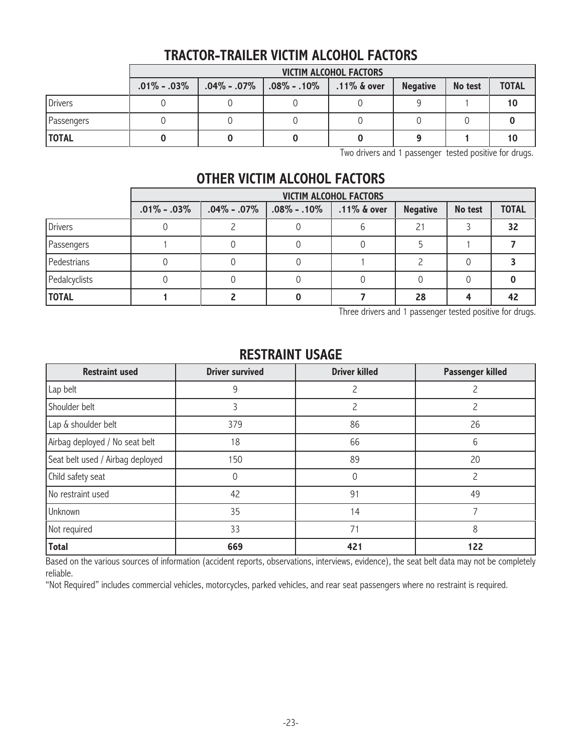## TRACTOR-TRAILER VICTIM ALCOHOL FACTORS

| | VICTIM ALCOHOL FACTORS | | | | | | |
|---|---|---|---|---|---|---|---|
| | .01% - .03% | .04% - .07% | .08% - .10% | .11% & over | Negative | No test | TOTAL |
| Drivers | 0 | 0 | 0 | 0 | 9 | 1 | **10** |
| Passengers | 0 | 0 | 0 | 0 | 0 | 0 | **0** |
| **TOTAL** | **0** | **0** | **0** | **0** | **9** | **1** | **10** |

Two drivers and 1 passenger tested positive for drugs.

## OTHER VICTIM ALCOHOL FACTORS

| | VICTIM ALCOHOL FACTORS | | | | | | |
|---|---|---|---|---|---|---|---|
| | .01% - .03% | .04% - .07% | .08% - .10% | .11% & over | Negative | No test | TOTAL |
| Drivers | 0 | 2 | 0 | 6 | 21 | 3 | **32** |
| Passengers | 1 | 0 | 0 | 0 | 5 | 1 | **7** |
| Pedestrians | 0 | 0 | 0 | 1 | 2 | 0 | **3** |
| Pedalcyclists | 0 | 0 | 0 | 0 | 0 | 0 | **0** |
| **TOTAL** | **1** | **2** | **0** | **7** | **28** | **4** | **42** |

Three drivers and 1 passenger tested positive for drugs.

## RESTRAINT USAGE

| Restraint used | Driver survived | Driver killed | Passenger killed |
|---|---|---|---|
| Lap belt | 9 | 2 | 2 |
| Shoulder belt | 3 | 2 | 2 |
| Lap & shoulder belt | 379 | 86 | 26 |
| Airbag deployed / No seat belt | 18 | 66 | 6 |
| Seat belt used / Airbag deployed | 150 | 89 | 20 |
| Child safety seat | 0 | 0 | 2 |
| No restraint used | 42 | 91 | 49 |
| Unknown | 35 | 14 | 7 |
| Not required | 33 | 71 | 8 |
| **Total** | **669** | **421** | **122** |

Based on the various sources of information (accident reports, observations, interviews, evidence), the seat belt data may not be completely reliable.

"Not Required" includes commercial vehicles, motorcycles, parked vehicles, and rear seat passengers where no restraint is required.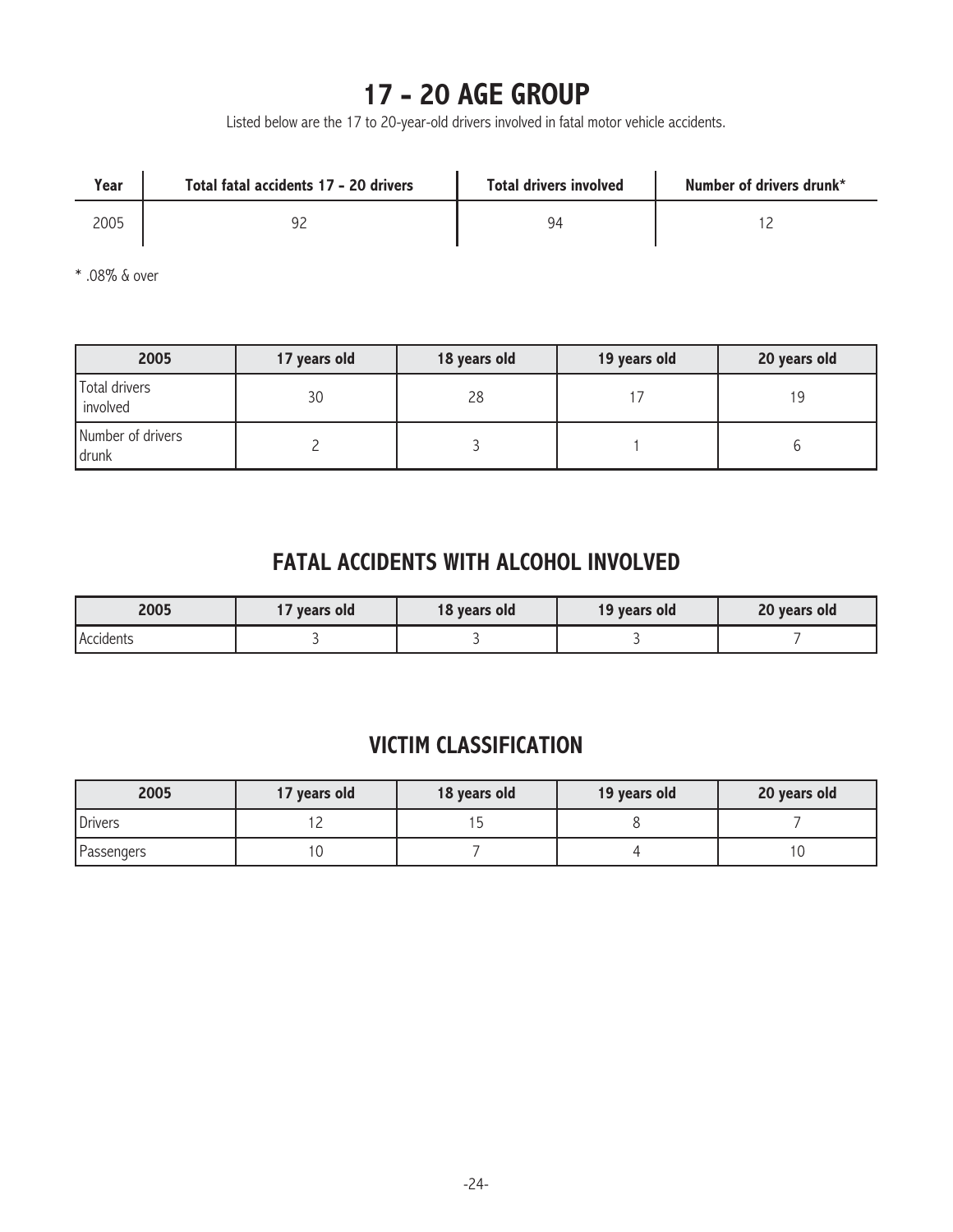# 17 - 20 AGE GROUP

Listed below are the 17 to 20-year-old drivers involved in fatal motor vehicle accidents.

| Year | Total fatal accidents 17 - 20 drivers | Total drivers involved | Number of drivers drunk* |
|---|---|---|---|
| 2005 | 92 | 94 | 12 |

* .08% & over

| 2005 | 17 years old | 18 years old | 19 years old | 20 years old |
|---|---|---|---|---|
| Total drivers involved | 30 | 28 | 17 | 19 |
| Number of drivers drunk | 2 | 3 | 1 | 6 |

## FATAL ACCIDENTS WITH ALCOHOL INVOLVED

| 2005 | 17 years old | 18 years old | 19 years old | 20 years old |
|---|---|---|---|---|
| Accidents | 3 | 3 | 3 | 7 |

## VICTIM CLASSIFICATION

| 2005 | 17 years old | 18 years old | 19 years old | 20 years old |
|---|---|---|---|---|
| Drivers | 12 | 15 | 8 | 7 |
| Passengers | 10 | 7 | 4 | 10 |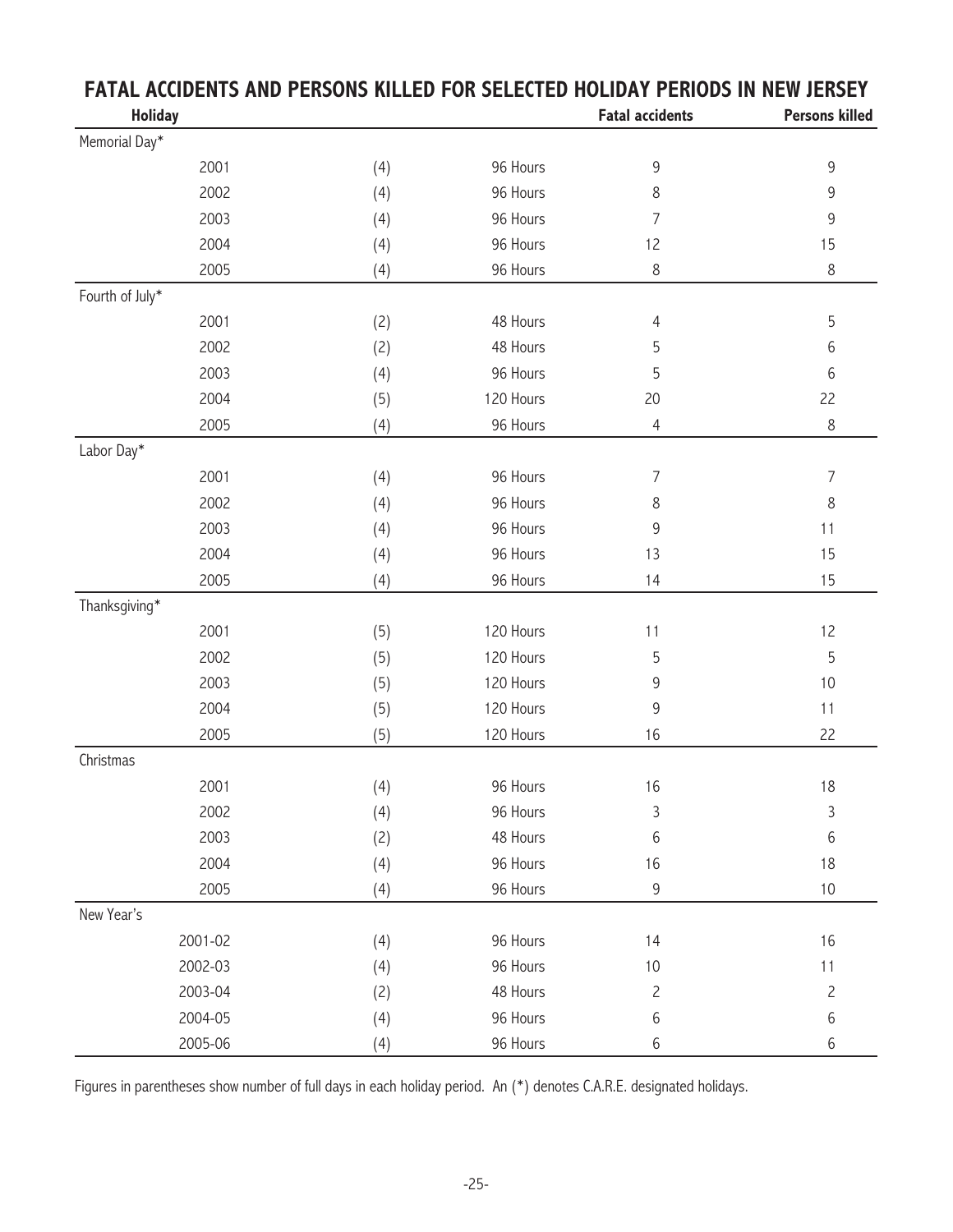# FATAL ACCIDENTS AND PERSONS KILLED FOR SELECTED HOLIDAY PERIODS IN NEW JERSEY

| Holiday | | | | Fatal accidents | Persons killed |
|---|---|---|---|---|---|
| Memorial Day* | | | | | |
| | 2001 | (4) | 96 Hours | 9 | 9 |
| | 2002 | (4) | 96 Hours | 8 | 9 |
| | 2003 | (4) | 96 Hours | 7 | 9 |
| | 2004 | (4) | 96 Hours | 12 | 15 |
| | 2005 | (4) | 96 Hours | 8 | 8 |
| Fourth of July* | | | | | |
| | 2001 | (2) | 48 Hours | 4 | 5 |
| | 2002 | (2) | 48 Hours | 5 | 6 |
| | 2003 | (4) | 96 Hours | 5 | 6 |
| | 2004 | (5) | 120 Hours | 20 | 22 |
| | 2005 | (4) | 96 Hours | 4 | 8 |
| Labor Day* | | | | | |
| | 2001 | (4) | 96 Hours | 7 | 7 |
| | 2002 | (4) | 96 Hours | 8 | 8 |
| | 2003 | (4) | 96 Hours | 9 | 11 |
| | 2004 | (4) | 96 Hours | 13 | 15 |
| | 2005 | (4) | 96 Hours | 14 | 15 |
| Thanksgiving* | | | | | |
| | 2001 | (5) | 120 Hours | 11 | 12 |
| | 2002 | (5) | 120 Hours | 5 | 5 |
| | 2003 | (5) | 120 Hours | 9 | 10 |
| | 2004 | (5) | 120 Hours | 9 | 11 |
| | 2005 | (5) | 120 Hours | 16 | 22 |
| Christmas | | | | | |
| | 2001 | (4) | 96 Hours | 16 | 18 |
| | 2002 | (4) | 96 Hours | 3 | 3 |
| | 2003 | (2) | 48 Hours | 6 | 6 |
| | 2004 | (4) | 96 Hours | 16 | 18 |
| | 2005 | (4) | 96 Hours | 9 | 10 |
| New Year's | | | | | |
| | 2001-02 | (4) | 96 Hours | 14 | 16 |
| | 2002-03 | (4) | 96 Hours | 10 | 11 |
| | 2003-04 | (2) | 48 Hours | 2 | 2 |
| | 2004-05 | (4) | 96 Hours | 6 | 6 |
| | 2005-06 | (4) | 96 Hours | 6 | 6 |

Figures in parentheses show number of full days in each holiday period. An (*) denotes C.A.R.E. designated holidays.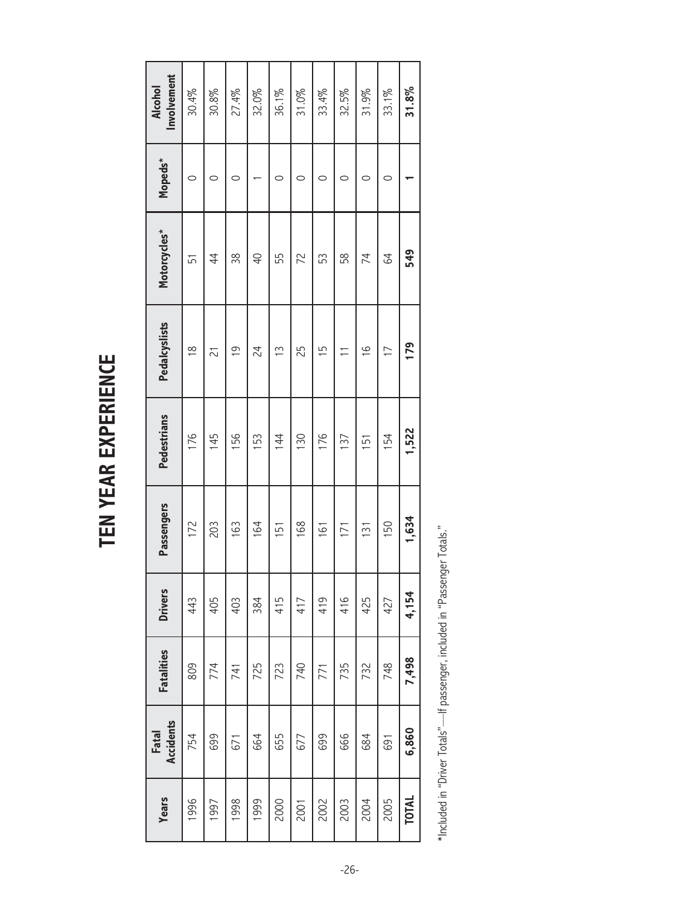# TEN YEAR EXPERIENCE

| Years | Fatal Accidents | Fatalities | Drivers | Passengers | Pedestrians | Pedalcyslists | Motorcycles* | Mopeds* | Alcohol Involvement |
|---|---|---|---|---|---|---|---|---|---|
| 1996 | 754 | 809 | 443 | 172 | 176 | 18 | 51 | 0 | 30.4% |
| 1997 | 699 | 774 | 405 | 203 | 145 | 21 | 44 | 0 | 30.8% |
| 1998 | 671 | 741 | 403 | 163 | 156 | 19 | 38 | 0 | 27.4% |
| 1999 | 664 | 725 | 384 | 164 | 153 | 24 | 40 | 1 | 32.0% |
| 2000 | 655 | 723 | 415 | 151 | 144 | 13 | 55 | 0 | 36.1% |
| 2001 | 677 | 740 | 417 | 168 | 130 | 25 | 72 | 0 | 31.0% |
| 2002 | 699 | 771 | 419 | 161 | 176 | 15 | 53 | 0 | 33.4% |
| 2003 | 666 | 735 | 416 | 171 | 137 | 11 | 58 | 0 | 32.5% |
| 2004 | 684 | 732 | 425 | 131 | 151 | 16 | 74 | 0 | 31.9% |
| 2005 | 691 | 748 | 427 | 150 | 154 | 17 | 64 | 0 | 33.1% |
| **TOTAL** | **6,860** | **7,498** | **4,154** | **1,634** | **1,522** | **179** | **549** | **1** | **31.8%** |

*Included in "Driver Totals"—If passenger, included in "Passenger Totals."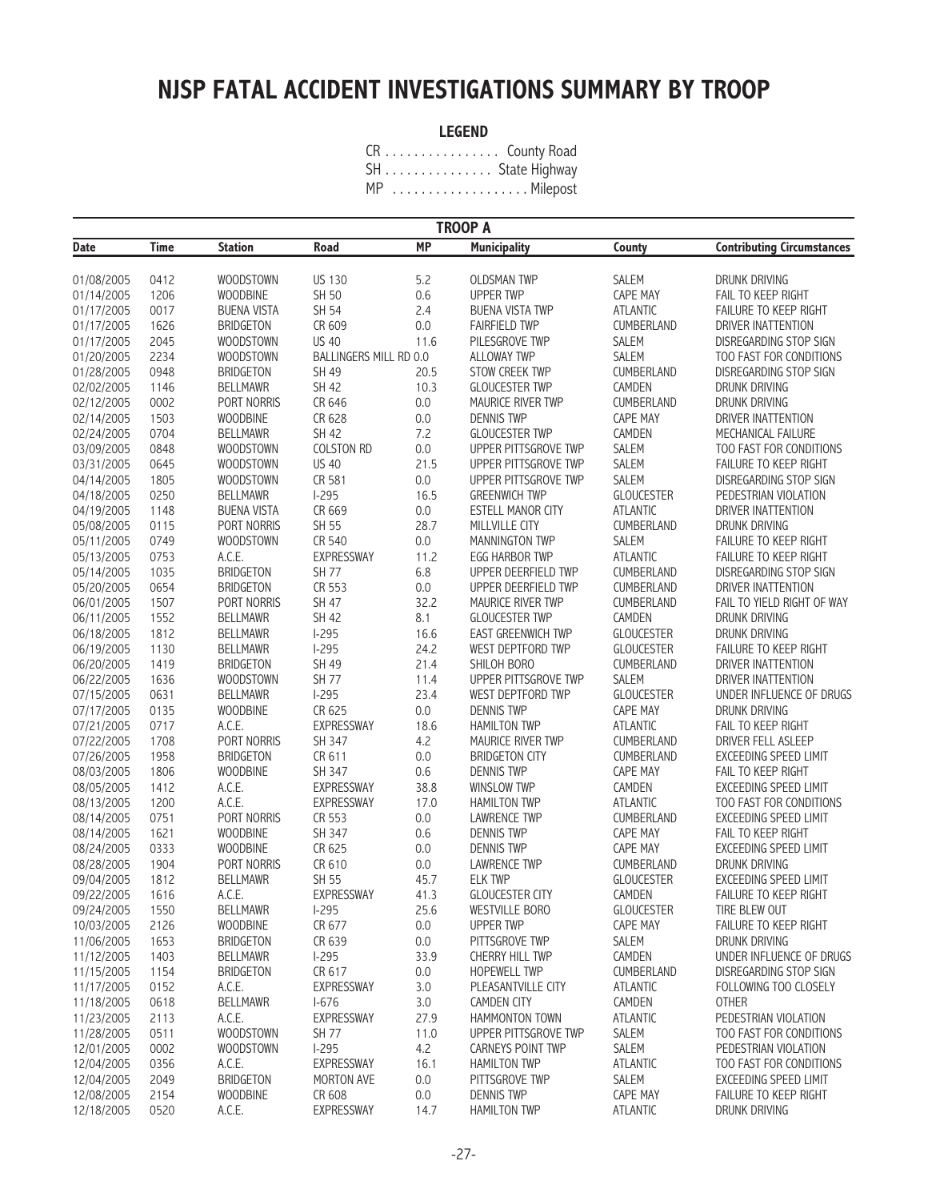# NJSP FATAL ACCIDENT INVESTIGATIONS SUMMARY BY TROOP

**LEGEND**

CR . . . . . . . . . . . . . . . . County Road
SH . . . . . . . . . . . . . . . State Highway
MP . . . . . . . . . . . . . . . . . . . Milepost

**TROOP A**

| Date | Time | Station | Road | MP | Municipality | County | Contributing Circumstances |
|---|---|---|---|---|---|---|---|
| 01/08/2005 | 0412 | WOODSTOWN | US 130 | 5.2 | OLDSMAN TWP | SALEM | DRUNK DRIVING |
| 01/14/2005 | 1206 | WOODBINE | SH 50 | 0.6 | UPPER TWP | CAPE MAY | FAIL TO KEEP RIGHT |
| 01/17/2005 | 0017 | BUENA VISTA | SH 54 | 2.4 | BUENA VISTA TWP | ATLANTIC | FAILURE TO KEEP RIGHT |
| 01/17/2005 | 1626 | BRIDGETON | CR 609 | 0.0 | FAIRFIELD TWP | CUMBERLAND | DRIVER INATTENTION |
| 01/17/2005 | 2045 | WOODSTOWN | US 40 | 11.6 | PILESGROVE TWP | SALEM | DISREGARDING STOP SIGN |
| 01/20/2005 | 2234 | WOODSTOWN | BALLINGERS MILL RD | 0.0 | ALLOWAY TWP | SALEM | TOO FAST FOR CONDITIONS |
| 01/28/2005 | 0948 | BRIDGETON | SH 49 | 20.5 | STOW CREEK TWP | CUMBERLAND | DISREGARDING STOP SIGN |
| 02/02/2005 | 1146 | BELLMAWR | SH 42 | 10.3 | GLOUCESTER TWP | CAMDEN | DRUNK DRIVING |
| 02/12/2005 | 0002 | PORT NORRIS | CR 646 | 0.0 | MAURICE RIVER TWP | CUMBERLAND | DRUNK DRIVING |
| 02/14/2005 | 1503 | WOODBINE | CR 628 | 0.0 | DENNIS TWP | CAPE MAY | DRIVER INATTENTION |
| 02/24/2005 | 0704 | BELLMAWR | SH 42 | 7.2 | GLOUCESTER TWP | CAMDEN | MECHANICAL FAILURE |
| 03/09/2005 | 0848 | WOODSTOWN | COLSTON RD | 0.0 | UPPER PITTSGROVE TWP | SALEM | TOO FAST FOR CONDITIONS |
| 03/31/2005 | 0645 | WOODSTOWN | US 40 | 21.5 | UPPER PITTSGROVE TWP | SALEM | FAILURE TO KEEP RIGHT |
| 04/14/2005 | 1805 | WOODSTOWN | CR 581 | 0.0 | UPPER PITTSGROVE TWP | SALEM | DISREGARDING STOP SIGN |
| 04/18/2005 | 0250 | BELLMAWR | I-295 | 16.5 | GREENWICH TWP | GLOUCESTER | PEDESTRIAN VIOLATION |
| 04/19/2005 | 1148 | BUENA VISTA | CR 669 | 0.0 | ESTELL MANOR CITY | ATLANTIC | DRIVER INATTENTION |
| 05/08/2005 | 0115 | PORT NORRIS | SH 55 | 28.7 | MILLVILLE CITY | CUMBERLAND | DRUNK DRIVING |
| 05/11/2005 | 0749 | WOODSTOWN | CR 540 | 0.0 | MANNINGTON TWP | SALEM | FAILURE TO KEEP RIGHT |
| 05/13/2005 | 0753 | A.C.E. | EXPRESSWAY | 11.2 | EGG HARBOR TWP | ATLANTIC | FAILURE TO KEEP RIGHT |
| 05/14/2005 | 1035 | BRIDGETON | SH 77 | 6.8 | UPPER DEERFIELD TWP | CUMBERLAND | DISREGARDING STOP SIGN |
| 05/20/2005 | 0654 | BRIDGETON | CR 553 | 0.0 | UPPER DEERFIELD TWP | CUMBERLAND | DRIVER INATTENTION |
| 06/01/2005 | 1507 | PORT NORRIS | SH 47 | 32.2 | MAURICE RIVER TWP | CUMBERLAND | FAIL TO YIELD RIGHT OF WAY |
| 06/11/2005 | 1552 | BELLMAWR | SH 42 | 8.1 | GLOUCESTER TWP | CAMDEN | DRUNK DRIVING |
| 06/18/2005 | 1812 | BELLMAWR | I-295 | 16.6 | EAST GREENWICH TWP | GLOUCESTER | DRUNK DRIVING |
| 06/19/2005 | 1130 | BELLMAWR | I-295 | 24.2 | WEST DEPTFORD TWP | GLOUCESTER | FAILURE TO KEEP RIGHT |
| 06/20/2005 | 1419 | BRIDGETON | SH 49 | 21.4 | SHILOH BORO | CUMBERLAND | DRIVER INATTENTION |
| 06/22/2005 | 1636 | WOODSTOWN | SH 77 | 11.4 | UPPER PITTSGROVE TWP | SALEM | DRIVER INATTENTION |
| 07/15/2005 | 0631 | BELLMAWR | I-295 | 23.4 | WEST DEPTFORD TWP | GLOUCESTER | UNDER INFLUENCE OF DRUGS |
| 07/17/2005 | 0135 | WOODBINE | CR 625 | 0.0 | DENNIS TWP | CAPE MAY | DRUNK DRIVING |
| 07/21/2005 | 0717 | A.C.E. | EXPRESSWAY | 18.6 | HAMILTON TWP | ATLANTIC | FAIL TO KEEP RIGHT |
| 07/22/2005 | 1708 | PORT NORRIS | SH 347 | 4.2 | MAURICE RIVER TWP | CUMBERLAND | DRIVER FELL ASLEEP |
| 07/26/2005 | 1958 | BRIDGETON | CR 611 | 0.0 | BRIDGETON CITY | CUMBERLAND | EXCEEDING SPEED LIMIT |
| 08/03/2005 | 1806 | WOODBINE | SH 347 | 0.6 | DENNIS TWP | CAPE MAY | FAIL TO KEEP RIGHT |
| 08/05/2005 | 1412 | A.C.E. | EXPRESSWAY | 38.8 | WINSLOW TWP | CAMDEN | EXCEEDING SPEED LIMIT |
| 08/13/2005 | 1200 | A.C.E. | EXPRESSWAY | 17.0 | HAMILTON TWP | ATLANTIC | TOO FAST FOR CONDITIONS |
| 08/14/2005 | 0751 | PORT NORRIS | CR 553 | 0.0 | LAWRENCE TWP | CUMBERLAND | EXCEEDING SPEED LIMIT |
| 08/14/2005 | 1621 | WOODBINE | SH 347 | 0.6 | DENNIS TWP | CAPE MAY | FAIL TO KEEP RIGHT |
| 08/24/2005 | 0333 | WOODBINE | CR 625 | 0.0 | DENNIS TWP | CAPE MAY | EXCEEDING SPEED LIMIT |
| 08/28/2005 | 1904 | PORT NORRIS | CR 610 | 0.0 | LAWRENCE TWP | CUMBERLAND | DRUNK DRIVING |
| 09/04/2005 | 1812 | BELLMAWR | SH 55 | 45.7 | ELK TWP | GLOUCESTER | EXCEEDING SPEED LIMIT |
| 09/22/2005 | 1616 | A.C.E. | EXPRESSWAY | 41.3 | GLOUCESTER CITY | CAMDEN | FAILURE TO KEEP RIGHT |
| 09/24/2005 | 1550 | BELLMAWR | I-295 | 25.6 | WESTVILLE BORO | GLOUCESTER | TIRE BLEW OUT |
| 10/03/2005 | 2126 | WOODBINE | CR 677 | 0.0 | UPPER TWP | CAPE MAY | FAILURE TO KEEP RIGHT |
| 11/06/2005 | 1653 | BRIDGETON | CR 639 | 0.0 | PITTSGROVE TWP | SALEM | DRUNK DRIVING |
| 11/12/2005 | 1403 | BELLMAWR | I-295 | 33.9 | CHERRY HILL TWP | CAMDEN | UNDER INFLUENCE OF DRUGS |
| 11/15/2005 | 1154 | BRIDGETON | CR 617 | 0.0 | HOPEWELL TWP | CUMBERLAND | DISREGARDING STOP SIGN |
| 11/17/2005 | 0152 | A.C.E. | EXPRESSWAY | 3.0 | PLEASANTVILLE CITY | ATLANTIC | FOLLOWING TOO CLOSELY |
| 11/18/2005 | 0618 | BELLMAWR | I-676 | 3.0 | CAMDEN CITY | CAMDEN | OTHER |
| 11/23/2005 | 2113 | A.C.E. | EXPRESSWAY | 27.9 | HAMMONTON TOWN | ATLANTIC | PEDESTRIAN VIOLATION |
| 11/28/2005 | 0511 | WOODSTOWN | SH 77 | 11.0 | UPPER PITTSGROVE TWP | SALEM | TOO FAST FOR CONDITIONS |
| 12/01/2005 | 0002 | WOODSTOWN | I-295 | 4.2 | CARNEYS POINT TWP | SALEM | PEDESTRIAN VIOLATION |
| 12/04/2005 | 0356 | A.C.E. | EXPRESSWAY | 16.1 | HAMILTON TWP | ATLANTIC | TOO FAST FOR CONDITIONS |
| 12/04/2005 | 2049 | BRIDGETON | MORTON AVE | 0.0 | PITTSGROVE TWP | SALEM | EXCEEDING SPEED LIMIT |
| 12/08/2005 | 2154 | WOODBINE | CR 608 | 0.0 | DENNIS TWP | CAPE MAY | FAILURE TO KEEP RIGHT |
| 12/18/2005 | 0520 | A.C.E. | EXPRESSWAY | 14.7 | HAMILTON TWP | ATLANTIC | DRUNK DRIVING |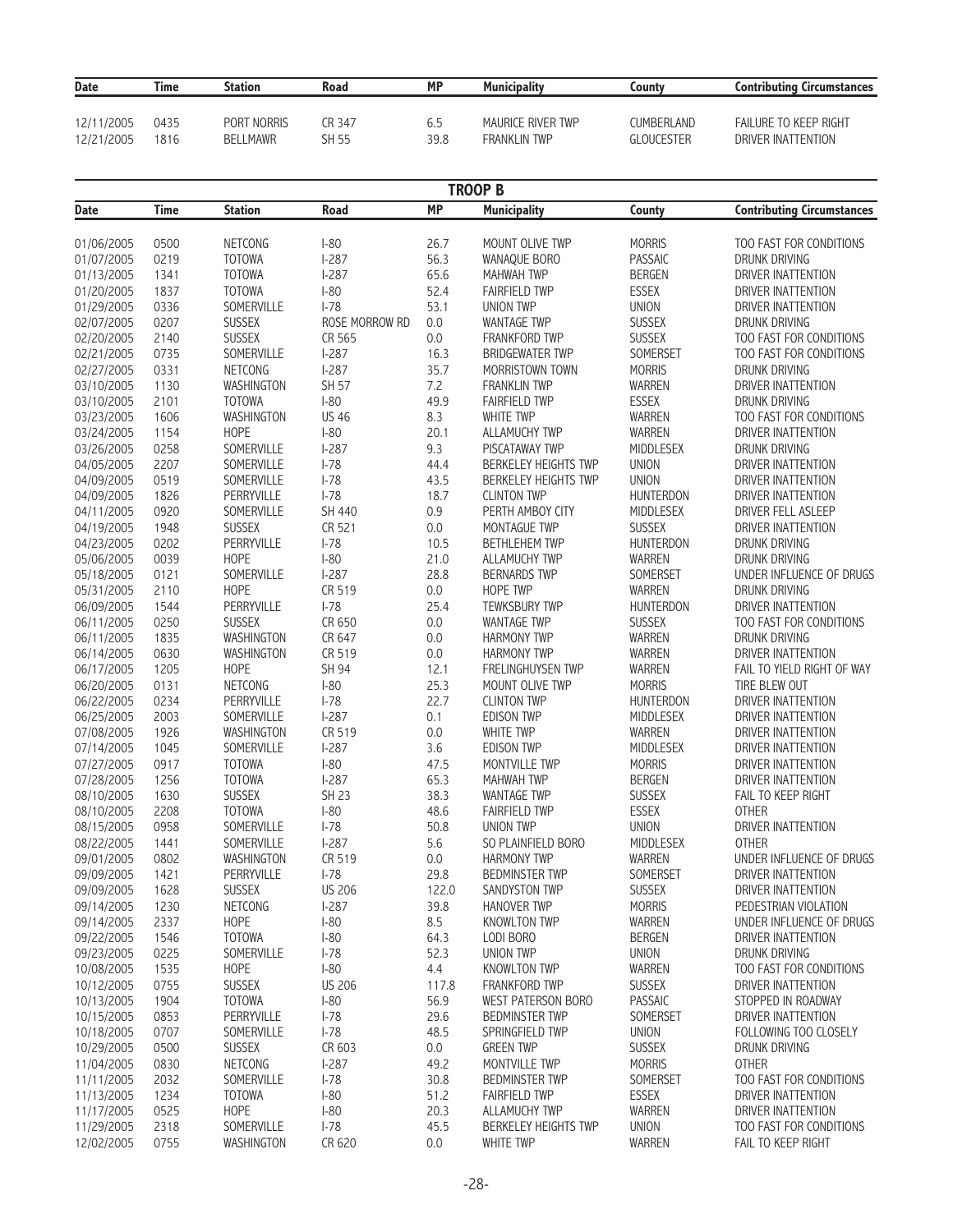| Date | Time | Station | Road | MP | Municipality | County | Contributing Circumstances |
|---|---|---|---|---|---|---|---|
| 12/11/2005 | 0435 | PORT NORRIS | CR 347 | 6.5 | MAURICE RIVER TWP | CUMBERLAND | FAILURE TO KEEP RIGHT |
| 12/21/2005 | 1816 | BELLMAWR | SH 55 | 39.8 | FRANKLIN TWP | GLOUCESTER | DRIVER INATTENTION |

## TROOP B

| Date | Time | Station | Road | MP | Municipality | County | Contributing Circumstances |
|---|---|---|---|---|---|---|---|
| 01/06/2005 | 0500 | NETCONG | I-80 | 26.7 | MOUNT OLIVE TWP | MORRIS | TOO FAST FOR CONDITIONS |
| 01/07/2005 | 0219 | TOTOWA | I-287 | 56.3 | WANAQUE BORO | PASSAIC | DRUNK DRIVING |
| 01/13/2005 | 1341 | TOTOWA | I-287 | 65.6 | MAHWAH TWP | BERGEN | DRIVER INATTENTION |
| 01/20/2005 | 1837 | TOTOWA | I-80 | 52.4 | FAIRFIELD TWP | ESSEX | DRIVER INATTENTION |
| 01/29/2005 | 0336 | SOMERVILLE | I-78 | 53.1 | UNION TWP | UNION | DRIVER INATTENTION |
| 02/07/2005 | 0207 | SUSSEX | ROSE MORROW RD | 0.0 | WANTAGE TWP | SUSSEX | DRUNK DRIVING |
| 02/20/2005 | 2140 | SUSSEX | CR 565 | 0.0 | FRANKFORD TWP | SUSSEX | TOO FAST FOR CONDITIONS |
| 02/21/2005 | 0735 | SOMERVILLE | I-287 | 16.3 | BRIDGEWATER TWP | SOMERSET | TOO FAST FOR CONDITIONS |
| 02/27/2005 | 0331 | NETCONG | I-287 | 35.7 | MORRISTOWN TOWN | MORRIS | DRUNK DRIVING |
| 03/10/2005 | 1130 | WASHINGTON | SH 57 | 7.2 | FRANKLIN TWP | WARREN | DRIVER INATTENTION |
| 03/10/2005 | 2101 | TOTOWA | I-80 | 49.9 | FAIRFIELD TWP | ESSEX | DRUNK DRIVING |
| 03/23/2005 | 1606 | WASHINGTON | US 46 | 8.3 | WHITE TWP | WARREN | TOO FAST FOR CONDITIONS |
| 03/24/2005 | 1154 | HOPE | I-80 | 20.1 | ALLAMUCHY TWP | WARREN | DRIVER INATTENTION |
| 03/26/2005 | 0258 | SOMERVILLE | I-287 | 9.3 | PISCATAWAY TWP | MIDDLESEX | DRUNK DRIVING |
| 04/05/2005 | 2207 | SOMERVILLE | I-78 | 44.4 | BERKELEY HEIGHTS TWP | UNION | DRIVER INATTENTION |
| 04/09/2005 | 0519 | SOMERVILLE | I-78 | 43.5 | BERKELEY HEIGHTS TWP | UNION | DRIVER INATTENTION |
| 04/09/2005 | 1826 | PERRYVILLE | I-78 | 18.7 | CLINTON TWP | HUNTERDON | DRIVER INATTENTION |
| 04/11/2005 | 0920 | SOMERVILLE | SH 440 | 0.9 | PERTH AMBOY CITY | MIDDLESEX | DRIVER FELL ASLEEP |
| 04/19/2005 | 1948 | SUSSEX | CR 521 | 0.0 | MONTAGUE TWP | SUSSEX | DRIVER INATTENTION |
| 04/23/2005 | 0202 | PERRYVILLE | I-78 | 10.5 | BETHLEHEM TWP | HUNTERDON | DRUNK DRIVING |
| 05/06/2005 | 0039 | HOPE | I-80 | 21.0 | ALLAMUCHY TWP | WARREN | DRUNK DRIVING |
| 05/18/2005 | 0121 | SOMERVILLE | I-287 | 28.8 | BERNARDS TWP | SOMERSET | UNDER INFLUENCE OF DRUGS |
| 05/31/2005 | 2110 | HOPE | CR 519 | 0.0 | HOPE TWP | WARREN | DRUNK DRIVING |
| 06/09/2005 | 1544 | PERRYVILLE | I-78 | 25.4 | TEWKSBURY TWP | HUNTERDON | DRIVER INATTENTION |
| 06/11/2005 | 0250 | SUSSEX | CR 650 | 0.0 | WANTAGE TWP | SUSSEX | TOO FAST FOR CONDITIONS |
| 06/11/2005 | 1835 | WASHINGTON | CR 647 | 0.0 | HARMONY TWP | WARREN | DRUNK DRIVING |
| 06/14/2005 | 0630 | WASHINGTON | CR 519 | 0.0 | HARMONY TWP | WARREN | DRIVER INATTENTION |
| 06/17/2005 | 1205 | HOPE | SH 94 | 12.1 | FRELINGHUYSEN TWP | WARREN | FAIL TO YIELD RIGHT OF WAY |
| 06/20/2005 | 0131 | NETCONG | I-80 | 25.3 | MOUNT OLIVE TWP | MORRIS | TIRE BLEW OUT |
| 06/22/2005 | 0234 | PERRYVILLE | I-78 | 22.7 | CLINTON TWP | HUNTERDON | DRIVER INATTENTION |
| 06/25/2005 | 2003 | SOMERVILLE | I-287 | 0.1 | EDISON TWP | MIDDLESEX | DRIVER INATTENTION |
| 07/08/2005 | 1926 | WASHINGTON | CR 519 | 0.0 | WHITE TWP | WARREN | DRIVER INATTENTION |
| 07/14/2005 | 1045 | SOMERVILLE | I-287 | 3.6 | EDISON TWP | MIDDLESEX | DRIVER INATTENTION |
| 07/27/2005 | 0917 | TOTOWA | I-80 | 47.5 | MONTVILLE TWP | MORRIS | DRIVER INATTENTION |
| 07/28/2005 | 1256 | TOTOWA | I-287 | 65.3 | MAHWAH TWP | BERGEN | DRIVER INATTENTION |
| 08/10/2005 | 1630 | SUSSEX | SH 23 | 38.3 | WANTAGE TWP | SUSSEX | FAIL TO KEEP RIGHT |
| 08/10/2005 | 2208 | TOTOWA | I-80 | 48.6 | FAIRFIELD TWP | ESSEX | OTHER |
| 08/15/2005 | 0958 | SOMERVILLE | I-78 | 50.8 | UNION TWP | UNION | DRIVER INATTENTION |
| 08/22/2005 | 1441 | SOMERVILLE | I-287 | 5.6 | SO PLAINFIELD BORO | MIDDLESEX | OTHER |
| 09/01/2005 | 0802 | WASHINGTON | CR 519 | 0.0 | HARMONY TWP | WARREN | UNDER INFLUENCE OF DRUGS |
| 09/09/2005 | 1421 | PERRYVILLE | I-78 | 29.8 | BEDMINSTER TWP | SOMERSET | DRIVER INATTENTION |
| 09/09/2005 | 1628 | SUSSEX | US 206 | 122.0 | SANDYSTON TWP | SUSSEX | DRIVER INATTENTION |
| 09/14/2005 | 1230 | NETCONG | I-287 | 39.8 | HANOVER TWP | MORRIS | PEDESTRIAN VIOLATION |
| 09/14/2005 | 2337 | HOPE | I-80 | 8.5 | KNOWLTON TWP | WARREN | UNDER INFLUENCE OF DRUGS |
| 09/22/2005 | 1546 | TOTOWA | I-80 | 64.3 | LODI BORO | BERGEN | DRIVER INATTENTION |
| 09/23/2005 | 0225 | SOMERVILLE | I-78 | 52.3 | UNION TWP | UNION | DRUNK DRIVING |
| 10/08/2005 | 1535 | HOPE | I-80 | 4.4 | KNOWLTON TWP | WARREN | TOO FAST FOR CONDITIONS |
| 10/12/2005 | 0755 | SUSSEX | US 206 | 117.8 | FRANKFORD TWP | SUSSEX | DRIVER INATTENTION |
| 10/13/2005 | 1904 | TOTOWA | I-80 | 56.9 | WEST PATERSON BORO | PASSAIC | STOPPED IN ROADWAY |
| 10/15/2005 | 0853 | PERRYVILLE | I-78 | 29.6 | BEDMINSTER TWP | SOMERSET | DRIVER INATTENTION |
| 10/18/2005 | 0707 | SOMERVILLE | I-78 | 48.5 | SPRINGFIELD TWP | UNION | FOLLOWING TOO CLOSELY |
| 10/29/2005 | 0500 | SUSSEX | CR 603 | 0.0 | GREEN TWP | SUSSEX | DRUNK DRIVING |
| 11/04/2005 | 0830 | NETCONG | I-287 | 49.2 | MONTVILLE TWP | MORRIS | OTHER |
| 11/11/2005 | 2032 | SOMERVILLE | I-78 | 30.8 | BEDMINSTER TWP | SOMERSET | TOO FAST FOR CONDITIONS |
| 11/13/2005 | 1234 | TOTOWA | I-80 | 51.2 | FAIRFIELD TWP | ESSEX | DRIVER INATTENTION |
| 11/17/2005 | 0525 | HOPE | I-80 | 20.3 | ALLAMUCHY TWP | WARREN | DRIVER INATTENTION |
| 11/29/2005 | 2318 | SOMERVILLE | I-78 | 45.5 | BERKELEY HEIGHTS TWP | UNION | TOO FAST FOR CONDITIONS |
| 12/02/2005 | 0755 | WASHINGTON | CR 620 | 0.0 | WHITE TWP | WARREN | FAIL TO KEEP RIGHT |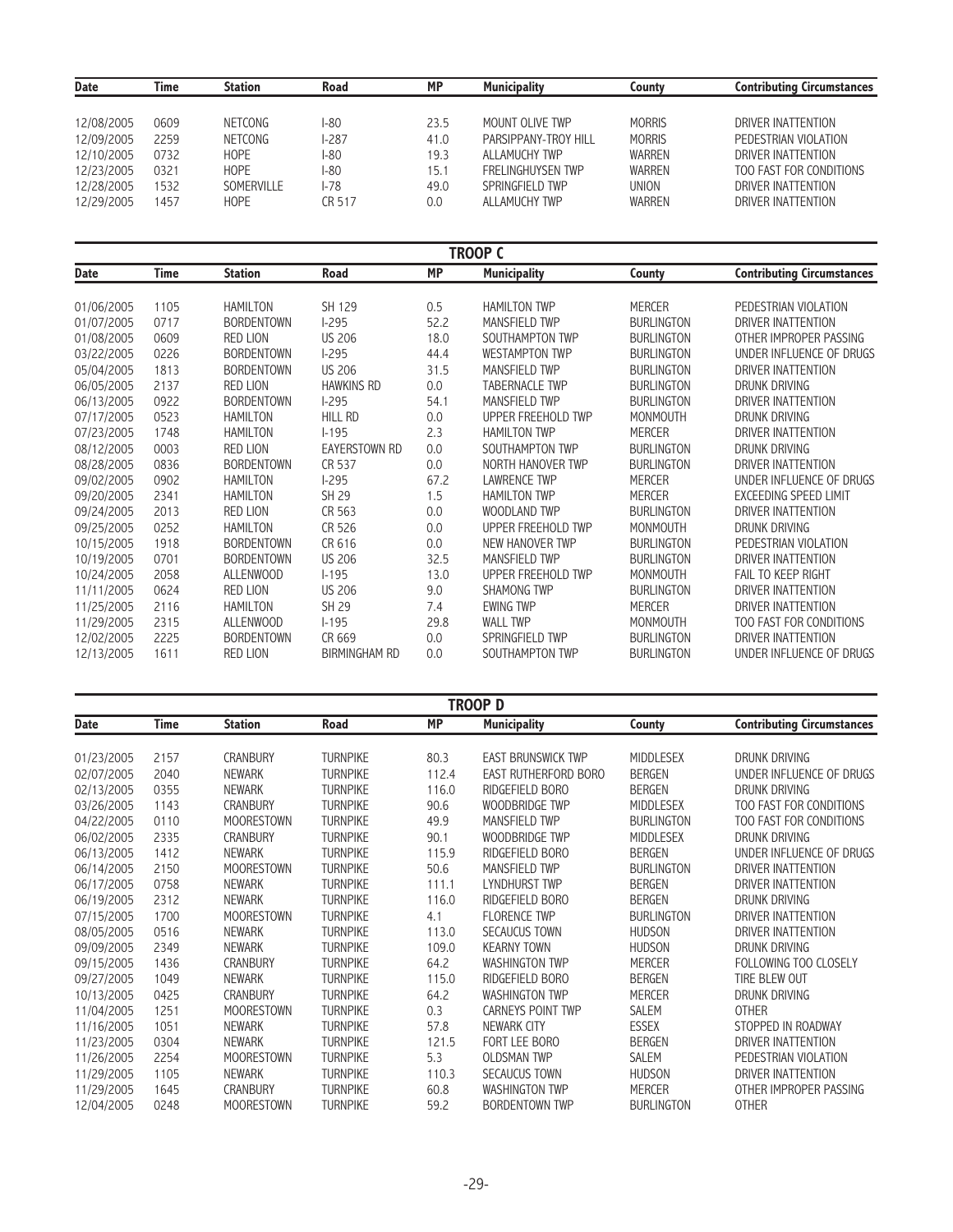| Date | Time | Station | Road | MP | Municipality | County | Contributing Circumstances |
|---|---|---|---|---|---|---|---|
| 12/08/2005 | 0609 | NETCONG | I-80 | 23.5 | MOUNT OLIVE TWP | MORRIS | DRIVER INATTENTION |
| 12/09/2005 | 2259 | NETCONG | I-287 | 41.0 | PARSIPPANY-TROY HILL | MORRIS | PEDESTRIAN VIOLATION |
| 12/10/2005 | 0732 | HOPE | I-80 | 19.3 | ALLAMUCHY TWP | WARREN | DRIVER INATTENTION |
| 12/23/2005 | 0321 | HOPE | I-80 | 15.1 | FRELINGHUYSEN TWP | WARREN | TOO FAST FOR CONDITIONS |
| 12/28/2005 | 1532 | SOMERVILLE | I-78 | 49.0 | SPRINGFIELD TWP | UNION | DRIVER INATTENTION |
| 12/29/2005 | 1457 | HOPE | CR 517 | 0.0 | ALLAMUCHY TWP | WARREN | DRIVER INATTENTION |

## TROOP C

| Date | Time | Station | Road | MP | Municipality | County | Contributing Circumstances |
|---|---|---|---|---|---|---|---|
| 01/06/2005 | 1105 | HAMILTON | SH 129 | 0.5 | HAMILTON TWP | MERCER | PEDESTRIAN VIOLATION |
| 01/07/2005 | 0717 | BORDENTOWN | I-295 | 52.2 | MANSFIELD TWP | BURLINGTON | DRIVER INATTENTION |
| 01/08/2005 | 0609 | RED LION | US 206 | 18.0 | SOUTHAMPTON TWP | BURLINGTON | OTHER IMPROPER PASSING |
| 03/22/2005 | 0226 | BORDENTOWN | I-295 | 44.4 | WESTAMPTON TWP | BURLINGTON | UNDER INFLUENCE OF DRUGS |
| 05/04/2005 | 1813 | BORDENTOWN | US 206 | 31.5 | MANSFIELD TWP | BURLINGTON | DRIVER INATTENTION |
| 06/05/2005 | 2137 | RED LION | HAWKINS RD | 0.0 | TABERNACLE TWP | BURLINGTON | DRUNK DRIVING |
| 06/13/2005 | 0922 | BORDENTOWN | I-295 | 54.1 | MANSFIELD TWP | BURLINGTON | DRIVER INATTENTION |
| 07/17/2005 | 0523 | HAMILTON | HILL RD | 0.0 | UPPER FREEHOLD TWP | MONMOUTH | DRUNK DRIVING |
| 07/23/2005 | 1748 | HAMILTON | I-195 | 2.3 | HAMILTON TWP | MERCER | DRIVER INATTENTION |
| 08/12/2005 | 0003 | RED LION | EAYERSTOWN RD | 0.0 | SOUTHAMPTON TWP | BURLINGTON | DRUNK DRIVING |
| 08/28/2005 | 0836 | BORDENTOWN | CR 537 | 0.0 | NORTH HANOVER TWP | BURLINGTON | DRIVER INATTENTION |
| 09/02/2005 | 0902 | HAMILTON | I-295 | 67.2 | LAWRENCE TWP | MERCER | UNDER INFLUENCE OF DRUGS |
| 09/20/2005 | 2341 | HAMILTON | SH 29 | 1.5 | HAMILTON TWP | MERCER | EXCEEDING SPEED LIMIT |
| 09/24/2005 | 2013 | RED LION | CR 563 | 0.0 | WOODLAND TWP | BURLINGTON | DRIVER INATTENTION |
| 09/25/2005 | 0252 | HAMILTON | CR 526 | 0.0 | UPPER FREEHOLD TWP | MONMOUTH | DRUNK DRIVING |
| 10/15/2005 | 1918 | BORDENTOWN | CR 616 | 0.0 | NEW HANOVER TWP | BURLINGTON | PEDESTRIAN VIOLATION |
| 10/19/2005 | 0701 | BORDENTOWN | US 206 | 32.5 | MANSFIELD TWP | BURLINGTON | DRIVER INATTENTION |
| 10/24/2005 | 2058 | ALLENWOOD | I-195 | 13.0 | UPPER FREEHOLD TWP | MONMOUTH | FAIL TO KEEP RIGHT |
| 11/11/2005 | 0624 | RED LION | US 206 | 9.0 | SHAMONG TWP | BURLINGTON | DRIVER INATTENTION |
| 11/25/2005 | 2116 | HAMILTON | SH 29 | 7.4 | EWING TWP | MERCER | DRIVER INATTENTION |
| 11/29/2005 | 2315 | ALLENWOOD | I-195 | 29.8 | WALL TWP | MONMOUTH | TOO FAST FOR CONDITIONS |
| 12/02/2005 | 2225 | BORDENTOWN | CR 669 | 0.0 | SPRINGFIELD TWP | BURLINGTON | DRIVER INATTENTION |
| 12/13/2005 | 1611 | RED LION | BIRMINGHAM RD | 0.0 | SOUTHAMPTON TWP | BURLINGTON | UNDER INFLUENCE OF DRUGS |

## TROOP D

| Date | Time | Station | Road | MP | Municipality | County | Contributing Circumstances |
|---|---|---|---|---|---|---|---|
| 01/23/2005 | 2157 | CRANBURY | TURNPIKE | 80.3 | EAST BRUNSWICK TWP | MIDDLESEX | DRUNK DRIVING |
| 02/07/2005 | 2040 | NEWARK | TURNPIKE | 112.4 | EAST RUTHERFORD BORO | BERGEN | UNDER INFLUENCE OF DRUGS |
| 02/13/2005 | 0355 | NEWARK | TURNPIKE | 116.0 | RIDGEFIELD BORO | BERGEN | DRUNK DRIVING |
| 03/26/2005 | 1143 | CRANBURY | TURNPIKE | 90.6 | WOODBRIDGE TWP | MIDDLESEX | TOO FAST FOR CONDITIONS |
| 04/22/2005 | 0110 | MOORESTOWN | TURNPIKE | 49.9 | MANSFIELD TWP | BURLINGTON | TOO FAST FOR CONDITIONS |
| 06/02/2005 | 2335 | CRANBURY | TURNPIKE | 90.1 | WOODBRIDGE TWP | MIDDLESEX | DRUNK DRIVING |
| 06/13/2005 | 1412 | NEWARK | TURNPIKE | 115.9 | RIDGEFIELD BORO | BERGEN | UNDER INFLUENCE OF DRUGS |
| 06/14/2005 | 2150 | MOORESTOWN | TURNPIKE | 50.6 | MANSFIELD TWP | BURLINGTON | DRIVER INATTENTION |
| 06/17/2005 | 0758 | NEWARK | TURNPIKE | 111.1 | LYNDHURST TWP | BERGEN | DRIVER INATTENTION |
| 06/19/2005 | 2312 | NEWARK | TURNPIKE | 116.0 | RIDGEFIELD BORO | BERGEN | DRUNK DRIVING |
| 07/15/2005 | 1700 | MOORESTOWN | TURNPIKE | 4.1 | FLORENCE TWP | BURLINGTON | DRIVER INATTENTION |
| 08/05/2005 | 0516 | NEWARK | TURNPIKE | 113.0 | SECAUCUS TOWN | HUDSON | DRIVER INATTENTION |
| 09/09/2005 | 2349 | NEWARK | TURNPIKE | 109.0 | KEARNY TOWN | HUDSON | DRUNK DRIVING |
| 09/15/2005 | 1436 | CRANBURY | TURNPIKE | 64.2 | WASHINGTON TWP | MERCER | FOLLOWING TOO CLOSELY |
| 09/27/2005 | 1049 | NEWARK | TURNPIKE | 115.0 | RIDGEFIELD BORO | BERGEN | TIRE BLEW OUT |
| 10/13/2005 | 0425 | CRANBURY | TURNPIKE | 64.2 | WASHINGTON TWP | MERCER | DRUNK DRIVING |
| 11/04/2005 | 1251 | MOORESTOWN | TURNPIKE | 0.3 | CARNEYS POINT TWP | SALEM | OTHER |
| 11/16/2005 | 1051 | NEWARK | TURNPIKE | 57.8 | NEWARK CITY | ESSEX | STOPPED IN ROADWAY |
| 11/23/2005 | 0304 | NEWARK | TURNPIKE | 121.5 | FORT LEE BORO | BERGEN | DRIVER INATTENTION |
| 11/26/2005 | 2254 | MOORESTOWN | TURNPIKE | 5.3 | OLDSMAN TWP | SALEM | PEDESTRIAN VIOLATION |
| 11/29/2005 | 1105 | NEWARK | TURNPIKE | 110.3 | SECAUCUS TOWN | HUDSON | DRIVER INATTENTION |
| 11/29/2005 | 1645 | CRANBURY | TURNPIKE | 60.8 | WASHINGTON TWP | MERCER | OTHER IMPROPER PASSING |
| 12/04/2005 | 0248 | MOORESTOWN | TURNPIKE | 59.2 | BORDENTOWN TWP | BURLINGTON | OTHER |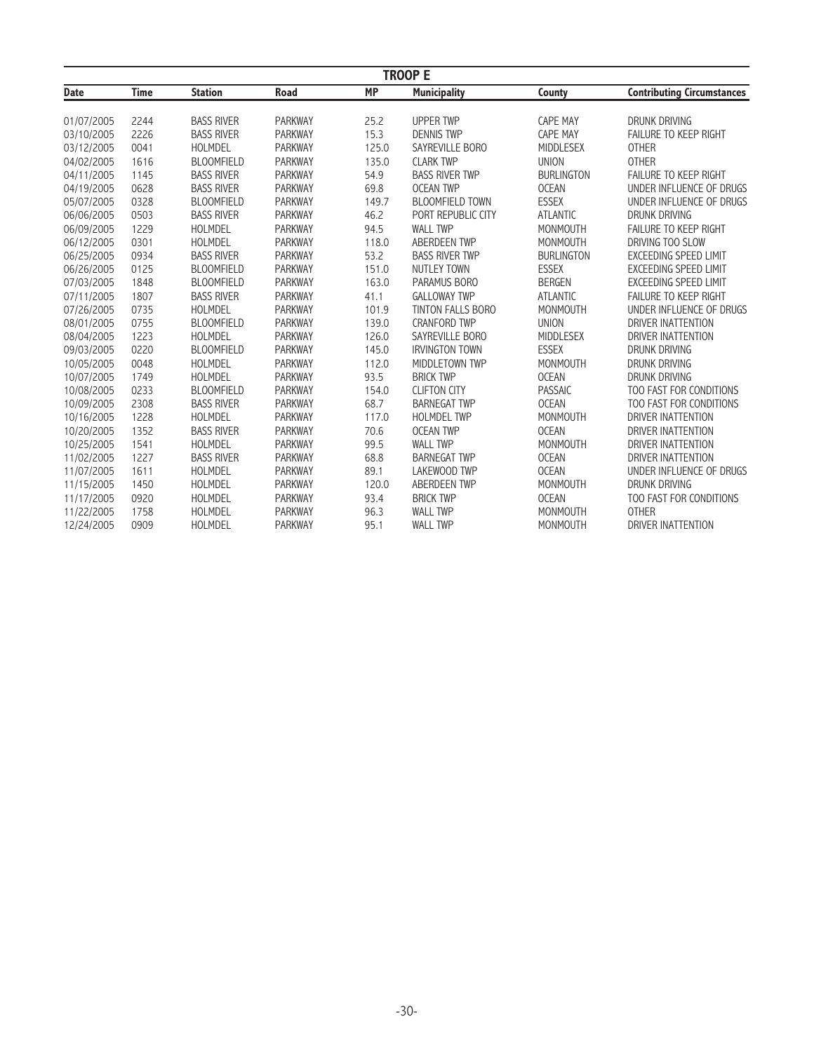## TROOP E

| Date | Time | Station | Road | MP | Municipality | County | Contributing Circumstances |
|---|---|---|---|---|---|---|---|
| 01/07/2005 | 2244 | BASS RIVER | PARKWAY | 25.2 | UPPER TWP | CAPE MAY | DRUNK DRIVING |
| 03/10/2005 | 2226 | BASS RIVER | PARKWAY | 15.3 | DENNIS TWP | CAPE MAY | FAILURE TO KEEP RIGHT |
| 03/12/2005 | 0041 | HOLMDEL | PARKWAY | 125.0 | SAYREVILLE BORO | MIDDLESEX | OTHER |
| 04/02/2005 | 1616 | BLOOMFIELD | PARKWAY | 135.0 | CLARK TWP | UNION | OTHER |
| 04/11/2005 | 1145 | BASS RIVER | PARKWAY | 54.9 | BASS RIVER TWP | BURLINGTON | FAILURE TO KEEP RIGHT |
| 04/19/2005 | 0628 | BASS RIVER | PARKWAY | 69.8 | OCEAN TWP | OCEAN | UNDER INFLUENCE OF DRUGS |
| 05/07/2005 | 0328 | BLOOMFIELD | PARKWAY | 149.7 | BLOOMFIELD TOWN | ESSEX | UNDER INFLUENCE OF DRUGS |
| 06/06/2005 | 0503 | BASS RIVER | PARKWAY | 46.2 | PORT REPUBLIC CITY | ATLANTIC | DRUNK DRIVING |
| 06/09/2005 | 1229 | HOLMDEL | PARKWAY | 94.5 | WALL TWP | MONMOUTH | FAILURE TO KEEP RIGHT |
| 06/12/2005 | 0301 | HOLMDEL | PARKWAY | 118.0 | ABERDEEN TWP | MONMOUTH | DRIVING TOO SLOW |
| 06/25/2005 | 0934 | BASS RIVER | PARKWAY | 53.2 | BASS RIVER TWP | BURLINGTON | EXCEEDING SPEED LIMIT |
| 06/26/2005 | 0125 | BLOOMFIELD | PARKWAY | 151.0 | NUTLEY TOWN | ESSEX | EXCEEDING SPEED LIMIT |
| 07/03/2005 | 1848 | BLOOMFIELD | PARKWAY | 163.0 | PARAMUS BORO | BERGEN | EXCEEDING SPEED LIMIT |
| 07/11/2005 | 1807 | BASS RIVER | PARKWAY | 41.1 | GALLOWAY TWP | ATLANTIC | FAILURE TO KEEP RIGHT |
| 07/26/2005 | 0735 | HOLMDEL | PARKWAY | 101.9 | TINTON FALLS BORO | MONMOUTH | UNDER INFLUENCE OF DRUGS |
| 08/01/2005 | 0755 | BLOOMFIELD | PARKWAY | 139.0 | CRANFORD TWP | UNION | DRIVER INATTENTION |
| 08/04/2005 | 1223 | HOLMDEL | PARKWAY | 126.0 | SAYREVILLE BORO | MIDDLESEX | DRIVER INATTENTION |
| 09/03/2005 | 0220 | BLOOMFIELD | PARKWAY | 145.0 | IRVINGTON TOWN | ESSEX | DRUNK DRIVING |
| 10/05/2005 | 0048 | HOLMDEL | PARKWAY | 112.0 | MIDDLETOWN TWP | MONMOUTH | DRUNK DRIVING |
| 10/07/2005 | 1749 | HOLMDEL | PARKWAY | 93.5 | BRICK TWP | OCEAN | DRUNK DRIVING |
| 10/08/2005 | 0233 | BLOOMFIELD | PARKWAY | 154.0 | CLIFTON CITY | PASSAIC | TOO FAST FOR CONDITIONS |
| 10/09/2005 | 2308 | BASS RIVER | PARKWAY | 68.7 | BARNEGAT TWP | OCEAN | TOO FAST FOR CONDITIONS |
| 10/16/2005 | 1228 | HOLMDEL | PARKWAY | 117.0 | HOLMDEL TWP | MONMOUTH | DRIVER INATTENTION |
| 10/20/2005 | 1352 | BASS RIVER | PARKWAY | 70.6 | OCEAN TWP | OCEAN | DRIVER INATTENTION |
| 10/25/2005 | 1541 | HOLMDEL | PARKWAY | 99.5 | WALL TWP | MONMOUTH | DRIVER INATTENTION |
| 11/02/2005 | 1227 | BASS RIVER | PARKWAY | 68.8 | BARNEGAT TWP | OCEAN | DRIVER INATTENTION |
| 11/07/2005 | 1611 | HOLMDEL | PARKWAY | 89.1 | LAKEWOOD TWP | OCEAN | UNDER INFLUENCE OF DRUGS |
| 11/15/2005 | 1450 | HOLMDEL | PARKWAY | 120.0 | ABERDEEN TWP | MONMOUTH | DRUNK DRIVING |
| 11/17/2005 | 0920 | HOLMDEL | PARKWAY | 93.4 | BRICK TWP | OCEAN | TOO FAST FOR CONDITIONS |
| 11/22/2005 | 1758 | HOLMDEL | PARKWAY | 96.3 | WALL TWP | MONMOUTH | OTHER |
| 12/24/2005 | 0909 | HOLMDEL | PARKWAY | 95.1 | WALL TWP | MONMOUTH | DRIVER INATTENTION |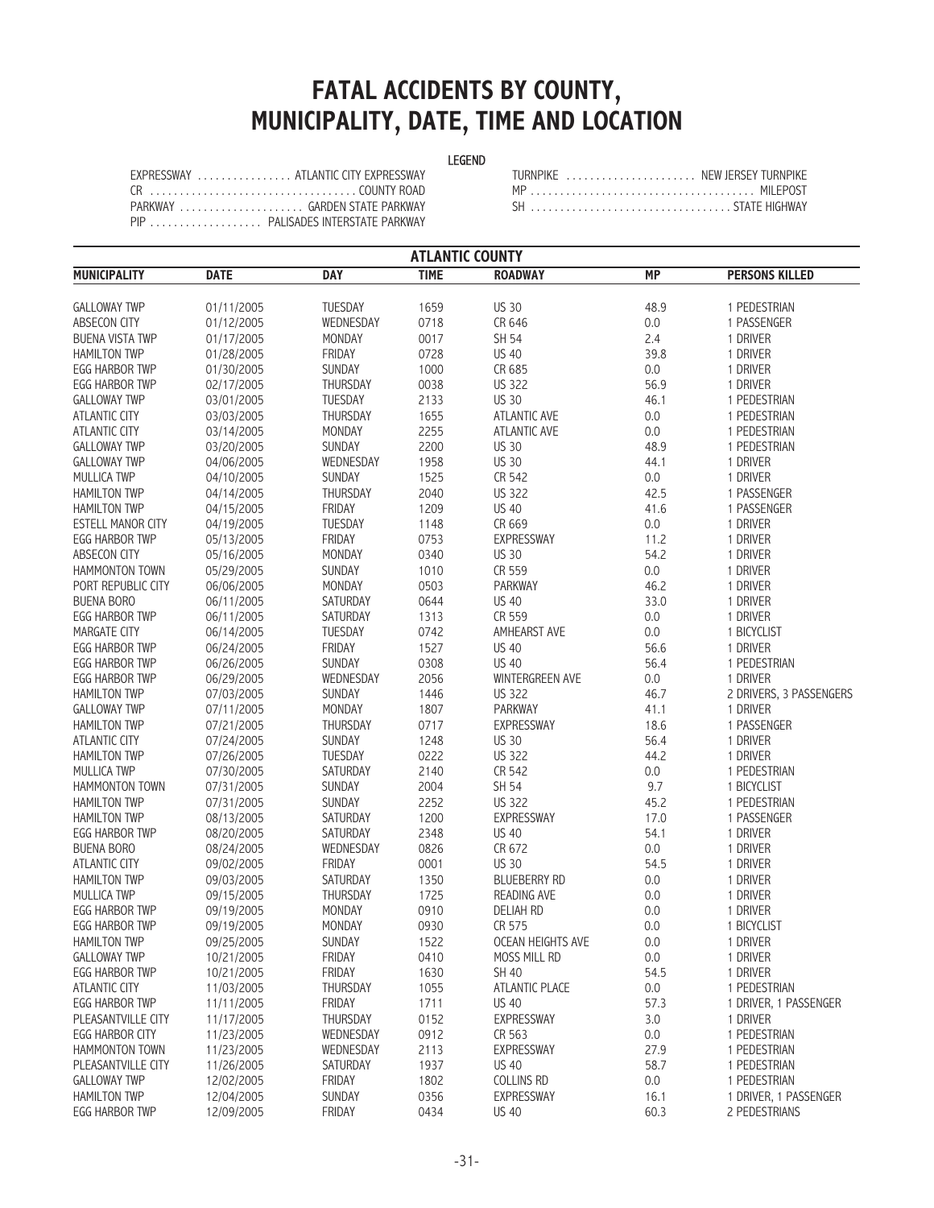# FATAL ACCIDENTS BY COUNTY, MUNICIPALITY, DATE, TIME AND LOCATION

**LEGEND**

EXPRESSWAY ................ ATLANTIC CITY EXPRESSWAY
CR .................................. COUNTY ROAD
PARKWAY ..................... GARDEN STATE PARKWAY
PIP ................... PALISADES INTERSTATE PARKWAY
TURNPIKE ...................... NEW JERSEY TURNPIKE
MP ...................................... MILEPOST
SH .................................. STATE HIGHWAY

## ATLANTIC COUNTY

| MUNICIPALITY | DATE | DAY | TIME | ROADWAY | MP | PERSONS KILLED |
|---|---|---|---|---|---|---|
| GALLOWAY TWP | 01/11/2005 | TUESDAY | 1659 | US 30 | 48.9 | 1 PEDESTRIAN |
| ABSECON CITY | 01/12/2005 | WEDNESDAY | 0718 | CR 646 | 0.0 | 1 PASSENGER |
| BUENA VISTA TWP | 01/17/2005 | MONDAY | 0017 | SH 54 | 2.4 | 1 DRIVER |
| HAMILTON TWP | 01/28/2005 | FRIDAY | 0728 | US 40 | 39.8 | 1 DRIVER |
| EGG HARBOR TWP | 01/30/2005 | SUNDAY | 1000 | CR 685 | 0.0 | 1 DRIVER |
| EGG HARBOR TWP | 02/17/2005 | THURSDAY | 0038 | US 322 | 56.9 | 1 DRIVER |
| GALLOWAY TWP | 03/01/2005 | TUESDAY | 2133 | US 30 | 46.1 | 1 PEDESTRIAN |
| ATLANTIC CITY | 03/03/2005 | THURSDAY | 1655 | ATLANTIC AVE | 0.0 | 1 PEDESTRIAN |
| ATLANTIC CITY | 03/14/2005 | MONDAY | 2255 | ATLANTIC AVE | 0.0 | 1 PEDESTRIAN |
| GALLOWAY TWP | 03/20/2005 | SUNDAY | 2200 | US 30 | 48.9 | 1 PEDESTRIAN |
| GALLOWAY TWP | 04/06/2005 | WEDNESDAY | 1958 | US 30 | 44.1 | 1 DRIVER |
| MULLICA TWP | 04/10/2005 | SUNDAY | 1525 | CR 542 | 0.0 | 1 DRIVER |
| HAMILTON TWP | 04/14/2005 | THURSDAY | 2040 | US 322 | 42.5 | 1 PASSENGER |
| HAMILTON TWP | 04/15/2005 | FRIDAY | 1209 | US 40 | 41.6 | 1 PASSENGER |
| ESTELL MANOR CITY | 04/19/2005 | TUESDAY | 1148 | CR 669 | 0.0 | 1 DRIVER |
| EGG HARBOR TWP | 05/13/2005 | FRIDAY | 0753 | EXPRESSWAY | 11.2 | 1 DRIVER |
| ABSECON CITY | 05/16/2005 | MONDAY | 0340 | US 30 | 54.2 | 1 DRIVER |
| HAMMONTON TOWN | 05/29/2005 | SUNDAY | 1010 | CR 559 | 0.0 | 1 DRIVER |
| PORT REPUBLIC CITY | 06/06/2005 | MONDAY | 0503 | PARKWAY | 46.2 | 1 DRIVER |
| BUENA BORO | 06/11/2005 | SATURDAY | 0644 | US 40 | 33.0 | 1 DRIVER |
| EGG HARBOR TWP | 06/11/2005 | SATURDAY | 1313 | CR 559 | 0.0 | 1 DRIVER |
| MARGATE CITY | 06/14/2005 | TUESDAY | 0742 | AMHEARST AVE | 0.0 | 1 BICYCLIST |
| EGG HARBOR TWP | 06/24/2005 | FRIDAY | 1527 | US 40 | 56.6 | 1 DRIVER |
| EGG HARBOR TWP | 06/26/2005 | SUNDAY | 0308 | US 40 | 56.4 | 1 PEDESTRIAN |
| EGG HARBOR TWP | 06/29/2005 | WEDNESDAY | 2056 | WINTERGREEN AVE | 0.0 | 1 DRIVER |
| HAMILTON TWP | 07/03/2005 | SUNDAY | 1446 | US 322 | 46.7 | 2 DRIVERS, 3 PASSENGERS |
| GALLOWAY TWP | 07/11/2005 | MONDAY | 1807 | PARKWAY | 41.1 | 1 DRIVER |
| HAMILTON TWP | 07/21/2005 | THURSDAY | 0717 | EXPRESSWAY | 18.6 | 1 PASSENGER |
| ATLANTIC CITY | 07/24/2005 | SUNDAY | 1248 | US 30 | 56.4 | 1 DRIVER |
| HAMILTON TWP | 07/26/2005 | TUESDAY | 0222 | US 322 | 44.2 | 1 DRIVER |
| MULLICA TWP | 07/30/2005 | SATURDAY | 2140 | CR 542 | 0.0 | 1 PEDESTRIAN |
| HAMMONTON TOWN | 07/31/2005 | SUNDAY | 2004 | SH 54 | 9.7 | 1 BICYCLIST |
| HAMILTON TWP | 07/31/2005 | SUNDAY | 2252 | US 322 | 45.2 | 1 PEDESTRIAN |
| HAMILTON TWP | 08/13/2005 | SATURDAY | 1200 | EXPRESSWAY | 17.0 | 1 PASSENGER |
| EGG HARBOR TWP | 08/20/2005 | SATURDAY | 2348 | US 40 | 54.1 | 1 DRIVER |
| BUENA BORO | 08/24/2005 | WEDNESDAY | 0826 | CR 672 | 0.0 | 1 DRIVER |
| ATLANTIC CITY | 09/02/2005 | FRIDAY | 0001 | US 30 | 54.5 | 1 DRIVER |
| HAMILTON TWP | 09/03/2005 | SATURDAY | 1350 | BLUEBERRY RD | 0.0 | 1 DRIVER |
| MULLICA TWP | 09/15/2005 | THURSDAY | 1725 | READING AVE | 0.0 | 1 DRIVER |
| EGG HARBOR TWP | 09/19/2005 | MONDAY | 0910 | DELIAH RD | 0.0 | 1 DRIVER |
| EGG HARBOR TWP | 09/19/2005 | MONDAY | 0930 | CR 575 | 0.0 | 1 BICYCLIST |
| HAMILTON TWP | 09/25/2005 | SUNDAY | 1522 | OCEAN HEIGHTS AVE | 0.0 | 1 DRIVER |
| GALLOWAY TWP | 10/21/2005 | FRIDAY | 0410 | MOSS MILL RD | 0.0 | 1 DRIVER |
| EGG HARBOR TWP | 10/21/2005 | FRIDAY | 1630 | SH 40 | 54.5 | 1 DRIVER |
| ATLANTIC CITY | 11/03/2005 | THURSDAY | 1055 | ATLANTIC PLACE | 0.0 | 1 PEDESTRIAN |
| EGG HARBOR TWP | 11/11/2005 | FRIDAY | 1711 | US 40 | 57.3 | 1 DRIVER, 1 PASSENGER |
| PLEASANTVILLE CITY | 11/17/2005 | THURSDAY | 0152 | EXPRESSWAY | 3.0 | 1 DRIVER |
| EGG HARBOR CITY | 11/23/2005 | WEDNESDAY | 0912 | CR 563 | 0.0 | 1 PEDESTRIAN |
| HAMMONTON TOWN | 11/23/2005 | WEDNESDAY | 2113 | EXPRESSWAY | 27.9 | 1 PEDESTRIAN |
| PLEASANTVILLE CITY | 11/26/2005 | SATURDAY | 1937 | US 40 | 58.7 | 1 PEDESTRIAN |
| GALLOWAY TWP | 12/02/2005 | FRIDAY | 1802 | COLLINS RD | 0.0 | 1 PEDESTRIAN |
| HAMILTON TWP | 12/04/2005 | SUNDAY | 0356 | EXPRESSWAY | 16.1 | 1 DRIVER, 1 PASSENGER |
| EGG HARBOR TWP | 12/09/2005 | FRIDAY | 0434 | US 40 | 60.3 | 2 PEDESTRIANS |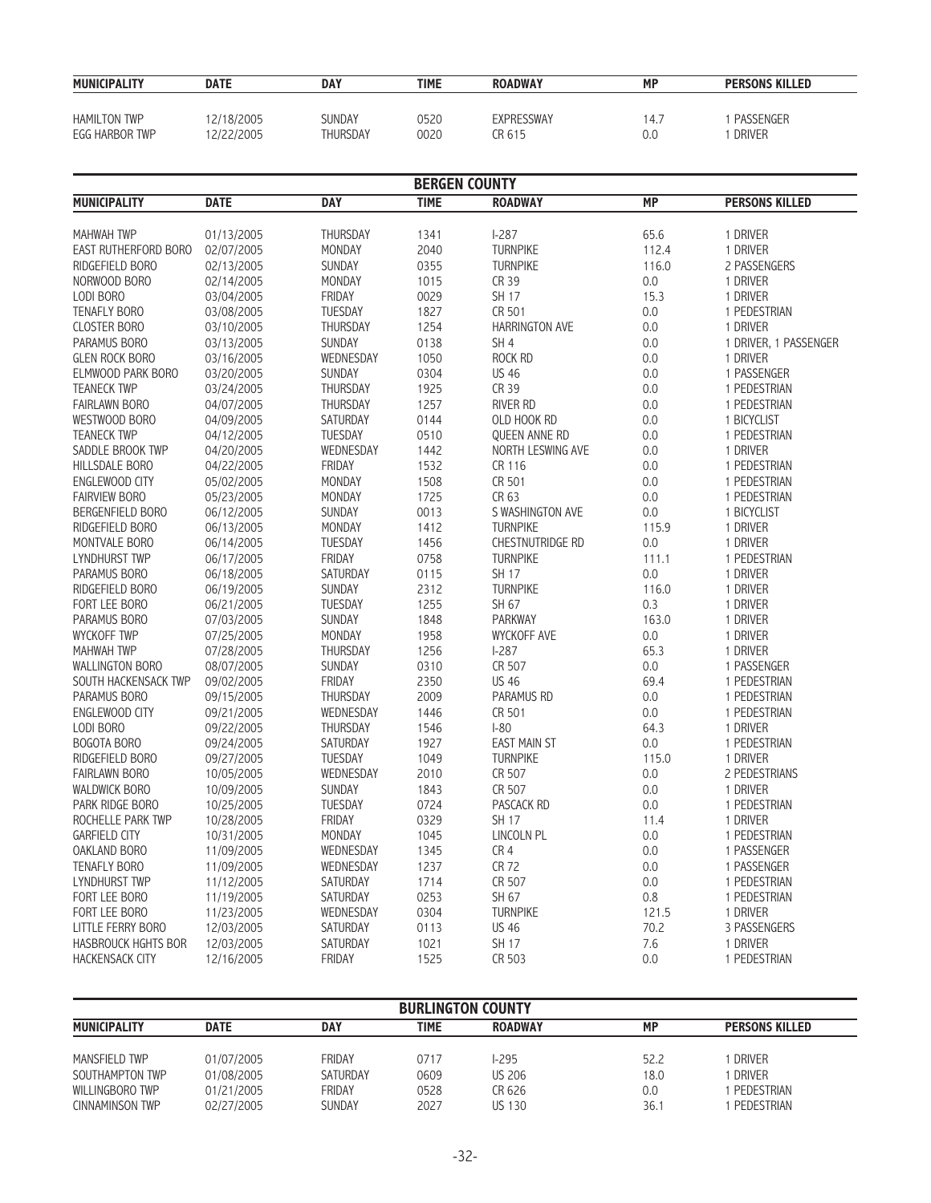| MUNICIPALITY | DATE | DAY | TIME | ROADWAY | MP | PERSONS KILLED |
|---|---|---|---|---|---|---|
| HAMILTON TWP | 12/18/2005 | SUNDAY | 0520 | EXPRESSWAY | 14.7 | 1 PASSENGER |
| EGG HARBOR TWP | 12/22/2005 | THURSDAY | 0020 | CR 615 | 0.0 | 1 DRIVER |

## BERGEN COUNTY

| MUNICIPALITY | DATE | DAY | TIME | ROADWAY | MP | PERSONS KILLED |
|---|---|---|---|---|---|---|
| MAHWAH TWP | 01/13/2005 | THURSDAY | 1341 | I-287 | 65.6 | 1 DRIVER |
| EAST RUTHERFORD BORO | 02/07/2005 | MONDAY | 2040 | TURNPIKE | 112.4 | 1 DRIVER |
| RIDGEFIELD BORO | 02/13/2005 | SUNDAY | 0355 | TURNPIKE | 116.0 | 2 PASSENGERS |
| NORWOOD BORO | 02/14/2005 | MONDAY | 1015 | CR 39 | 0.0 | 1 DRIVER |
| LODI BORO | 03/04/2005 | FRIDAY | 0029 | SH 17 | 15.3 | 1 DRIVER |
| TENAFLY BORO | 03/08/2005 | TUESDAY | 1827 | CR 501 | 0.0 | 1 PEDESTRIAN |
| CLOSTER BORO | 03/10/2005 | THURSDAY | 1254 | HARRINGTON AVE | 0.0 | 1 DRIVER |
| PARAMUS BORO | 03/13/2005 | SUNDAY | 0138 | SH 4 | 0.0 | 1 DRIVER, 1 PASSENGER |
| GLEN ROCK BORO | 03/16/2005 | WEDNESDAY | 1050 | ROCK RD | 0.0 | 1 DRIVER |
| ELMWOOD PARK BORO | 03/20/2005 | SUNDAY | 0304 | US 46 | 0.0 | 1 PASSENGER |
| TEANECK TWP | 03/24/2005 | THURSDAY | 1925 | CR 39 | 0.0 | 1 PEDESTRIAN |
| FAIRLAWN BORO | 04/07/2005 | THURSDAY | 1257 | RIVER RD | 0.0 | 1 PEDESTRIAN |
| WESTWOOD BORO | 04/09/2005 | SATURDAY | 0144 | OLD HOOK RD | 0.0 | 1 BICYCLIST |
| TEANECK TWP | 04/12/2005 | TUESDAY | 0510 | QUEEN ANNE RD | 0.0 | 1 PEDESTRIAN |
| SADDLE BROOK TWP | 04/20/2005 | WEDNESDAY | 1442 | NORTH LESWING AVE | 0.0 | 1 DRIVER |
| HILLSDALE BORO | 04/22/2005 | FRIDAY | 1532 | CR 116 | 0.0 | 1 PEDESTRIAN |
| ENGLEWOOD CITY | 05/02/2005 | MONDAY | 1508 | CR 501 | 0.0 | 1 PEDESTRIAN |
| FAIRVIEW BORO | 05/23/2005 | MONDAY | 1725 | CR 63 | 0.0 | 1 PEDESTRIAN |
| BERGENFIELD BORO | 06/12/2005 | SUNDAY | 0013 | S WASHINGTON AVE | 0.0 | 1 BICYCLIST |
| RIDGEFIELD BORO | 06/13/2005 | MONDAY | 1412 | TURNPIKE | 115.9 | 1 DRIVER |
| MONTVALE BORO | 06/14/2005 | TUESDAY | 1456 | CHESTNUTRIDGE RD | 0.0 | 1 DRIVER |
| LYNDHURST TWP | 06/17/2005 | FRIDAY | 0758 | TURNPIKE | 111.1 | 1 PEDESTRIAN |
| PARAMUS BORO | 06/18/2005 | SATURDAY | 0115 | SH 17 | 0.0 | 1 DRIVER |
| RIDGEFIELD BORO | 06/19/2005 | SUNDAY | 2312 | TURNPIKE | 116.0 | 1 DRIVER |
| FORT LEE BORO | 06/21/2005 | TUESDAY | 1255 | SH 67 | 0.3 | 1 DRIVER |
| PARAMUS BORO | 07/03/2005 | SUNDAY | 1848 | PARKWAY | 163.0 | 1 DRIVER |
| WYCKOFF TWP | 07/25/2005 | MONDAY | 1958 | WYCKOFF AVE | 0.0 | 1 DRIVER |
| MAHWAH TWP | 07/28/2005 | THURSDAY | 1256 | I-287 | 65.3 | 1 DRIVER |
| WALLINGTON BORO | 08/07/2005 | SUNDAY | 0310 | CR 507 | 0.0 | 1 PASSENGER |
| SOUTH HACKENSACK TWP | 09/02/2005 | FRIDAY | 2350 | US 46 | 69.4 | 1 PEDESTRIAN |
| PARAMUS BORO | 09/15/2005 | THURSDAY | 2009 | PARAMUS RD | 0.0 | 1 PEDESTRIAN |
| ENGLEWOOD CITY | 09/21/2005 | WEDNESDAY | 1446 | CR 501 | 0.0 | 1 PEDESTRIAN |
| LODI BORO | 09/22/2005 | THURSDAY | 1546 | I-80 | 64.3 | 1 DRIVER |
| BOGOTA BORO | 09/24/2005 | SATURDAY | 1927 | EAST MAIN ST | 0.0 | 1 PEDESTRIAN |
| RIDGEFIELD BORO | 09/27/2005 | TUESDAY | 1049 | TURNPIKE | 115.0 | 1 DRIVER |
| FAIRLAWN BORO | 10/05/2005 | WEDNESDAY | 2010 | CR 507 | 0.0 | 2 PEDESTRIANS |
| WALDWICK BORO | 10/09/2005 | SUNDAY | 1843 | CR 507 | 0.0 | 1 DRIVER |
| PARK RIDGE BORO | 10/25/2005 | TUESDAY | 0724 | PASCACK RD | 0.0 | 1 PEDESTRIAN |
| ROCHELLE PARK TWP | 10/28/2005 | FRIDAY | 0329 | SH 17 | 11.4 | 1 DRIVER |
| GARFIELD CITY | 10/31/2005 | MONDAY | 1045 | LINCOLN PL | 0.0 | 1 PEDESTRIAN |
| OAKLAND BORO | 11/09/2005 | WEDNESDAY | 1345 | CR 4 | 0.0 | 1 PASSENGER |
| TENAFLY BORO | 11/09/2005 | WEDNESDAY | 1237 | CR 72 | 0.0 | 1 PASSENGER |
| LYNDHURST TWP | 11/12/2005 | SATURDAY | 1714 | CR 507 | 0.0 | 1 PEDESTRIAN |
| FORT LEE BORO | 11/19/2005 | SATURDAY | 0253 | SH 67 | 0.8 | 1 PEDESTRIAN |
| FORT LEE BORO | 11/23/2005 | WEDNESDAY | 0304 | TURNPIKE | 121.5 | 1 DRIVER |
| LITTLE FERRY BORO | 12/03/2005 | SATURDAY | 0113 | US 46 | 70.2 | 3 PASSENGERS |
| HASBROUCK HGHTS BOR | 12/03/2005 | SATURDAY | 1021 | SH 17 | 7.6 | 1 DRIVER |
| HACKENSACK CITY | 12/16/2005 | FRIDAY | 1525 | CR 503 | 0.0 | 1 PEDESTRIAN |

## BURLINGTON COUNTY

| MUNICIPALITY | DATE | DAY | TIME | ROADWAY | MP | PERSONS KILLED |
|---|---|---|---|---|---|---|
| MANSFIELD TWP | 01/07/2005 | FRIDAY | 0717 | I-295 | 52.2 | 1 DRIVER |
| SOUTHAMPTON TWP | 01/08/2005 | SATURDAY | 0609 | US 206 | 18.0 | 1 DRIVER |
| WILLINGBORO TWP | 01/21/2005 | FRIDAY | 0528 | CR 626 | 0.0 | 1 PEDESTRIAN |
| CINNAMINSON TWP | 02/27/2005 | SUNDAY | 2027 | US 130 | 36.1 | 1 PEDESTRIAN |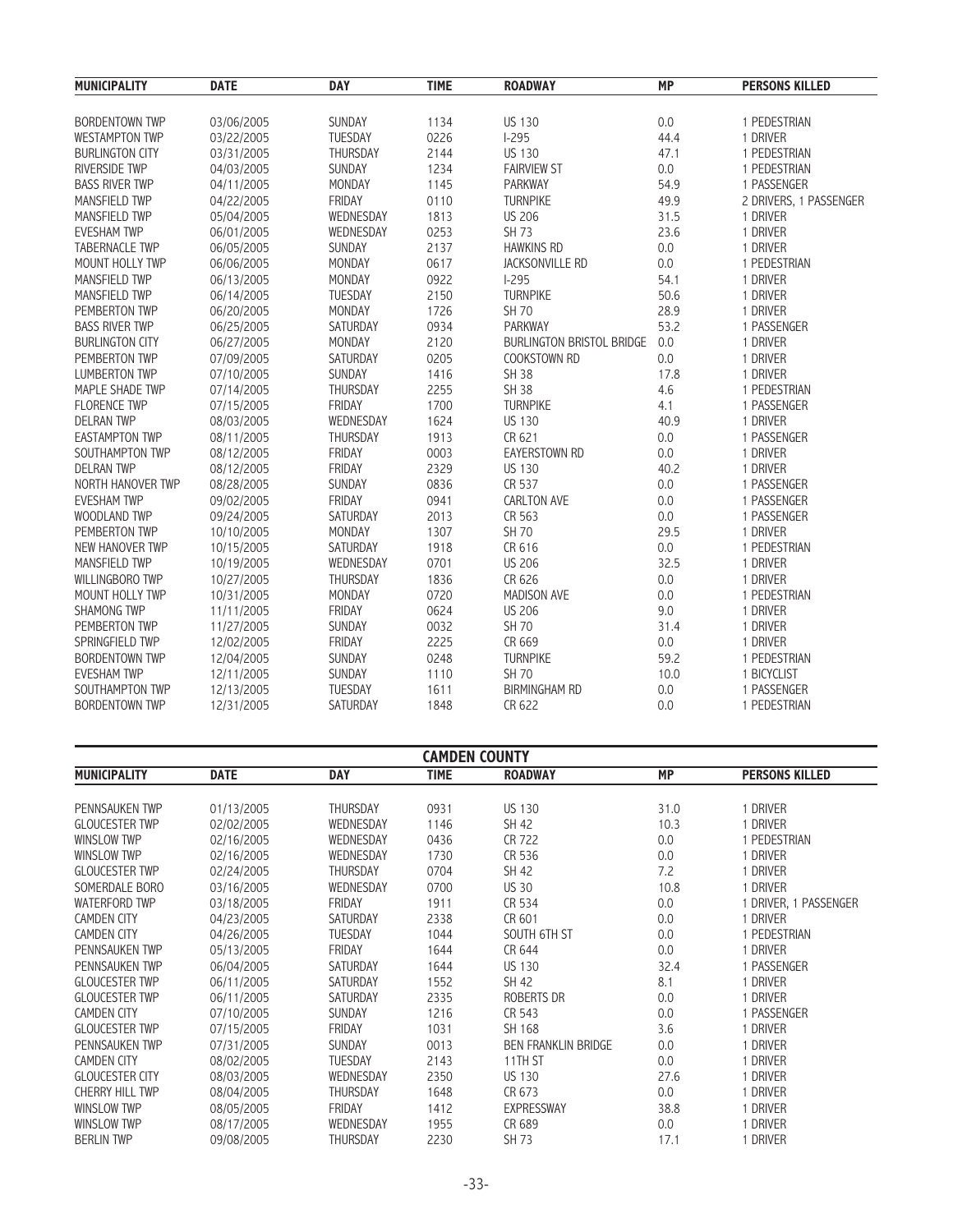| MUNICIPALITY | DATE | DAY | TIME | ROADWAY | MP | PERSONS KILLED |
|---|---|---|---|---|---|---|
| BORDENTOWN TWP | 03/06/2005 | SUNDAY | 1134 | US 130 | 0.0 | 1 PEDESTRIAN |
| WESTAMPTON TWP | 03/22/2005 | TUESDAY | 0226 | I-295 | 44.4 | 1 DRIVER |
| BURLINGTON CITY | 03/31/2005 | THURSDAY | 2144 | US 130 | 47.1 | 1 PEDESTRIAN |
| RIVERSIDE TWP | 04/03/2005 | SUNDAY | 1234 | FAIRVIEW ST | 0.0 | 1 PEDESTRIAN |
| BASS RIVER TWP | 04/11/2005 | MONDAY | 1145 | PARKWAY | 54.9 | 1 PASSENGER |
| MANSFIELD TWP | 04/22/2005 | FRIDAY | 0110 | TURNPIKE | 49.9 | 2 DRIVERS, 1 PASSENGER |
| MANSFIELD TWP | 05/04/2005 | WEDNESDAY | 1813 | US 206 | 31.5 | 1 DRIVER |
| EVESHAM TWP | 06/01/2005 | WEDNESDAY | 0253 | SH 73 | 23.6 | 1 DRIVER |
| TABERNACLE TWP | 06/05/2005 | SUNDAY | 2137 | HAWKINS RD | 0.0 | 1 DRIVER |
| MOUNT HOLLY TWP | 06/06/2005 | MONDAY | 0617 | JACKSONVILLE RD | 0.0 | 1 PEDESTRIAN |
| MANSFIELD TWP | 06/13/2005 | MONDAY | 0922 | I-295 | 54.1 | 1 DRIVER |
| MANSFIELD TWP | 06/14/2005 | TUESDAY | 2150 | TURNPIKE | 50.6 | 1 DRIVER |
| PEMBERTON TWP | 06/20/2005 | MONDAY | 1726 | SH 70 | 28.9 | 1 DRIVER |
| BASS RIVER TWP | 06/25/2005 | SATURDAY | 0934 | PARKWAY | 53.2 | 1 PASSENGER |
| BURLINGTON CITY | 06/27/2005 | MONDAY | 2120 | BURLINGTON BRISTOL BRIDGE | 0.0 | 1 DRIVER |
| PEMBERTON TWP | 07/09/2005 | SATURDAY | 0205 | COOKSTOWN RD | 0.0 | 1 DRIVER |
| LUMBERTON TWP | 07/10/2005 | SUNDAY | 1416 | SH 38 | 17.8 | 1 DRIVER |
| MAPLE SHADE TWP | 07/14/2005 | THURSDAY | 2255 | SH 38 | 4.6 | 1 PEDESTRIAN |
| FLORENCE TWP | 07/15/2005 | FRIDAY | 1700 | TURNPIKE | 4.1 | 1 PASSENGER |
| DELRAN TWP | 08/03/2005 | WEDNESDAY | 1624 | US 130 | 40.9 | 1 DRIVER |
| EASTAMPTON TWP | 08/11/2005 | THURSDAY | 1913 | CR 621 | 0.0 | 1 PASSENGER |
| SOUTHAMPTON TWP | 08/12/2005 | FRIDAY | 0003 | EAYERSTOWN RD | 0.0 | 1 DRIVER |
| DELRAN TWP | 08/12/2005 | FRIDAY | 2329 | US 130 | 40.2 | 1 DRIVER |
| NORTH HANOVER TWP | 08/28/2005 | SUNDAY | 0836 | CR 537 | 0.0 | 1 PASSENGER |
| EVESHAM TWP | 09/02/2005 | FRIDAY | 0941 | CARLTON AVE | 0.0 | 1 PASSENGER |
| WOODLAND TWP | 09/24/2005 | SATURDAY | 2013 | CR 563 | 0.0 | 1 PASSENGER |
| PEMBERTON TWP | 10/10/2005 | MONDAY | 1307 | SH 70 | 29.5 | 1 DRIVER |
| NEW HANOVER TWP | 10/15/2005 | SATURDAY | 1918 | CR 616 | 0.0 | 1 PEDESTRIAN |
| MANSFIELD TWP | 10/19/2005 | WEDNESDAY | 0701 | US 206 | 32.5 | 1 DRIVER |
| WILLINGBORO TWP | 10/27/2005 | THURSDAY | 1836 | CR 626 | 0.0 | 1 DRIVER |
| MOUNT HOLLY TWP | 10/31/2005 | MONDAY | 0720 | MADISON AVE | 0.0 | 1 PEDESTRIAN |
| SHAMONG TWP | 11/11/2005 | FRIDAY | 0624 | US 206 | 9.0 | 1 DRIVER |
| PEMBERTON TWP | 11/27/2005 | SUNDAY | 0032 | SH 70 | 31.4 | 1 DRIVER |
| SPRINGFIELD TWP | 12/02/2005 | FRIDAY | 2225 | CR 669 | 0.0 | 1 DRIVER |
| BORDENTOWN TWP | 12/04/2005 | SUNDAY | 0248 | TURNPIKE | 59.2 | 1 PEDESTRIAN |
| EVESHAM TWP | 12/11/2005 | SUNDAY | 1110 | SH 70 | 10.0 | 1 BICYCLIST |
| SOUTHAMPTON TWP | 12/13/2005 | TUESDAY | 1611 | BIRMINGHAM RD | 0.0 | 1 PASSENGER |
| BORDENTOWN TWP | 12/31/2005 | SATURDAY | 1848 | CR 622 | 0.0 | 1 PEDESTRIAN |

## CAMDEN COUNTY

| MUNICIPALITY | DATE | DAY | TIME | ROADWAY | MP | PERSONS KILLED |
|---|---|---|---|---|---|---|
| PENNSAUKEN TWP | 01/13/2005 | THURSDAY | 0931 | US 130 | 31.0 | 1 DRIVER |
| GLOUCESTER TWP | 02/02/2005 | WEDNESDAY | 1146 | SH 42 | 10.3 | 1 DRIVER |
| WINSLOW TWP | 02/16/2005 | WEDNESDAY | 0436 | CR 722 | 0.0 | 1 PEDESTRIAN |
| WINSLOW TWP | 02/16/2005 | WEDNESDAY | 1730 | CR 536 | 0.0 | 1 DRIVER |
| GLOUCESTER TWP | 02/24/2005 | THURSDAY | 0704 | SH 42 | 7.2 | 1 DRIVER |
| SOMERDALE BORO | 03/16/2005 | WEDNESDAY | 0700 | US 30 | 10.8 | 1 DRIVER |
| WATERFORD TWP | 03/18/2005 | FRIDAY | 1911 | CR 534 | 0.0 | 1 DRIVER, 1 PASSENGER |
| CAMDEN CITY | 04/23/2005 | SATURDAY | 2338 | CR 601 | 0.0 | 1 DRIVER |
| CAMDEN CITY | 04/26/2005 | TUESDAY | 1044 | SOUTH 6TH ST | 0.0 | 1 PEDESTRIAN |
| PENNSAUKEN TWP | 05/13/2005 | FRIDAY | 1644 | CR 644 | 0.0 | 1 DRIVER |
| PENNSAUKEN TWP | 06/04/2005 | SATURDAY | 1644 | US 130 | 32.4 | 1 PASSENGER |
| GLOUCESTER TWP | 06/11/2005 | SATURDAY | 1552 | SH 42 | 8.1 | 1 DRIVER |
| GLOUCESTER TWP | 06/11/2005 | SATURDAY | 2335 | ROBERTS DR | 0.0 | 1 DRIVER |
| CAMDEN CITY | 07/10/2005 | SUNDAY | 1216 | CR 543 | 0.0 | 1 PASSENGER |
| GLOUCESTER TWP | 07/15/2005 | FRIDAY | 1031 | SH 168 | 3.6 | 1 DRIVER |
| PENNSAUKEN TWP | 07/31/2005 | SUNDAY | 0013 | BEN FRANKLIN BRIDGE | 0.0 | 1 DRIVER |
| CAMDEN CITY | 08/02/2005 | TUESDAY | 2143 | 11TH ST | 0.0 | 1 DRIVER |
| GLOUCESTER CITY | 08/03/2005 | WEDNESDAY | 2350 | US 130 | 27.6 | 1 DRIVER |
| CHERRY HILL TWP | 08/04/2005 | THURSDAY | 1648 | CR 673 | 0.0 | 1 DRIVER |
| WINSLOW TWP | 08/05/2005 | FRIDAY | 1412 | EXPRESSWAY | 38.8 | 1 DRIVER |
| WINSLOW TWP | 08/17/2005 | WEDNESDAY | 1955 | CR 689 | 0.0 | 1 DRIVER |
| BERLIN TWP | 09/08/2005 | THURSDAY | 2230 | SH 73 | 17.1 | 1 DRIVER |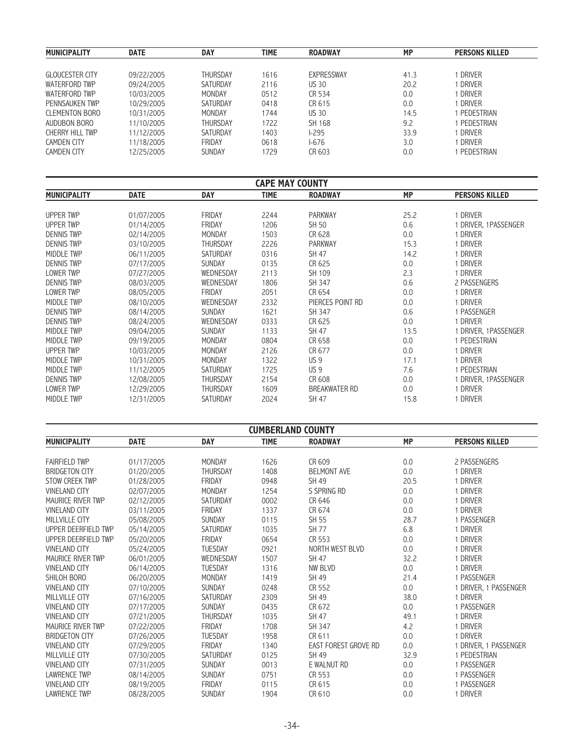| MUNICIPALITY | DATE | DAY | TIME | ROADWAY | MP | PERSONS KILLED |
|---|---|---|---|---|---|---|
| GLOUCESTER CITY | 09/22/2005 | THURSDAY | 1616 | EXPRESSWAY | 41.3 | 1 DRIVER |
| WATERFORD TWP | 09/24/2005 | SATURDAY | 2116 | US 30 | 20.2 | 1 DRIVER |
| WATERFORD TWP | 10/03/2005 | MONDAY | 0512 | CR 534 | 0.0 | 1 DRIVER |
| PENNSAUKEN TWP | 10/29/2005 | SATURDAY | 0418 | CR 615 | 0.0 | 1 DRIVER |
| CLEMENTON BORO | 10/31/2005 | MONDAY | 1744 | US 30 | 14.5 | 1 PEDESTRIAN |
| AUDUBON BORO | 11/10/2005 | THURSDAY | 1722 | SH 168 | 9.2 | 1 PEDESTRIAN |
| CHERRY HILL TWP | 11/12/2005 | SATURDAY | 1403 | I-295 | 33.9 | 1 DRIVER |
| CAMDEN CITY | 11/18/2005 | FRIDAY | 0618 | I-676 | 3.0 | 1 DRIVER |
| CAMDEN CITY | 12/25/2005 | SUNDAY | 1729 | CR 603 | 0.0 | 1 PEDESTRIAN |

## CAPE MAY COUNTY

| MUNICIPALITY | DATE | DAY | TIME | ROADWAY | MP | PERSONS KILLED |
|---|---|---|---|---|---|---|
| UPPER TWP | 01/07/2005 | FRIDAY | 2244 | PARKWAY | 25.2 | 1 DRIVER |
| UPPER TWP | 01/14/2005 | FRIDAY | 1206 | SH 50 | 0.6 | 1 DRIVER, 1PASSENGER |
| DENNIS TWP | 02/14/2005 | MONDAY | 1503 | CR 628 | 0.0 | 1 DRIVER |
| DENNIS TWP | 03/10/2005 | THURSDAY | 2226 | PARKWAY | 15.3 | 1 DRIVER |
| MIDDLE TWP | 06/11/2005 | SATURDAY | 0316 | SH 47 | 14.2 | 1 DRIVER |
| DENNIS TWP | 07/17/2005 | SUNDAY | 0135 | CR 625 | 0.0 | 1 DRIVER |
| LOWER TWP | 07/27/2005 | WEDNESDAY | 2113 | SH 109 | 2.3 | 1 DRIVER |
| DENNIS TWP | 08/03/2005 | WEDNESDAY | 1806 | SH 347 | 0.6 | 2 PASSENGERS |
| LOWER TWP | 08/05/2005 | FRIDAY | 2051 | CR 654 | 0.0 | 1 DRIVER |
| MIDDLE TWP | 08/10/2005 | WEDNESDAY | 2332 | PIERCES POINT RD | 0.0 | 1 DRIVER |
| DENNIS TWP | 08/14/2005 | SUNDAY | 1621 | SH 347 | 0.6 | 1 PASSENGER |
| DENNIS TWP | 08/24/2005 | WEDNESDAY | 0333 | CR 625 | 0.0 | 1 DRIVER |
| MIDDLE TWP | 09/04/2005 | SUNDAY | 1133 | SH 47 | 13.5 | 1 DRIVER, 1PASSENGER |
| MIDDLE TWP | 09/19/2005 | MONDAY | 0804 | CR 658 | 0.0 | 1 PEDESTRIAN |
| UPPER TWP | 10/03/2005 | MONDAY | 2126 | CR 677 | 0.0 | 1 DRIVER |
| MIDDLE TWP | 10/31/2005 | MONDAY | 1322 | US 9 | 17.1 | 1 DRIVER |
| MIDDLE TWP | 11/12/2005 | SATURDAY | 1725 | US 9 | 7.6 | 1 PEDESTRIAN |
| DENNIS TWP | 12/08/2005 | THURSDAY | 2154 | CR 608 | 0.0 | 1 DRIVER, 1PASSENGER |
| LOWER TWP | 12/29/2005 | THURSDAY | 1609 | BREAKWATER RD | 0.0 | 1 DRIVER |
| MIDDLE TWP | 12/31/2005 | SATURDAY | 2024 | SH 47 | 15.8 | 1 DRIVER |

## CUMBERLAND COUNTY

| MUNICIPALITY | DATE | DAY | TIME | ROADWAY | MP | PERSONS KILLED |
|---|---|---|---|---|---|---|
| FAIRFIELD TWP | 01/17/2005 | MONDAY | 1626 | CR 609 | 0.0 | 2 PASSENGERS |
| BRIDGETON CITY | 01/20/2005 | THURSDAY | 1408 | BELMONT AVE | 0.0 | 1 DRIVER |
| STOW CREEK TWP | 01/28/2005 | FRIDAY | 0948 | SH 49 | 20.5 | 1 DRIVER |
| VINELAND CITY | 02/07/2005 | MONDAY | 1254 | S SPRING RD | 0.0 | 1 DRIVER |
| MAURICE RIVER TWP | 02/12/2005 | SATURDAY | 0002 | CR 646 | 0.0 | 1 DRIVER |
| VINELAND CITY | 03/11/2005 | FRIDAY | 1337 | CR 674 | 0.0 | 1 DRIVER |
| MILLVILLE CITY | 05/08/2005 | SUNDAY | 0115 | SH 55 | 28.7 | 1 PASSENGER |
| UPPER DEERFIELD TWP | 05/14/2005 | SATURDAY | 1035 | SH 77 | 6.8 | 1 DRIVER |
| UPPER DEERFIELD TWP | 05/20/2005 | FRIDAY | 0654 | CR 553 | 0.0 | 1 DRIVER |
| VINELAND CITY | 05/24/2005 | TUESDAY | 0921 | NORTH WEST BLVD | 0.0 | 1 DRIVER |
| MAURICE RIVER TWP | 06/01/2005 | WEDNESDAY | 1507 | SH 47 | 32.2 | 1 DRIVER |
| VINELAND CITY | 06/14/2005 | TUESDAY | 1316 | NW BLVD | 0.0 | 1 DRIVER |
| SHILOH BORO | 06/20/2005 | MONDAY | 1419 | SH 49 | 21.4 | 1 PASSENGER |
| VINELAND CITY | 07/10/2005 | SUNDAY | 0248 | CR 552 | 0.0 | 1 DRIVER, 1 PASSENGER |
| MILLVILLE CITY | 07/16/2005 | SATURDAY | 2309 | SH 49 | 38.0 | 1 DRIVER |
| VINELAND CITY | 07/17/2005 | SUNDAY | 0435 | CR 672 | 0.0 | 1 PASSENGER |
| VINELAND CITY | 07/21/2005 | THURSDAY | 1035 | SH 47 | 49.1 | 1 DRIVER |
| MAURICE RIVER TWP | 07/22/2005 | FRIDAY | 1708 | SH 347 | 4.2 | 1 DRIVER |
| BRIDGETON CITY | 07/26/2005 | TUESDAY | 1958 | CR 611 | 0.0 | 1 DRIVER |
| VINELAND CITY | 07/29/2005 | FRIDAY | 1340 | EAST FOREST GROVE RD | 0.0 | 1 DRIVER, 1 PASSENGER |
| MILLVILLE CITY | 07/30/2005 | SATURDAY | 0125 | SH 49 | 32.9 | 1 PEDESTRIAN |
| VINELAND CITY | 07/31/2005 | SUNDAY | 0013 | E WALNUT RD | 0.0 | 1 PASSENGER |
| LAWRENCE TWP | 08/14/2005 | SUNDAY | 0751 | CR 553 | 0.0 | 1 PASSENGER |
| VINELAND CITY | 08/19/2005 | FRIDAY | 0115 | CR 615 | 0.0 | 1 PASSENGER |
| LAWRENCE TWP | 08/28/2005 | SUNDAY | 1904 | CR 610 | 0.0 | 1 DRIVER |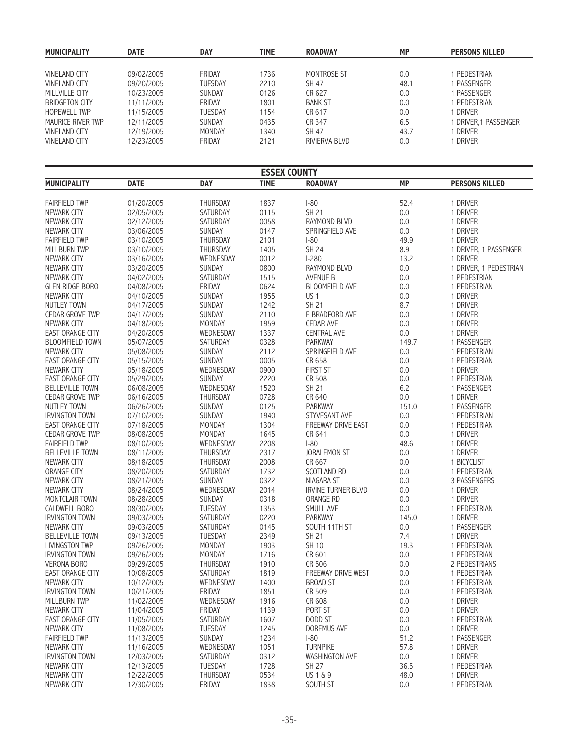| MUNICIPALITY | DATE | DAY | TIME | ROADWAY | MP | PERSONS KILLED |
|---|---|---|---|---|---|---|
| VINELAND CITY | 09/02/2005 | FRIDAY | 1736 | MONTROSE ST | 0.0 | 1 PEDESTRIAN |
| VINELAND CITY | 09/20/2005 | TUESDAY | 2210 | SH 47 | 48.1 | 1 PASSENGER |
| MILLVILLE CITY | 10/23/2005 | SUNDAY | 0126 | CR 627 | 0.0 | 1 PASSENGER |
| BRIDGETON CITY | 11/11/2005 | FRIDAY | 1801 | BANK ST | 0.0 | 1 PEDESTRIAN |
| HOPEWELL TWP | 11/15/2005 | TUESDAY | 1154 | CR 617 | 0.0 | 1 DRIVER |
| MAURICE RIVER TWP | 12/11/2005 | SUNDAY | 0435 | CR 347 | 6.5 | 1 DRIVER,1 PASSENGER |
| VINELAND CITY | 12/19/2005 | MONDAY | 1340 | SH 47 | 43.7 | 1 DRIVER |
| VINELAND CITY | 12/23/2005 | FRIDAY | 2121 | RIVIERVA BLVD | 0.0 | 1 DRIVER |

## ESSEX COUNTY

| MUNICIPALITY | DATE | DAY | TIME | ROADWAY | MP | PERSONS KILLED |
|---|---|---|---|---|---|---|
| FAIRFIELD TWP | 01/20/2005 | THURSDAY | 1837 | I-80 | 52.4 | 1 DRIVER |
| NEWARK CITY | 02/05/2005 | SATURDAY | 0115 | SH 21 | 0.0 | 1 DRIVER |
| NEWARK CITY | 02/12/2005 | SATURDAY | 0058 | RAYMOND BLVD | 0.0 | 1 DRIVER |
| NEWARK CITY | 03/06/2005 | SUNDAY | 0147 | SPRINGFIELD AVE | 0.0 | 1 DRIVER |
| FAIRFIELD TWP | 03/10/2005 | THURSDAY | 2101 | I-80 | 49.9 | 1 DRIVER |
| MILLBURN TWP | 03/10/2005 | THURSDAY | 1405 | SH 24 | 8.9 | 1 DRIVER, 1 PASSENGER |
| NEWARK CITY | 03/16/2005 | WEDNESDAY | 0012 | I-280 | 13.2 | 1 DRIVER |
| NEWARK CITY | 03/20/2005 | SUNDAY | 0800 | RAYMOND BLVD | 0.0 | 1 DRIVER, 1 PEDESTRIAN |
| NEWARK CITY | 04/02/2005 | SATURDAY | 1515 | AVENUE B | 0.0 | 1 PEDESTRIAN |
| GLEN RIDGE BORO | 04/08/2005 | FRIDAY | 0624 | BLOOMFIELD AVE | 0.0 | 1 PEDESTRIAN |
| NEWARK CITY | 04/10/2005 | SUNDAY | 1955 | US 1 | 0.0 | 1 DRIVER |
| NUTLEY TOWN | 04/17/2005 | SUNDAY | 1242 | SH 21 | 8.7 | 1 DRIVER |
| CEDAR GROVE TWP | 04/17/2005 | SUNDAY | 2110 | E BRADFORD AVE | 0.0 | 1 DRIVER |
| NEWARK CITY | 04/18/2005 | MONDAY | 1959 | CEDAR AVE | 0.0 | 1 DRIVER |
| EAST ORANGE CITY | 04/20/2005 | WEDNESDAY | 1337 | CENTRAL AVE | 0.0 | 1 DRIVER |
| BLOOMFIELD TOWN | 05/07/2005 | SATURDAY | 0328 | PARKWAY | 149.7 | 1 PASSENGER |
| NEWARK CITY | 05/08/2005 | SUNDAY | 2112 | SPRINGFIELD AVE | 0.0 | 1 PEDESTRIAN |
| EAST ORANGE CITY | 05/15/2005 | SUNDAY | 0005 | CR 658 | 0.0 | 1 PEDESTRIAN |
| NEWARK CITY | 05/18/2005 | WEDNESDAY | 0900 | FIRST ST | 0.0 | 1 DRIVER |
| EAST ORANGE CITY | 05/29/2005 | SUNDAY | 2220 | CR 508 | 0.0 | 1 PEDESTRIAN |
| BELLEVILLE TOWN | 06/08/2005 | WEDNESDAY | 1520 | SH 21 | 6.2 | 1 PASSENGER |
| CEDAR GROVE TWP | 06/16/2005 | THURSDAY | 0728 | CR 640 | 0.0 | 1 DRIVER |
| NUTLEY TOWN | 06/26/2005 | SUNDAY | 0125 | PARKWAY | 151.0 | 1 PASSENGER |
| IRVINGTON TOWN | 07/10/2005 | SUNDAY | 1940 | STYVESANT AVE | 0.0 | 1 PEDESTRIAN |
| EAST ORANGE CITY | 07/18/2005 | MONDAY | 1304 | FREEWAY DRIVE EAST | 0.0 | 1 PEDESTRIAN |
| CEDAR GROVE TWP | 08/08/2005 | MONDAY | 1645 | CR 641 | 0.0 | 1 DRIVER |
| FAIRFIELD TWP | 08/10/2005 | WEDNESDAY | 2208 | I-80 | 48.6 | 1 DRIVER |
| BELLEVILLE TOWN | 08/11/2005 | THURSDAY | 2317 | JORALEMON ST | 0.0 | 1 DRIVER |
| NEWARK CITY | 08/18/2005 | THURSDAY | 2008 | CR 667 | 0.0 | 1 BICYCLIST |
| ORANGE CITY | 08/20/2005 | SATURDAY | 1732 | SCOTLAND RD | 0.0 | 1 PEDESTRIAN |
| NEWARK CITY | 08/21/2005 | SUNDAY | 0322 | NIAGARA ST | 0.0 | 3 PASSENGERS |
| NEWARK CITY | 08/24/2005 | WEDNESDAY | 2014 | IRVINE TURNER BLVD | 0.0 | 1 DRIVER |
| MONTCLAIR TOWN | 08/28/2005 | SUNDAY | 0318 | ORANGE RD | 0.0 | 1 DRIVER |
| CALDWELL BORO | 08/30/2005 | TUESDAY | 1353 | SMULL AVE | 0.0 | 1 PEDESTRIAN |
| IRVINGTON TOWN | 09/03/2005 | SATURDAY | 0220 | PARKWAY | 145.0 | 1 DRIVER |
| NEWARK CITY | 09/03/2005 | SATURDAY | 0145 | SOUTH 11TH ST | 0.0 | 1 PASSENGER |
| BELLEVILLE TOWN | 09/13/2005 | TUESDAY | 2349 | SH 21 | 7.4 | 1 DRIVER |
| LIVINGSTON TWP | 09/26/2005 | MONDAY | 1903 | SH 10 | 19.3 | 1 PEDESTRIAN |
| IRVINGTON TOWN | 09/26/2005 | MONDAY | 1716 | CR 601 | 0.0 | 1 PEDESTRIAN |
| VERONA BORO | 09/29/2005 | THURSDAY | 1910 | CR 506 | 0.0 | 2 PEDESTRIANS |
| EAST ORANGE CITY | 10/08/2005 | SATURDAY | 1819 | FREEWAY DRIVE WEST | 0.0 | 1 PEDESTRIAN |
| NEWARK CITY | 10/12/2005 | WEDNESDAY | 1400 | BROAD ST | 0.0 | 1 PEDESTRIAN |
| IRVINGTON TOWN | 10/21/2005 | FRIDAY | 1851 | CR 509 | 0.0 | 1 PEDESTRIAN |
| MILLBURN TWP | 11/02/2005 | WEDNESDAY | 1916 | CR 608 | 0.0 | 1 DRIVER |
| NEWARK CITY | 11/04/2005 | FRIDAY | 1139 | PORT ST | 0.0 | 1 DRIVER |
| EAST ORANGE CITY | 11/05/2005 | SATURDAY | 1607 | DODD ST | 0.0 | 1 PEDESTRIAN |
| NEWARK CITY | 11/08/2005 | TUESDAY | 1245 | DOREMUS AVE | 0.0 | 1 DRIVER |
| FAIRFIELD TWP | 11/13/2005 | SUNDAY | 1234 | I-80 | 51.2 | 1 PASSENGER |
| NEWARK CITY | 11/16/2005 | WEDNESDAY | 1051 | TURNPIKE | 57.8 | 1 DRIVER |
| IRVINGTON TOWN | 12/03/2005 | SATURDAY | 0312 | WASHINGTON AVE | 0.0 | 1 DRIVER |
| NEWARK CITY | 12/13/2005 | TUESDAY | 1728 | SH 27 | 36.5 | 1 PEDESTRIAN |
| NEWARK CITY | 12/22/2005 | THURSDAY | 0534 | US 1 & 9 | 48.0 | 1 DRIVER |
| NEWARK CITY | 12/30/2005 | FRIDAY | 1838 | SOUTH ST | 0.0 | 1 PEDESTRIAN |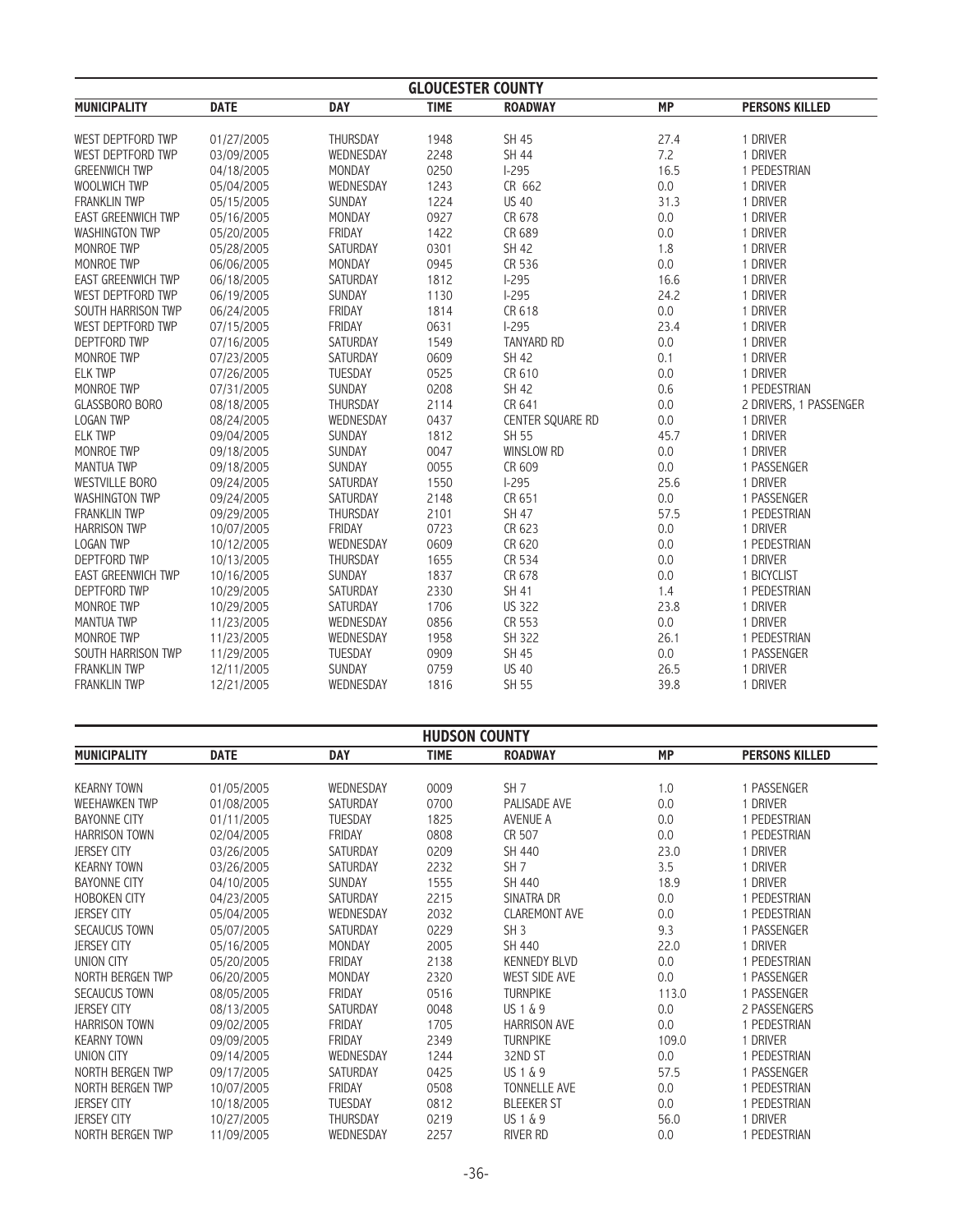## GLOUCESTER COUNTY

| MUNICIPALITY | DATE | DAY | TIME | ROADWAY | MP | PERSONS KILLED |
|---|---|---|---|---|---|---|
| WEST DEPTFORD TWP | 01/27/2005 | THURSDAY | 1948 | SH 45 | 27.4 | 1 DRIVER |
| WEST DEPTFORD TWP | 03/09/2005 | WEDNESDAY | 2248 | SH 44 | 7.2 | 1 DRIVER |
| GREENWICH TWP | 04/18/2005 | MONDAY | 0250 | I-295 | 16.5 | 1 PEDESTRIAN |
| WOOLWICH TWP | 05/04/2005 | WEDNESDAY | 1243 | CR 662 | 0.0 | 1 DRIVER |
| FRANKLIN TWP | 05/15/2005 | SUNDAY | 1224 | US 40 | 31.3 | 1 DRIVER |
| EAST GREENWICH TWP | 05/16/2005 | MONDAY | 0927 | CR 678 | 0.0 | 1 DRIVER |
| WASHINGTON TWP | 05/20/2005 | FRIDAY | 1422 | CR 689 | 0.0 | 1 DRIVER |
| MONROE TWP | 05/28/2005 | SATURDAY | 0301 | SH 42 | 1.8 | 1 DRIVER |
| MONROE TWP | 06/06/2005 | MONDAY | 0945 | CR 536 | 0.0 | 1 DRIVER |
| EAST GREENWICH TWP | 06/18/2005 | SATURDAY | 1812 | I-295 | 16.6 | 1 DRIVER |
| WEST DEPTFORD TWP | 06/19/2005 | SUNDAY | 1130 | I-295 | 24.2 | 1 DRIVER |
| SOUTH HARRISON TWP | 06/24/2005 | FRIDAY | 1814 | CR 618 | 0.0 | 1 DRIVER |
| WEST DEPTFORD TWP | 07/15/2005 | FRIDAY | 0631 | I-295 | 23.4 | 1 DRIVER |
| DEPTFORD TWP | 07/16/2005 | SATURDAY | 1549 | TANYARD RD | 0.0 | 1 DRIVER |
| MONROE TWP | 07/23/2005 | SATURDAY | 0609 | SH 42 | 0.1 | 1 DRIVER |
| ELK TWP | 07/26/2005 | TUESDAY | 0525 | CR 610 | 0.0 | 1 DRIVER |
| MONROE TWP | 07/31/2005 | SUNDAY | 0208 | SH 42 | 0.6 | 1 PEDESTRIAN |
| GLASSBORO BORO | 08/18/2005 | THURSDAY | 2114 | CR 641 | 0.0 | 2 DRIVERS, 1 PASSENGER |
| LOGAN TWP | 08/24/2005 | WEDNESDAY | 0437 | CENTER SQUARE RD | 0.0 | 1 DRIVER |
| ELK TWP | 09/04/2005 | SUNDAY | 1812 | SH 55 | 45.7 | 1 DRIVER |
| MONROE TWP | 09/18/2005 | SUNDAY | 0047 | WINSLOW RD | 0.0 | 1 DRIVER |
| MANTUA TWP | 09/18/2005 | SUNDAY | 0055 | CR 609 | 0.0 | 1 PASSENGER |
| WESTVILLE BORO | 09/24/2005 | SATURDAY | 1550 | I-295 | 25.6 | 1 DRIVER |
| WASHINGTON TWP | 09/24/2005 | SATURDAY | 2148 | CR 651 | 0.0 | 1 PASSENGER |
| FRANKLIN TWP | 09/29/2005 | THURSDAY | 2101 | SH 47 | 57.5 | 1 PEDESTRIAN |
| HARRISON TWP | 10/07/2005 | FRIDAY | 0723 | CR 623 | 0.0 | 1 DRIVER |
| LOGAN TWP | 10/12/2005 | WEDNESDAY | 0609 | CR 620 | 0.0 | 1 PEDESTRIAN |
| DEPTFORD TWP | 10/13/2005 | THURSDAY | 1655 | CR 534 | 0.0 | 1 DRIVER |
| EAST GREENWICH TWP | 10/16/2005 | SUNDAY | 1837 | CR 678 | 0.0 | 1 BICYCLIST |
| DEPTFORD TWP | 10/29/2005 | SATURDAY | 2330 | SH 41 | 1.4 | 1 PEDESTRIAN |
| MONROE TWP | 10/29/2005 | SATURDAY | 1706 | US 322 | 23.8 | 1 DRIVER |
| MANTUA TWP | 11/23/2005 | WEDNESDAY | 0856 | CR 553 | 0.0 | 1 DRIVER |
| MONROE TWP | 11/23/2005 | WEDNESDAY | 1958 | SH 322 | 26.1 | 1 PEDESTRIAN |
| SOUTH HARRISON TWP | 11/29/2005 | TUESDAY | 0909 | SH 45 | 0.0 | 1 PASSENGER |
| FRANKLIN TWP | 12/11/2005 | SUNDAY | 0759 | US 40 | 26.5 | 1 DRIVER |
| FRANKLIN TWP | 12/21/2005 | WEDNESDAY | 1816 | SH 55 | 39.8 | 1 DRIVER |

## HUDSON COUNTY

| MUNICIPALITY | DATE | DAY | TIME | ROADWAY | MP | PERSONS KILLED |
|---|---|---|---|---|---|---|
| KEARNY TOWN | 01/05/2005 | WEDNESDAY | 0009 | SH 7 | 1.0 | 1 PASSENGER |
| WEEHAWKEN TWP | 01/08/2005 | SATURDAY | 0700 | PALISADE AVE | 0.0 | 1 DRIVER |
| BAYONNE CITY | 01/11/2005 | TUESDAY | 1825 | AVENUE A | 0.0 | 1 PEDESTRIAN |
| HARRISON TOWN | 02/04/2005 | FRIDAY | 0808 | CR 507 | 0.0 | 1 PEDESTRIAN |
| JERSEY CITY | 03/26/2005 | SATURDAY | 0209 | SH 440 | 23.0 | 1 DRIVER |
| KEARNY TOWN | 03/26/2005 | SATURDAY | 2232 | SH 7 | 3.5 | 1 DRIVER |
| BAYONNE CITY | 04/10/2005 | SUNDAY | 1555 | SH 440 | 18.9 | 1 DRIVER |
| HOBOKEN CITY | 04/23/2005 | SATURDAY | 2215 | SINATRA DR | 0.0 | 1 PEDESTRIAN |
| JERSEY CITY | 05/04/2005 | WEDNESDAY | 2032 | CLAREMONT AVE | 0.0 | 1 PEDESTRIAN |
| SECAUCUS TOWN | 05/07/2005 | SATURDAY | 0229 | SH 3 | 9.3 | 1 PASSENGER |
| JERSEY CITY | 05/16/2005 | MONDAY | 2005 | SH 440 | 22.0 | 1 DRIVER |
| UNION CITY | 05/20/2005 | FRIDAY | 2138 | KENNEDY BLVD | 0.0 | 1 PEDESTRIAN |
| NORTH BERGEN TWP | 06/20/2005 | MONDAY | 2320 | WEST SIDE AVE | 0.0 | 1 PASSENGER |
| SECAUCUS TOWN | 08/05/2005 | FRIDAY | 0516 | TURNPIKE | 113.0 | 1 PASSENGER |
| JERSEY CITY | 08/13/2005 | SATURDAY | 0048 | US 1 & 9 | 0.0 | 2 PASSENGERS |
| HARRISON TOWN | 09/02/2005 | FRIDAY | 1705 | HARRISON AVE | 0.0 | 1 PEDESTRIAN |
| KEARNY TOWN | 09/09/2005 | FRIDAY | 2349 | TURNPIKE | 109.0 | 1 DRIVER |
| UNION CITY | 09/14/2005 | WEDNESDAY | 1244 | 32ND ST | 0.0 | 1 PEDESTRIAN |
| NORTH BERGEN TWP | 09/17/2005 | SATURDAY | 0425 | US 1 & 9 | 57.5 | 1 PASSENGER |
| NORTH BERGEN TWP | 10/07/2005 | FRIDAY | 0508 | TONNELLE AVE | 0.0 | 1 PEDESTRIAN |
| JERSEY CITY | 10/18/2005 | TUESDAY | 0812 | BLEEKER ST | 0.0 | 1 PEDESTRIAN |
| JERSEY CITY | 10/27/2005 | THURSDAY | 0219 | US 1 & 9 | 56.0 | 1 DRIVER |
| NORTH BERGEN TWP | 11/09/2005 | WEDNESDAY | 2257 | RIVER RD | 0.0 | 1 PEDESTRIAN |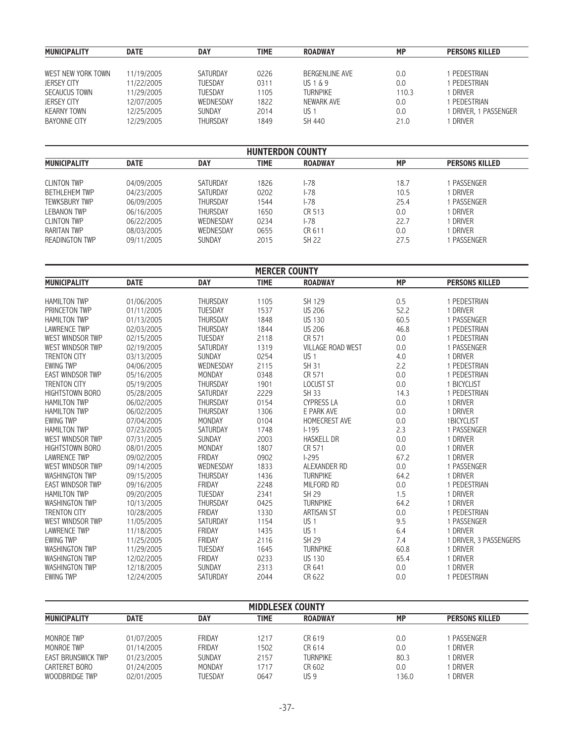| MUNICIPALITY | DATE | DAY | TIME | ROADWAY | MP | PERSONS KILLED |
|---|---|---|---|---|---|---|
| WEST NEW YORK TOWN | 11/19/2005 | SATURDAY | 0226 | BERGENLINE AVE | 0.0 | 1 PEDESTRIAN |
| JERSEY CITY | 11/22/2005 | TUESDAY | 0311 | US 1 & 9 | 0.0 | 1 PEDESTRIAN |
| SECAUCUS TOWN | 11/29/2005 | TUESDAY | 1105 | TURNPIKE | 110.3 | 1 DRIVER |
| JERSEY CITY | 12/07/2005 | WEDNESDAY | 1822 | NEWARK AVE | 0.0 | 1 PEDESTRIAN |
| KEARNY TOWN | 12/25/2005 | SUNDAY | 2014 | US 1 | 0.0 | 1 DRIVER, 1 PASSENGER |
| BAYONNE CITY | 12/29/2005 | THURSDAY | 1849 | SH 440 | 21.0 | 1 DRIVER |

## HUNTERDON COUNTY

| MUNICIPALITY | DATE | DAY | TIME | ROADWAY | MP | PERSONS KILLED |
|---|---|---|---|---|---|---|
| CLINTON TWP | 04/09/2005 | SATURDAY | 1826 | I-78 | 18.7 | 1 PASSENGER |
| BETHLEHEM TWP | 04/23/2005 | SATURDAY | 0202 | I-78 | 10.5 | 1 DRIVER |
| TEWKSBURY TWP | 06/09/2005 | THURSDAY | 1544 | I-78 | 25.4 | 1 PASSENGER |
| LEBANON TWP | 06/16/2005 | THURSDAY | 1650 | CR 513 | 0.0 | 1 DRIVER |
| CLINTON TWP | 06/22/2005 | WEDNESDAY | 0234 | I-78 | 22.7 | 1 DRIVER |
| RARITAN TWP | 08/03/2005 | WEDNESDAY | 0655 | CR 611 | 0.0 | 1 DRIVER |
| READINGTON TWP | 09/11/2005 | SUNDAY | 2015 | SH 22 | 27.5 | 1 PASSENGER |

## MERCER COUNTY

| MUNICIPALITY | DATE | DAY | TIME | ROADWAY | MP | PERSONS KILLED |
|---|---|---|---|---|---|---|
| HAMILTON TWP | 01/06/2005 | THURSDAY | 1105 | SH 129 | 0.5 | 1 PEDESTRIAN |
| PRINCETON TWP | 01/11/2005 | TUESDAY | 1537 | US 206 | 52.2 | 1 DRIVER |
| HAMILTON TWP | 01/13/2005 | THURSDAY | 1848 | US 130 | 60.5 | 1 PASSENGER |
| LAWRENCE TWP | 02/03/2005 | THURSDAY | 1844 | US 206 | 46.8 | 1 PEDESTRIAN |
| WEST WINDSOR TWP | 02/15/2005 | TUESDAY | 2118 | CR 571 | 0.0 | 1 PEDESTRIAN |
| WEST WINDSOR TWP | 02/19/2005 | SATURDAY | 1319 | VILLAGE ROAD WEST | 0.0 | 1 PASSENGER |
| TRENTON CITY | 03/13/2005 | SUNDAY | 0254 | US 1 | 4.0 | 1 DRIVER |
| EWING TWP | 04/06/2005 | WEDNESDAY | 2115 | SH 31 | 2.2 | 1 PEDESTRIAN |
| EAST WINDSOR TWP | 05/16/2005 | MONDAY | 0348 | CR 571 | 0.0 | 1 PEDESTRIAN |
| TRENTON CITY | 05/19/2005 | THURSDAY | 1901 | LOCUST ST | 0.0 | 1 BICYCLIST |
| HIGHTSTOWN BORO | 05/28/2005 | SATURDAY | 2229 | SH 33 | 14.3 | 1 PEDESTRIAN |
| HAMILTON TWP | 06/02/2005 | THURSDAY | 0154 | CYPRESS LA | 0.0 | 1 DRIVER |
| HAMILTON TWP | 06/02/2005 | THURSDAY | 1306 | E PARK AVE | 0.0 | 1 DRIVER |
| EWING TWP | 07/04/2005 | MONDAY | 0104 | HOMECREST AVE | 0.0 | 1BICYCLIST |
| HAMILTON TWP | 07/23/2005 | SATURDAY | 1748 | I-195 | 2.3 | 1 PASSENGER |
| WEST WINDSOR TWP | 07/31/2005 | SUNDAY | 2003 | HASKELL DR | 0.0 | 1 DRIVER |
| HIGHTSTOWN BORO | 08/01/2005 | MONDAY | 1807 | CR 571 | 0.0 | 1 DRIVER |
| LAWRENCE TWP | 09/02/2005 | FRIDAY | 0902 | I-295 | 67.2 | 1 DRIVER |
| WEST WINDSOR TWP | 09/14/2005 | WEDNESDAY | 1833 | ALEXANDER RD | 0.0 | 1 PASSENGER |
| WASHINGTON TWP | 09/15/2005 | THURSDAY | 1436 | TURNPIKE | 64.2 | 1 DRIVER |
| EAST WINDSOR TWP | 09/16/2005 | FRIDAY | 2248 | MILFORD RD | 0.0 | 1 PEDESTRIAN |
| HAMILTON TWP | 09/20/2005 | TUESDAY | 2341 | SH 29 | 1.5 | 1 DRIVER |
| WASHINGTON TWP | 10/13/2005 | THURSDAY | 0425 | TURNPIKE | 64.2 | 1 DRIVER |
| TRENTON CITY | 10/28/2005 | FRIDAY | 1330 | ARTISAN ST | 0.0 | 1 PEDESTRIAN |
| WEST WINDSOR TWP | 11/05/2005 | SATURDAY | 1154 | US 1 | 9.5 | 1 PASSENGER |
| LAWRENCE TWP | 11/18/2005 | FRIDAY | 1435 | US 1 | 6.4 | 1 DRIVER |
| EWING TWP | 11/25/2005 | FRIDAY | 2116 | SH 29 | 7.4 | 1 DRIVER, 3 PASSENGERS |
| WASHINGTON TWP | 11/29/2005 | TUESDAY | 1645 | TURNPIKE | 60.8 | 1 DRIVER |
| WASHINGTON TWP | 12/02/2005 | FRIDAY | 0233 | US 130 | 65.4 | 1 DRIVER |
| WASHINGTON TWP | 12/18/2005 | SUNDAY | 2313 | CR 641 | 0.0 | 1 DRIVER |
| EWING TWP | 12/24/2005 | SATURDAY | 2044 | CR 622 | 0.0 | 1 PEDESTRIAN |

## MIDDLESEX COUNTY

| MUNICIPALITY | DATE | DAY | TIME | ROADWAY | MP | PERSONS KILLED |
|---|---|---|---|---|---|---|
| MONROE TWP | 01/07/2005 | FRIDAY | 1217 | CR 619 | 0.0 | 1 PASSENGER |
| MONROE TWP | 01/14/2005 | FRIDAY | 1502 | CR 614 | 0.0 | 1 DRIVER |
| EAST BRUNSWICK TWP | 01/23/2005 | SUNDAY | 2157 | TURNPIKE | 80.3 | 1 DRIVER |
| CARTERET BORO | 01/24/2005 | MONDAY | 1717 | CR 602 | 0.0 | 1 DRIVER |
| WOODBRIDGE TWP | 02/01/2005 | TUESDAY | 0647 | US 9 | 136.0 | 1 DRIVER |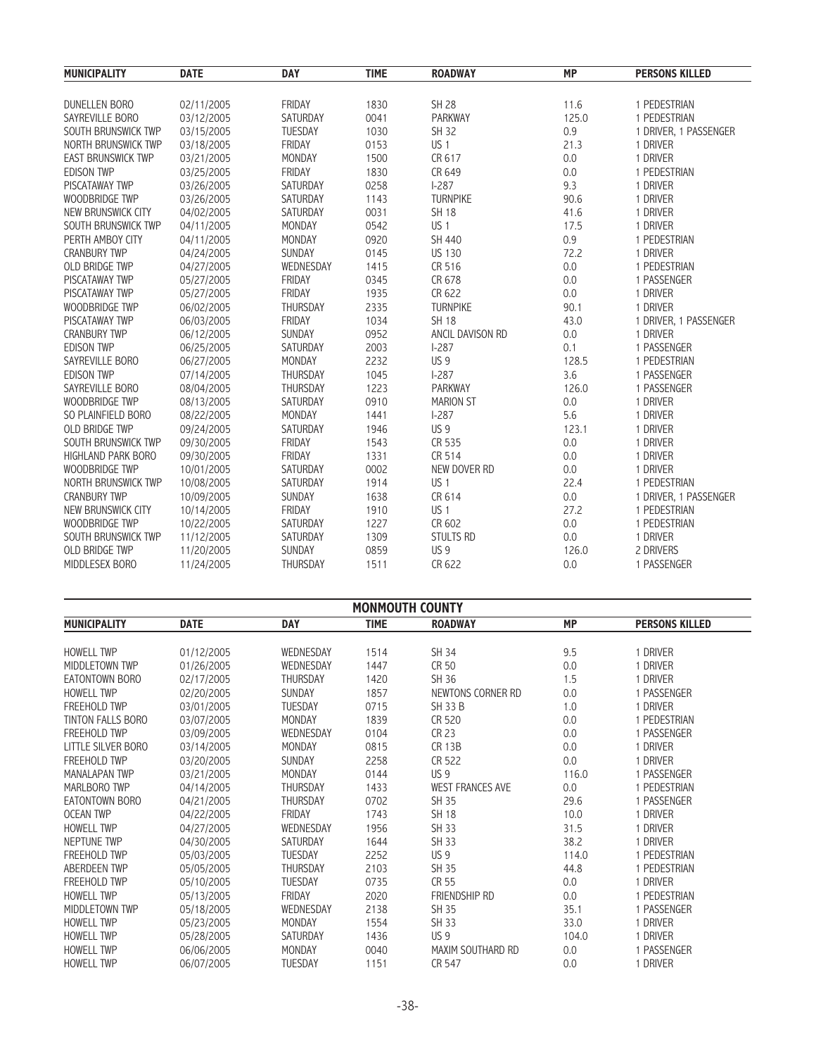| MUNICIPALITY | DATE | DAY | TIME | ROADWAY | MP | PERSONS KILLED |
|---|---|---|---|---|---|---|
| DUNELLEN BORO | 02/11/2005 | FRIDAY | 1830 | SH 28 | 11.6 | 1 PEDESTRIAN |
| SAYREVILLE BORO | 03/12/2005 | SATURDAY | 0041 | PARKWAY | 125.0 | 1 PEDESTRIAN |
| SOUTH BRUNSWICK TWP | 03/15/2005 | TUESDAY | 1030 | SH 32 | 0.9 | 1 DRIVER, 1 PASSENGER |
| NORTH BRUNSWICK TWP | 03/18/2005 | FRIDAY | 0153 | US 1 | 21.3 | 1 DRIVER |
| EAST BRUNSWICK TWP | 03/21/2005 | MONDAY | 1500 | CR 617 | 0.0 | 1 DRIVER |
| EDISON TWP | 03/25/2005 | FRIDAY | 1830 | CR 649 | 0.0 | 1 PEDESTRIAN |
| PISCATAWAY TWP | 03/26/2005 | SATURDAY | 0258 | I-287 | 9.3 | 1 DRIVER |
| WOODBRIDGE TWP | 03/26/2005 | SATURDAY | 1143 | TURNPIKE | 90.6 | 1 DRIVER |
| NEW BRUNSWICK CITY | 04/02/2005 | SATURDAY | 0031 | SH 18 | 41.6 | 1 DRIVER |
| SOUTH BRUNSWICK TWP | 04/11/2005 | MONDAY | 0542 | US 1 | 17.5 | 1 DRIVER |
| PERTH AMBOY CITY | 04/11/2005 | MONDAY | 0920 | SH 440 | 0.9 | 1 PEDESTRIAN |
| CRANBURY TWP | 04/24/2005 | SUNDAY | 0145 | US 130 | 72.2 | 1 DRIVER |
| OLD BRIDGE TWP | 04/27/2005 | WEDNESDAY | 1415 | CR 516 | 0.0 | 1 PEDESTRIAN |
| PISCATAWAY TWP | 05/27/2005 | FRIDAY | 0345 | CR 678 | 0.0 | 1 PASSENGER |
| PISCATAWAY TWP | 05/27/2005 | FRIDAY | 1935 | CR 622 | 0.0 | 1 DRIVER |
| WOODBRIDGE TWP | 06/02/2005 | THURSDAY | 2335 | TURNPIKE | 90.1 | 1 DRIVER |
| PISCATAWAY TWP | 06/03/2005 | FRIDAY | 1034 | SH 18 | 43.0 | 1 DRIVER, 1 PASSENGER |
| CRANBURY TWP | 06/12/2005 | SUNDAY | 0952 | ANCIL DAVISON RD | 0.0 | 1 DRIVER |
| EDISON TWP | 06/25/2005 | SATURDAY | 2003 | I-287 | 0.1 | 1 PASSENGER |
| SAYREVILLE BORO | 06/27/2005 | MONDAY | 2232 | US 9 | 128.5 | 1 PEDESTRIAN |
| EDISON TWP | 07/14/2005 | THURSDAY | 1045 | I-287 | 3.6 | 1 PASSENGER |
| SAYREVILLE BORO | 08/04/2005 | THURSDAY | 1223 | PARKWAY | 126.0 | 1 PASSENGER |
| WOODBRIDGE TWP | 08/13/2005 | SATURDAY | 0910 | MARION ST | 0.0 | 1 DRIVER |
| SO PLAINFIELD BORO | 08/22/2005 | MONDAY | 1441 | I-287 | 5.6 | 1 DRIVER |
| OLD BRIDGE TWP | 09/24/2005 | SATURDAY | 1946 | US 9 | 123.1 | 1 DRIVER |
| SOUTH BRUNSWICK TWP | 09/30/2005 | FRIDAY | 1543 | CR 535 | 0.0 | 1 DRIVER |
| HIGHLAND PARK BORO | 09/30/2005 | FRIDAY | 1331 | CR 514 | 0.0 | 1 DRIVER |
| WOODBRIDGE TWP | 10/01/2005 | SATURDAY | 0002 | NEW DOVER RD | 0.0 | 1 DRIVER |
| NORTH BRUNSWICK TWP | 10/08/2005 | SATURDAY | 1914 | US 1 | 22.4 | 1 PEDESTRIAN |
| CRANBURY TWP | 10/09/2005 | SUNDAY | 1638 | CR 614 | 0.0 | 1 DRIVER, 1 PASSENGER |
| NEW BRUNSWICK CITY | 10/14/2005 | FRIDAY | 1910 | US 1 | 27.2 | 1 PEDESTRIAN |
| WOODBRIDGE TWP | 10/22/2005 | SATURDAY | 1227 | CR 602 | 0.0 | 1 PEDESTRIAN |
| SOUTH BRUNSWICK TWP | 11/12/2005 | SATURDAY | 1309 | STULTS RD | 0.0 | 1 DRIVER |
| OLD BRIDGE TWP | 11/20/2005 | SUNDAY | 0859 | US 9 | 126.0 | 2 DRIVERS |
| MIDDLESEX BORO | 11/24/2005 | THURSDAY | 1511 | CR 622 | 0.0 | 1 PASSENGER |

## MONMOUTH COUNTY

| MUNICIPALITY | DATE | DAY | TIME | ROADWAY | MP | PERSONS KILLED |
|---|---|---|---|---|---|---|
| HOWELL TWP | 01/12/2005 | WEDNESDAY | 1514 | SH 34 | 9.5 | 1 DRIVER |
| MIDDLETOWN TWP | 01/26/2005 | WEDNESDAY | 1447 | CR 50 | 0.0 | 1 DRIVER |
| EATONTOWN BORO | 02/17/2005 | THURSDAY | 1420 | SH 36 | 1.5 | 1 DRIVER |
| HOWELL TWP | 02/20/2005 | SUNDAY | 1857 | NEWTONS CORNER RD | 0.0 | 1 PASSENGER |
| FREEHOLD TWP | 03/01/2005 | TUESDAY | 0715 | SH 33 B | 1.0 | 1 DRIVER |
| TINTON FALLS BORO | 03/07/2005 | MONDAY | 1839 | CR 520 | 0.0 | 1 PEDESTRIAN |
| FREEHOLD TWP | 03/09/2005 | WEDNESDAY | 0104 | CR 23 | 0.0 | 1 PASSENGER |
| LITTLE SILVER BORO | 03/14/2005 | MONDAY | 0815 | CR 13B | 0.0 | 1 DRIVER |
| FREEHOLD TWP | 03/20/2005 | SUNDAY | 2258 | CR 522 | 0.0 | 1 DRIVER |
| MANALAPAN TWP | 03/21/2005 | MONDAY | 0144 | US 9 | 116.0 | 1 PASSENGER |
| MARLBORO TWP | 04/14/2005 | THURSDAY | 1433 | WEST FRANCES AVE | 0.0 | 1 PEDESTRIAN |
| EATONTOWN BORO | 04/21/2005 | THURSDAY | 0702 | SH 35 | 29.6 | 1 PASSENGER |
| OCEAN TWP | 04/22/2005 | FRIDAY | 1743 | SH 18 | 10.0 | 1 DRIVER |
| HOWELL TWP | 04/27/2005 | WEDNESDAY | 1956 | SH 33 | 31.5 | 1 DRIVER |
| NEPTUNE TWP | 04/30/2005 | SATURDAY | 1644 | SH 33 | 38.2 | 1 DRIVER |
| FREEHOLD TWP | 05/03/2005 | TUESDAY | 2252 | US 9 | 114.0 | 1 PEDESTRIAN |
| ABERDEEN TWP | 05/05/2005 | THURSDAY | 2103 | SH 35 | 44.8 | 1 PEDESTRIAN |
| FREEHOLD TWP | 05/10/2005 | TUESDAY | 0735 | CR 55 | 0.0 | 1 DRIVER |
| HOWELL TWP | 05/13/2005 | FRIDAY | 2020 | FRIENDSHIP RD | 0.0 | 1 PEDESTRIAN |
| MIDDLETOWN TWP | 05/18/2005 | WEDNESDAY | 2138 | SH 35 | 35.1 | 1 PASSENGER |
| HOWELL TWP | 05/23/2005 | MONDAY | 1554 | SH 33 | 33.0 | 1 DRIVER |
| HOWELL TWP | 05/28/2005 | SATURDAY | 1436 | US 9 | 104.0 | 1 DRIVER |
| HOWELL TWP | 06/06/2005 | MONDAY | 0040 | MAXIM SOUTHARD RD | 0.0 | 1 PASSENGER |
| HOWELL TWP | 06/07/2005 | TUESDAY | 1151 | CR 547 | 0.0 | 1 DRIVER |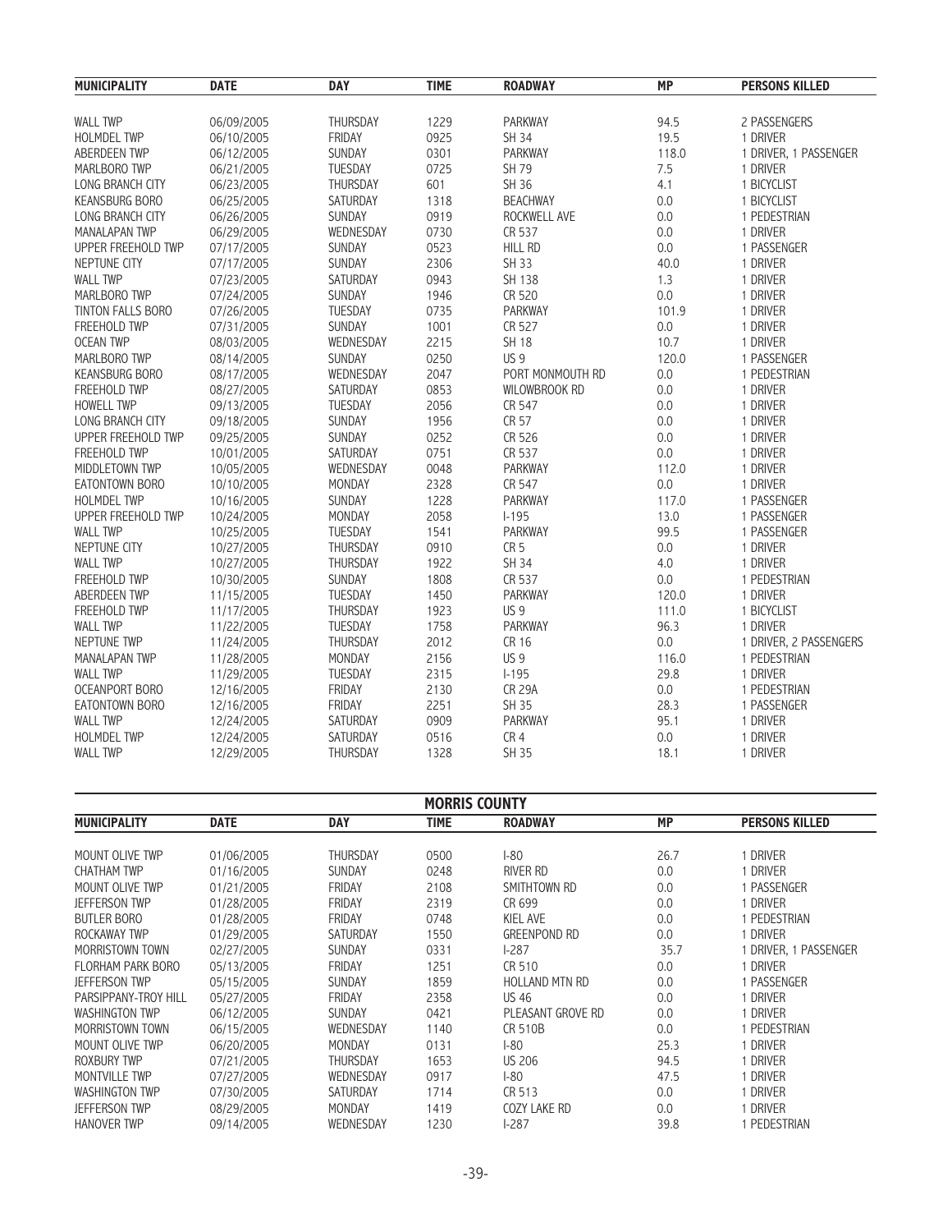| MUNICIPALITY | DATE | DAY | TIME | ROADWAY | MP | PERSONS KILLED |
|---|---|---|---|---|---|---|
| WALL TWP | 06/09/2005 | THURSDAY | 1229 | PARKWAY | 94.5 | 2 PASSENGERS |
| HOLMDEL TWP | 06/10/2005 | FRIDAY | 0925 | SH 34 | 19.5 | 1 DRIVER |
| ABERDEEN TWP | 06/12/2005 | SUNDAY | 0301 | PARKWAY | 118.0 | 1 DRIVER, 1 PASSENGER |
| MARLBORO TWP | 06/21/2005 | TUESDAY | 0725 | SH 79 | 7.5 | 1 DRIVER |
| LONG BRANCH CITY | 06/23/2005 | THURSDAY | 601 | SH 36 | 4.1 | 1 BICYCLIST |
| KEANSBURG BORO | 06/25/2005 | SATURDAY | 1318 | BEACHWAY | 0.0 | 1 BICYCLIST |
| LONG BRANCH CITY | 06/26/2005 | SUNDAY | 0919 | ROCKWELL AVE | 0.0 | 1 PEDESTRIAN |
| MANALAPAN TWP | 06/29/2005 | WEDNESDAY | 0730 | CR 537 | 0.0 | 1 DRIVER |
| UPPER FREEHOLD TWP | 07/17/2005 | SUNDAY | 0523 | HILL RD | 0.0 | 1 PASSENGER |
| NEPTUNE CITY | 07/17/2005 | SUNDAY | 2306 | SH 33 | 40.0 | 1 DRIVER |
| WALL TWP | 07/23/2005 | SATURDAY | 0943 | SH 138 | 1.3 | 1 DRIVER |
| MARLBORO TWP | 07/24/2005 | SUNDAY | 1946 | CR 520 | 0.0 | 1 DRIVER |
| TINTON FALLS BORO | 07/26/2005 | TUESDAY | 0735 | PARKWAY | 101.9 | 1 DRIVER |
| FREEHOLD TWP | 07/31/2005 | SUNDAY | 1001 | CR 527 | 0.0 | 1 DRIVER |
| OCEAN TWP | 08/03/2005 | WEDNESDAY | 2215 | SH 18 | 10.7 | 1 DRIVER |
| MARLBORO TWP | 08/14/2005 | SUNDAY | 0250 | US 9 | 120.0 | 1 PASSENGER |
| KEANSBURG BORO | 08/17/2005 | WEDNESDAY | 2047 | PORT MONMOUTH RD | 0.0 | 1 PEDESTRIAN |
| FREEHOLD TWP | 08/27/2005 | SATURDAY | 0853 | WILOWBROOK RD | 0.0 | 1 DRIVER |
| HOWELL TWP | 09/13/2005 | TUESDAY | 2056 | CR 547 | 0.0 | 1 DRIVER |
| LONG BRANCH CITY | 09/18/2005 | SUNDAY | 1956 | CR 57 | 0.0 | 1 DRIVER |
| UPPER FREEHOLD TWP | 09/25/2005 | SUNDAY | 0252 | CR 526 | 0.0 | 1 DRIVER |
| FREEHOLD TWP | 10/01/2005 | SATURDAY | 0751 | CR 537 | 0.0 | 1 DRIVER |
| MIDDLETOWN TWP | 10/05/2005 | WEDNESDAY | 0048 | PARKWAY | 112.0 | 1 DRIVER |
| EATONTOWN BORO | 10/10/2005 | MONDAY | 2328 | CR 547 | 0.0 | 1 DRIVER |
| HOLMDEL TWP | 10/16/2005 | SUNDAY | 1228 | PARKWAY | 117.0 | 1 PASSENGER |
| UPPER FREEHOLD TWP | 10/24/2005 | MONDAY | 2058 | I-195 | 13.0 | 1 PASSENGER |
| WALL TWP | 10/25/2005 | TUESDAY | 1541 | PARKWAY | 99.5 | 1 PASSENGER |
| NEPTUNE CITY | 10/27/2005 | THURSDAY | 0910 | CR 5 | 0.0 | 1 DRIVER |
| WALL TWP | 10/27/2005 | THURSDAY | 1922 | SH 34 | 4.0 | 1 DRIVER |
| FREEHOLD TWP | 10/30/2005 | SUNDAY | 1808 | CR 537 | 0.0 | 1 PEDESTRIAN |
| ABERDEEN TWP | 11/15/2005 | TUESDAY | 1450 | PARKWAY | 120.0 | 1 DRIVER |
| FREEHOLD TWP | 11/17/2005 | THURSDAY | 1923 | US 9 | 111.0 | 1 BICYCLIST |
| WALL TWP | 11/22/2005 | TUESDAY | 1758 | PARKWAY | 96.3 | 1 DRIVER |
| NEPTUNE TWP | 11/24/2005 | THURSDAY | 2012 | CR 16 | 0.0 | 1 DRIVER, 2 PASSENGERS |
| MANALAPAN TWP | 11/28/2005 | MONDAY | 2156 | US 9 | 116.0 | 1 PEDESTRIAN |
| WALL TWP | 11/29/2005 | TUESDAY | 2315 | I-195 | 29.8 | 1 DRIVER |
| OCEANPORT BORO | 12/16/2005 | FRIDAY | 2130 | CR 29A | 0.0 | 1 PEDESTRIAN |
| EATONTOWN BORO | 12/16/2005 | FRIDAY | 2251 | SH 35 | 28.3 | 1 PASSENGER |
| WALL TWP | 12/24/2005 | SATURDAY | 0909 | PARKWAY | 95.1 | 1 DRIVER |
| HOLMDEL TWP | 12/24/2005 | SATURDAY | 0516 | CR 4 | 0.0 | 1 DRIVER |
| WALL TWP | 12/29/2005 | THURSDAY | 1328 | SH 35 | 18.1 | 1 DRIVER |

## MORRIS COUNTY

| MUNICIPALITY | DATE | DAY | TIME | ROADWAY | MP | PERSONS KILLED |
|---|---|---|---|---|---|---|
| MOUNT OLIVE TWP | 01/06/2005 | THURSDAY | 0500 | I-80 | 26.7 | 1 DRIVER |
| CHATHAM TWP | 01/16/2005 | SUNDAY | 0248 | RIVER RD | 0.0 | 1 DRIVER |
| MOUNT OLIVE TWP | 01/21/2005 | FRIDAY | 2108 | SMITHTOWN RD | 0.0 | 1 PASSENGER |
| JEFFERSON TWP | 01/28/2005 | FRIDAY | 2319 | CR 699 | 0.0 | 1 DRIVER |
| BUTLER BORO | 01/28/2005 | FRIDAY | 0748 | KIEL AVE | 0.0 | 1 PEDESTRIAN |
| ROCKAWAY TWP | 01/29/2005 | SATURDAY | 1550 | GREENPOND RD | 0.0 | 1 DRIVER |
| MORRISTOWN TOWN | 02/27/2005 | SUNDAY | 0331 | I-287 | 35.7 | 1 DRIVER, 1 PASSENGER |
| FLORHAM PARK BORO | 05/13/2005 | FRIDAY | 1251 | CR 510 | 0.0 | 1 DRIVER |
| JEFFERSON TWP | 05/15/2005 | SUNDAY | 1859 | HOLLAND MTN RD | 0.0 | 1 PASSENGER |
| PARSIPPANY-TROY HILL | 05/27/2005 | FRIDAY | 2358 | US 46 | 0.0 | 1 DRIVER |
| WASHINGTON TWP | 06/12/2005 | SUNDAY | 0421 | PLEASANT GROVE RD | 0.0 | 1 DRIVER |
| MORRISTOWN TOWN | 06/15/2005 | WEDNESDAY | 1140 | CR 510B | 0.0 | 1 PEDESTRIAN |
| MOUNT OLIVE TWP | 06/20/2005 | MONDAY | 0131 | I-80 | 25.3 | 1 DRIVER |
| ROXBURY TWP | 07/21/2005 | THURSDAY | 1653 | US 206 | 94.5 | 1 DRIVER |
| MONTVILLE TWP | 07/27/2005 | WEDNESDAY | 0917 | I-80 | 47.5 | 1 DRIVER |
| WASHINGTON TWP | 07/30/2005 | SATURDAY | 1714 | CR 513 | 0.0 | 1 DRIVER |
| JEFFERSON TWP | 08/29/2005 | MONDAY | 1419 | COZY LAKE RD | 0.0 | 1 DRIVER |
| HANOVER TWP | 09/14/2005 | WEDNESDAY | 1230 | I-287 | 39.8 | 1 PEDESTRIAN |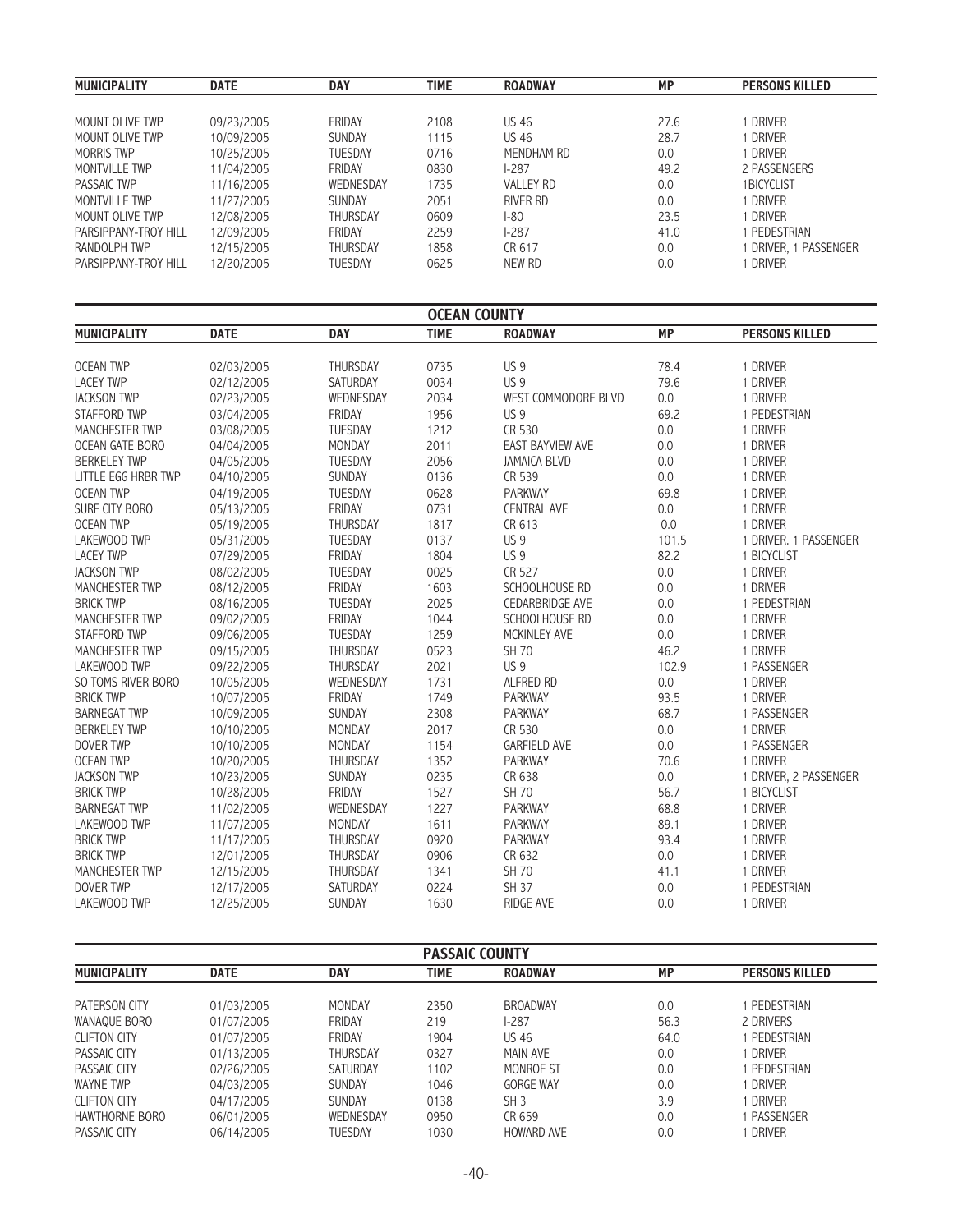| MUNICIPALITY | DATE | DAY | TIME | ROADWAY | MP | PERSONS KILLED |
|---|---|---|---|---|---|---|
| MOUNT OLIVE TWP | 09/23/2005 | FRIDAY | 2108 | US 46 | 27.6 | 1 DRIVER |
| MOUNT OLIVE TWP | 10/09/2005 | SUNDAY | 1115 | US 46 | 28.7 | 1 DRIVER |
| MORRIS TWP | 10/25/2005 | TUESDAY | 0716 | MENDHAM RD | 0.0 | 1 DRIVER |
| MONTVILLE TWP | 11/04/2005 | FRIDAY | 0830 | I-287 | 49.2 | 2 PASSENGERS |
| PASSAIC TWP | 11/16/2005 | WEDNESDAY | 1735 | VALLEY RD | 0.0 | 1BICYCLIST |
| MONTVILLE TWP | 11/27/2005 | SUNDAY | 2051 | RIVER RD | 0.0 | 1 DRIVER |
| MOUNT OLIVE TWP | 12/08/2005 | THURSDAY | 0609 | I-80 | 23.5 | 1 DRIVER |
| PARSIPPANY-TROY HILL | 12/09/2005 | FRIDAY | 2259 | I-287 | 41.0 | 1 PEDESTRIAN |
| RANDOLPH TWP | 12/15/2005 | THURSDAY | 1858 | CR 617 | 0.0 | 1 DRIVER, 1 PASSENGER |
| PARSIPPANY-TROY HILL | 12/20/2005 | TUESDAY | 0625 | NEW RD | 0.0 | 1 DRIVER |

## OCEAN COUNTY

| MUNICIPALITY | DATE | DAY | TIME | ROADWAY | MP | PERSONS KILLED |
|---|---|---|---|---|---|---|
| OCEAN TWP | 02/03/2005 | THURSDAY | 0735 | US 9 | 78.4 | 1 DRIVER |
| LACEY TWP | 02/12/2005 | SATURDAY | 0034 | US 9 | 79.6 | 1 DRIVER |
| JACKSON TWP | 02/23/2005 | WEDNESDAY | 2034 | WEST COMMODORE BLVD | 0.0 | 1 DRIVER |
| STAFFORD TWP | 03/04/2005 | FRIDAY | 1956 | US 9 | 69.2 | 1 PEDESTRIAN |
| MANCHESTER TWP | 03/08/2005 | TUESDAY | 1212 | CR 530 | 0.0 | 1 DRIVER |
| OCEAN GATE BORO | 04/04/2005 | MONDAY | 2011 | EAST BAYVIEW AVE | 0.0 | 1 DRIVER |
| BERKELEY TWP | 04/05/2005 | TUESDAY | 2056 | JAMAICA BLVD | 0.0 | 1 DRIVER |
| LITTLE EGG HRBR TWP | 04/10/2005 | SUNDAY | 0136 | CR 539 | 0.0 | 1 DRIVER |
| OCEAN TWP | 04/19/2005 | TUESDAY | 0628 | PARKWAY | 69.8 | 1 DRIVER |
| SURF CITY BORO | 05/13/2005 | FRIDAY | 0731 | CENTRAL AVE | 0.0 | 1 DRIVER |
| OCEAN TWP | 05/19/2005 | THURSDAY | 1817 | CR 613 | 0.0 | 1 DRIVER |
| LAKEWOOD TWP | 05/31/2005 | TUESDAY | 0137 | US 9 | 101.5 | 1 DRIVER. 1 PASSENGER |
| LACEY TWP | 07/29/2005 | FRIDAY | 1804 | US 9 | 82.2 | 1 BICYCLIST |
| JACKSON TWP | 08/02/2005 | TUESDAY | 0025 | CR 527 | 0.0 | 1 DRIVER |
| MANCHESTER TWP | 08/12/2005 | FRIDAY | 1603 | SCHOOLHOUSE RD | 0.0 | 1 DRIVER |
| BRICK TWP | 08/16/2005 | TUESDAY | 2025 | CEDARBRIDGE AVE | 0.0 | 1 PEDESTRIAN |
| MANCHESTER TWP | 09/02/2005 | FRIDAY | 1044 | SCHOOLHOUSE RD | 0.0 | 1 DRIVER |
| STAFFORD TWP | 09/06/2005 | TUESDAY | 1259 | MCKINLEY AVE | 0.0 | 1 DRIVER |
| MANCHESTER TWP | 09/15/2005 | THURSDAY | 0523 | SH 70 | 46.2 | 1 DRIVER |
| LAKEWOOD TWP | 09/22/2005 | THURSDAY | 2021 | US 9 | 102.9 | 1 PASSENGER |
| SO TOMS RIVER BORO | 10/05/2005 | WEDNESDAY | 1731 | ALFRED RD | 0.0 | 1 DRIVER |
| BRICK TWP | 10/07/2005 | FRIDAY | 1749 | PARKWAY | 93.5 | 1 DRIVER |
| BARNEGAT TWP | 10/09/2005 | SUNDAY | 2308 | PARKWAY | 68.7 | 1 PASSENGER |
| BERKELEY TWP | 10/10/2005 | MONDAY | 2017 | CR 530 | 0.0 | 1 DRIVER |
| DOVER TWP | 10/10/2005 | MONDAY | 1154 | GARFIELD AVE | 0.0 | 1 PASSENGER |
| OCEAN TWP | 10/20/2005 | THURSDAY | 1352 | PARKWAY | 70.6 | 1 DRIVER |
| JACKSON TWP | 10/23/2005 | SUNDAY | 0235 | CR 638 | 0.0 | 1 DRIVER, 2 PASSENGER |
| BRICK TWP | 10/28/2005 | FRIDAY | 1527 | SH 70 | 56.7 | 1 BICYCLIST |
| BARNEGAT TWP | 11/02/2005 | WEDNESDAY | 1227 | PARKWAY | 68.8 | 1 DRIVER |
| LAKEWOOD TWP | 11/07/2005 | MONDAY | 1611 | PARKWAY | 89.1 | 1 DRIVER |
| BRICK TWP | 11/17/2005 | THURSDAY | 0920 | PARKWAY | 93.4 | 1 DRIVER |
| BRICK TWP | 12/01/2005 | THURSDAY | 0906 | CR 632 | 0.0 | 1 DRIVER |
| MANCHESTER TWP | 12/15/2005 | THURSDAY | 1341 | SH 70 | 41.1 | 1 DRIVER |
| DOVER TWP | 12/17/2005 | SATURDAY | 0224 | SH 37 | 0.0 | 1 PEDESTRIAN |
| LAKEWOOD TWP | 12/25/2005 | SUNDAY | 1630 | RIDGE AVE | 0.0 | 1 DRIVER |

## PASSAIC COUNTY

| MUNICIPALITY | DATE | DAY | TIME | ROADWAY | MP | PERSONS KILLED |
|---|---|---|---|---|---|---|
| PATERSON CITY | 01/03/2005 | MONDAY | 2350 | BROADWAY | 0.0 | 1 PEDESTRIAN |
| WANAQUE BORO | 01/07/2005 | FRIDAY | 219 | I-287 | 56.3 | 2 DRIVERS |
| CLIFTON CITY | 01/07/2005 | FRIDAY | 1904 | US 46 | 64.0 | 1 PEDESTRIAN |
| PASSAIC CITY | 01/13/2005 | THURSDAY | 0327 | MAIN AVE | 0.0 | 1 DRIVER |
| PASSAIC CITY | 02/26/2005 | SATURDAY | 1102 | MONROE ST | 0.0 | 1 PEDESTRIAN |
| WAYNE TWP | 04/03/2005 | SUNDAY | 1046 | GORGE WAY | 0.0 | 1 DRIVER |
| CLIFTON CITY | 04/17/2005 | SUNDAY | 0138 | SH 3 | 3.9 | 1 DRIVER |
| HAWTHORNE BORO | 06/01/2005 | WEDNESDAY | 0950 | CR 659 | 0.0 | 1 PASSENGER |
| PASSAIC CITY | 06/14/2005 | TUESDAY | 1030 | HOWARD AVE | 0.0 | 1 DRIVER |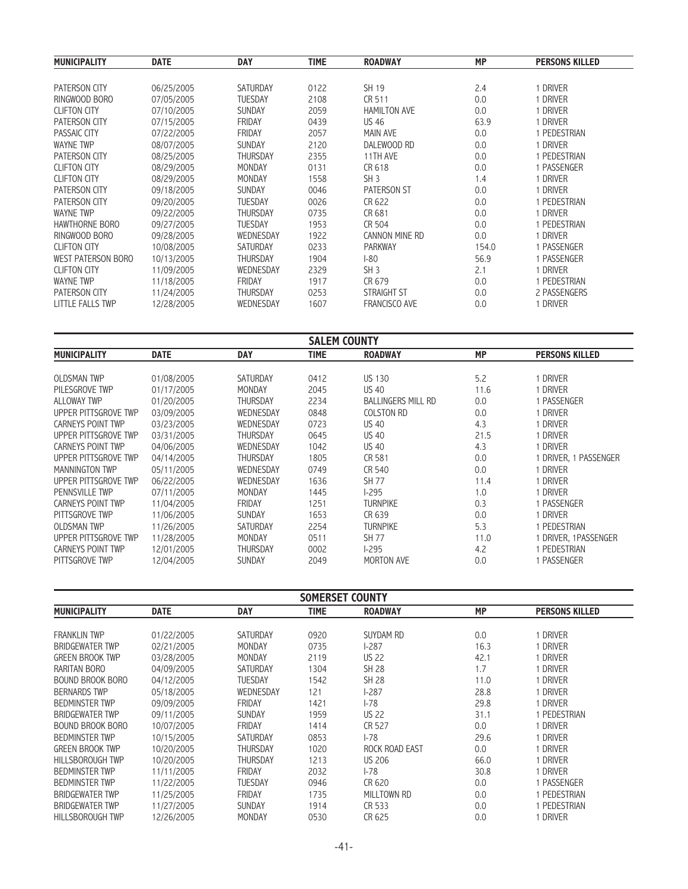| MUNICIPALITY | DATE | DAY | TIME | ROADWAY | MP | PERSONS KILLED |
|---|---|---|---|---|---|---|
| PATERSON CITY | 06/25/2005 | SATURDAY | 0122 | SH 19 | 2.4 | 1 DRIVER |
| RINGWOOD BORO | 07/05/2005 | TUESDAY | 2108 | CR 511 | 0.0 | 1 DRIVER |
| CLIFTON CITY | 07/10/2005 | SUNDAY | 2059 | HAMILTON AVE | 0.0 | 1 DRIVER |
| PATERSON CITY | 07/15/2005 | FRIDAY | 0439 | US 46 | 63.9 | 1 DRIVER |
| PASSAIC CITY | 07/22/2005 | FRIDAY | 2057 | MAIN AVE | 0.0 | 1 PEDESTRIAN |
| WAYNE TWP | 08/07/2005 | SUNDAY | 2120 | DALEWOOD RD | 0.0 | 1 DRIVER |
| PATERSON CITY | 08/25/2005 | THURSDAY | 2355 | 11TH AVE | 0.0 | 1 PEDESTRIAN |
| CLIFTON CITY | 08/29/2005 | MONDAY | 0131 | CR 618 | 0.0 | 1 PASSENGER |
| CLIFTON CITY | 08/29/2005 | MONDAY | 1558 | SH 3 | 1.4 | 1 DRIVER |
| PATERSON CITY | 09/18/2005 | SUNDAY | 0046 | PATERSON ST | 0.0 | 1 DRIVER |
| PATERSON CITY | 09/20/2005 | TUESDAY | 0026 | CR 622 | 0.0 | 1 PEDESTRIAN |
| WAYNE TWP | 09/22/2005 | THURSDAY | 0735 | CR 681 | 0.0 | 1 DRIVER |
| HAWTHORNE BORO | 09/27/2005 | TUESDAY | 1953 | CR 504 | 0.0 | 1 PEDESTRIAN |
| RINGWOOD BORO | 09/28/2005 | WEDNESDAY | 1922 | CANNON MINE RD | 0.0 | 1 DRIVER |
| CLIFTON CITY | 10/08/2005 | SATURDAY | 0233 | PARKWAY | 154.0 | 1 PASSENGER |
| WEST PATERSON BORO | 10/13/2005 | THURSDAY | 1904 | I-80 | 56.9 | 1 PASSENGER |
| CLIFTON CITY | 11/09/2005 | WEDNESDAY | 2329 | SH 3 | 2.1 | 1 DRIVER |
| WAYNE TWP | 11/18/2005 | FRIDAY | 1917 | CR 679 | 0.0 | 1 PEDESTRIAN |
| PATERSON CITY | 11/24/2005 | THURSDAY | 0253 | STRAIGHT ST | 0.0 | 2 PASSENGERS |
| LITTLE FALLS TWP | 12/28/2005 | WEDNESDAY | 1607 | FRANCISCO AVE | 0.0 | 1 DRIVER |

## SALEM COUNTY

| MUNICIPALITY | DATE | DAY | TIME | ROADWAY | MP | PERSONS KILLED |
|---|---|---|---|---|---|---|
| OLDSMAN TWP | 01/08/2005 | SATURDAY | 0412 | US 130 | 5.2 | 1 DRIVER |
| PILESGROVE TWP | 01/17/2005 | MONDAY | 2045 | US 40 | 11.6 | 1 DRIVER |
| ALLOWAY TWP | 01/20/2005 | THURSDAY | 2234 | BALLINGERS MILL RD | 0.0 | 1 PASSENGER |
| UPPER PITTSGROVE TWP | 03/09/2005 | WEDNESDAY | 0848 | COLSTON RD | 0.0 | 1 DRIVER |
| CARNEYS POINT TWP | 03/23/2005 | WEDNESDAY | 0723 | US 40 | 4.3 | 1 DRIVER |
| UPPER PITTSGROVE TWP | 03/31/2005 | THURSDAY | 0645 | US 40 | 21.5 | 1 DRIVER |
| CARNEYS POINT TWP | 04/06/2005 | WEDNESDAY | 1042 | US 40 | 4.3 | 1 DRIVER |
| UPPER PITTSGROVE TWP | 04/14/2005 | THURSDAY | 1805 | CR 581 | 0.0 | 1 DRIVER, 1 PASSENGER |
| MANNINGTON TWP | 05/11/2005 | WEDNESDAY | 0749 | CR 540 | 0.0 | 1 DRIVER |
| UPPER PITTSGROVE TWP | 06/22/2005 | WEDNESDAY | 1636 | SH 77 | 11.4 | 1 DRIVER |
| PENNSVILLE TWP | 07/11/2005 | MONDAY | 1445 | I-295 | 1.0 | 1 DRIVER |
| CARNEYS POINT TWP | 11/04/2005 | FRIDAY | 1251 | TURNPIKE | 0.3 | 1 PASSENGER |
| PITTSGROVE TWP | 11/06/2005 | SUNDAY | 1653 | CR 639 | 0.0 | 1 DRIVER |
| OLDSMAN TWP | 11/26/2005 | SATURDAY | 2254 | TURNPIKE | 5.3 | 1 PEDESTRIAN |
| UPPER PITTSGROVE TWP | 11/28/2005 | MONDAY | 0511 | SH 77 | 11.0 | 1 DRIVER, 1PASSENGER |
| CARNEYS POINT TWP | 12/01/2005 | THURSDAY | 0002 | I-295 | 4.2 | 1 PEDESTRIAN |
| PITTSGROVE TWP | 12/04/2005 | SUNDAY | 2049 | MORTON AVE | 0.0 | 1 PASSENGER |

## SOMERSET COUNTY

| MUNICIPALITY | DATE | DAY | TIME | ROADWAY | MP | PERSONS KILLED |
|---|---|---|---|---|---|---|
| FRANKLIN TWP | 01/22/2005 | SATURDAY | 0920 | SUYDAM RD | 0.0 | 1 DRIVER |
| BRIDGEWATER TWP | 02/21/2005 | MONDAY | 0735 | I-287 | 16.3 | 1 DRIVER |
| GREEN BROOK TWP | 03/28/2005 | MONDAY | 2119 | US 22 | 42.1 | 1 DRIVER |
| RARITAN BORO | 04/09/2005 | SATURDAY | 1304 | SH 28 | 1.7 | 1 DRIVER |
| BOUND BROOK BORO | 04/12/2005 | TUESDAY | 1542 | SH 28 | 11.0 | 1 DRIVER |
| BERNARDS TWP | 05/18/2005 | WEDNESDAY | 121 | I-287 | 28.8 | 1 DRIVER |
| BEDMINSTER TWP | 09/09/2005 | FRIDAY | 1421 | I-78 | 29.8 | 1 DRIVER |
| BRIDGEWATER TWP | 09/11/2005 | SUNDAY | 1959 | US 22 | 31.1 | 1 PEDESTRIAN |
| BOUND BROOK BORO | 10/07/2005 | FRIDAY | 1414 | CR 527 | 0.0 | 1 DRIVER |
| BEDMINSTER TWP | 10/15/2005 | SATURDAY | 0853 | I-78 | 29.6 | 1 DRIVER |
| GREEN BROOK TWP | 10/20/2005 | THURSDAY | 1020 | ROCK ROAD EAST | 0.0 | 1 DRIVER |
| HILLSBOROUGH TWP | 10/20/2005 | THURSDAY | 1213 | US 206 | 66.0 | 1 DRIVER |
| BEDMINSTER TWP | 11/11/2005 | FRIDAY | 2032 | I-78 | 30.8 | 1 DRIVER |
| BEDMINSTER TWP | 11/22/2005 | TUESDAY | 0946 | CR 620 | 0.0 | 1 PASSENGER |
| BRIDGEWATER TWP | 11/25/2005 | FRIDAY | 1735 | MILLTOWN RD | 0.0 | 1 PEDESTRIAN |
| BRIDGEWATER TWP | 11/27/2005 | SUNDAY | 1914 | CR 533 | 0.0 | 1 PEDESTRIAN |
| HILLSBOROUGH TWP | 12/26/2005 | MONDAY | 0530 | CR 625 | 0.0 | 1 DRIVER |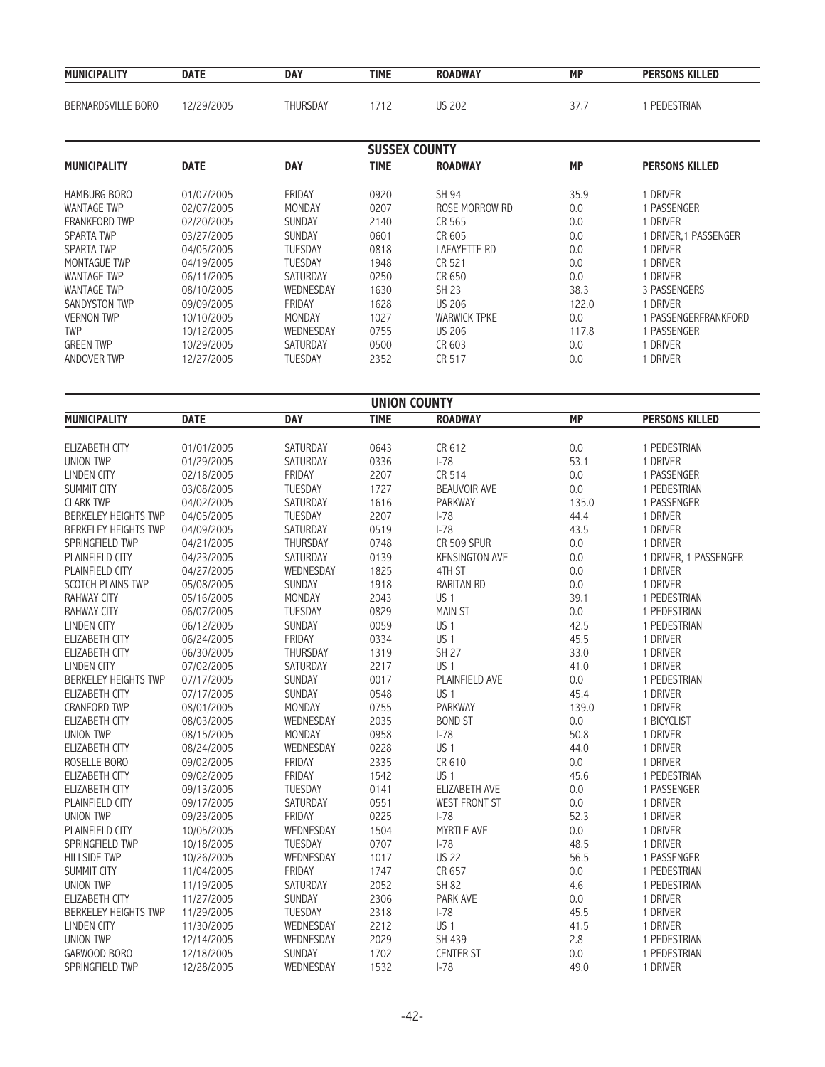| MUNICIPALITY | DATE | DAY | TIME | ROADWAY | MP | PERSONS KILLED |
|---|---|---|---|---|---|---|
| BERNARDSVILLE BORO | 12/29/2005 | THURSDAY | 1712 | US 202 | 37.7 | 1 PEDESTRIAN |

## SUSSEX COUNTY

| MUNICIPALITY | DATE | DAY | TIME | ROADWAY | MP | PERSONS KILLED |
|---|---|---|---|---|---|---|
| HAMBURG BORO | 01/07/2005 | FRIDAY | 0920 | SH 94 | 35.9 | 1 DRIVER |
| WANTAGE TWP | 02/07/2005 | MONDAY | 0207 | ROSE MORROW RD | 0.0 | 1 PASSENGER |
| FRANKFORD TWP | 02/20/2005 | SUNDAY | 2140 | CR 565 | 0.0 | 1 DRIVER |
| SPARTA TWP | 03/27/2005 | SUNDAY | 0601 | CR 605 | 0.0 | 1 DRIVER,1 PASSENGER |
| SPARTA TWP | 04/05/2005 | TUESDAY | 0818 | LAFAYETTE RD | 0.0 | 1 DRIVER |
| MONTAGUE TWP | 04/19/2005 | TUESDAY | 1948 | CR 521 | 0.0 | 1 DRIVER |
| WANTAGE TWP | 06/11/2005 | SATURDAY | 0250 | CR 650 | 0.0 | 1 DRIVER |
| WANTAGE TWP | 08/10/2005 | WEDNESDAY | 1630 | SH 23 | 38.3 | 3 PASSENGERS |
| SANDYSTON TWP | 09/09/2005 | FRIDAY | 1628 | US 206 | 122.0 | 1 DRIVER |
| VERNON TWP | 10/10/2005 | MONDAY | 1027 | WARWICK TPKE | 0.0 | 1 PASSENGERFRANKFORD |
| TWP | 10/12/2005 | WEDNESDAY | 0755 | US 206 | 117.8 | 1 PASSENGER |
| GREEN TWP | 10/29/2005 | SATURDAY | 0500 | CR 603 | 0.0 | 1 DRIVER |
| ANDOVER TWP | 12/27/2005 | TUESDAY | 2352 | CR 517 | 0.0 | 1 DRIVER |

## UNION COUNTY

| MUNICIPALITY | DATE | DAY | TIME | ROADWAY | MP | PERSONS KILLED |
|---|---|---|---|---|---|---|
| ELIZABETH CITY | 01/01/2005 | SATURDAY | 0643 | CR 612 | 0.0 | 1 PEDESTRIAN |
| UNION TWP | 01/29/2005 | SATURDAY | 0336 | I-78 | 53.1 | 1 DRIVER |
| LINDEN CITY | 02/18/2005 | FRIDAY | 2207 | CR 514 | 0.0 | 1 PASSENGER |
| SUMMIT CITY | 03/08/2005 | TUESDAY | 1727 | BEAUVOIR AVE | 0.0 | 1 PEDESTRIAN |
| CLARK TWP | 04/02/2005 | SATURDAY | 1616 | PARKWAY | 135.0 | 1 PASSENGER |
| BERKELEY HEIGHTS TWP | 04/05/2005 | TUESDAY | 2207 | I-78 | 44.4 | 1 DRIVER |
| BERKELEY HEIGHTS TWP | 04/09/2005 | SATURDAY | 0519 | I-78 | 43.5 | 1 DRIVER |
| SPRINGFIELD TWP | 04/21/2005 | THURSDAY | 0748 | CR 509 SPUR | 0.0 | 1 DRIVER |
| PLAINFIELD CITY | 04/23/2005 | SATURDAY | 0139 | KENSINGTON AVE | 0.0 | 1 DRIVER, 1 PASSENGER |
| PLAINFIELD CITY | 04/27/2005 | WEDNESDAY | 1825 | 4TH ST | 0.0 | 1 DRIVER |
| SCOTCH PLAINS TWP | 05/08/2005 | SUNDAY | 1918 | RARITAN RD | 0.0 | 1 DRIVER |
| RAHWAY CITY | 05/16/2005 | MONDAY | 2043 | US 1 | 39.1 | 1 PEDESTRIAN |
| RAHWAY CITY | 06/07/2005 | TUESDAY | 0829 | MAIN ST | 0.0 | 1 PEDESTRIAN |
| LINDEN CITY | 06/12/2005 | SUNDAY | 0059 | US 1 | 42.5 | 1 PEDESTRIAN |
| ELIZABETH CITY | 06/24/2005 | FRIDAY | 0334 | US 1 | 45.5 | 1 DRIVER |
| ELIZABETH CITY | 06/30/2005 | THURSDAY | 1319 | SH 27 | 33.0 | 1 DRIVER |
| LINDEN CITY | 07/02/2005 | SATURDAY | 2217 | US 1 | 41.0 | 1 DRIVER |
| BERKELEY HEIGHTS TWP | 07/17/2005 | SUNDAY | 0017 | PLAINFIELD AVE | 0.0 | 1 PEDESTRIAN |
| ELIZABETH CITY | 07/17/2005 | SUNDAY | 0548 | US 1 | 45.4 | 1 DRIVER |
| CRANFORD TWP | 08/01/2005 | MONDAY | 0755 | PARKWAY | 139.0 | 1 DRIVER |
| ELIZABETH CITY | 08/03/2005 | WEDNESDAY | 2035 | BOND ST | 0.0 | 1 BICYCLIST |
| UNION TWP | 08/15/2005 | MONDAY | 0958 | I-78 | 50.8 | 1 DRIVER |
| ELIZABETH CITY | 08/24/2005 | WEDNESDAY | 0228 | US 1 | 44.0 | 1 DRIVER |
| ROSELLE BORO | 09/02/2005 | FRIDAY | 2335 | CR 610 | 0.0 | 1 DRIVER |
| ELIZABETH CITY | 09/02/2005 | FRIDAY | 1542 | US 1 | 45.6 | 1 PEDESTRIAN |
| ELIZABETH CITY | 09/13/2005 | TUESDAY | 0141 | ELIZABETH AVE | 0.0 | 1 PASSENGER |
| PLAINFIELD CITY | 09/17/2005 | SATURDAY | 0551 | WEST FRONT ST | 0.0 | 1 DRIVER |
| UNION TWP | 09/23/2005 | FRIDAY | 0225 | I-78 | 52.3 | 1 DRIVER |
| PLAINFIELD CITY | 10/05/2005 | WEDNESDAY | 1504 | MYRTLE AVE | 0.0 | 1 DRIVER |
| SPRINGFIELD TWP | 10/18/2005 | TUESDAY | 0707 | I-78 | 48.5 | 1 DRIVER |
| HILLSIDE TWP | 10/26/2005 | WEDNESDAY | 1017 | US 22 | 56.5 | 1 PASSENGER |
| SUMMIT CITY | 11/04/2005 | FRIDAY | 1747 | CR 657 | 0.0 | 1 PEDESTRIAN |
| UNION TWP | 11/19/2005 | SATURDAY | 2052 | SH 82 | 4.6 | 1 PEDESTRIAN |
| ELIZABETH CITY | 11/27/2005 | SUNDAY | 2306 | PARK AVE | 0.0 | 1 DRIVER |
| BERKELEY HEIGHTS TWP | 11/29/2005 | TUESDAY | 2318 | I-78 | 45.5 | 1 DRIVER |
| LINDEN CITY | 11/30/2005 | WEDNESDAY | 2212 | US 1 | 41.5 | 1 DRIVER |
| UNION TWP | 12/14/2005 | WEDNESDAY | 2029 | SH 439 | 2.8 | 1 PEDESTRIAN |
| GARWOOD BORO | 12/18/2005 | SUNDAY | 1702 | CENTER ST | 0.0 | 1 PEDESTRIAN |
| SPRINGFIELD TWP | 12/28/2005 | WEDNESDAY | 1532 | I-78 | 49.0 | 1 DRIVER |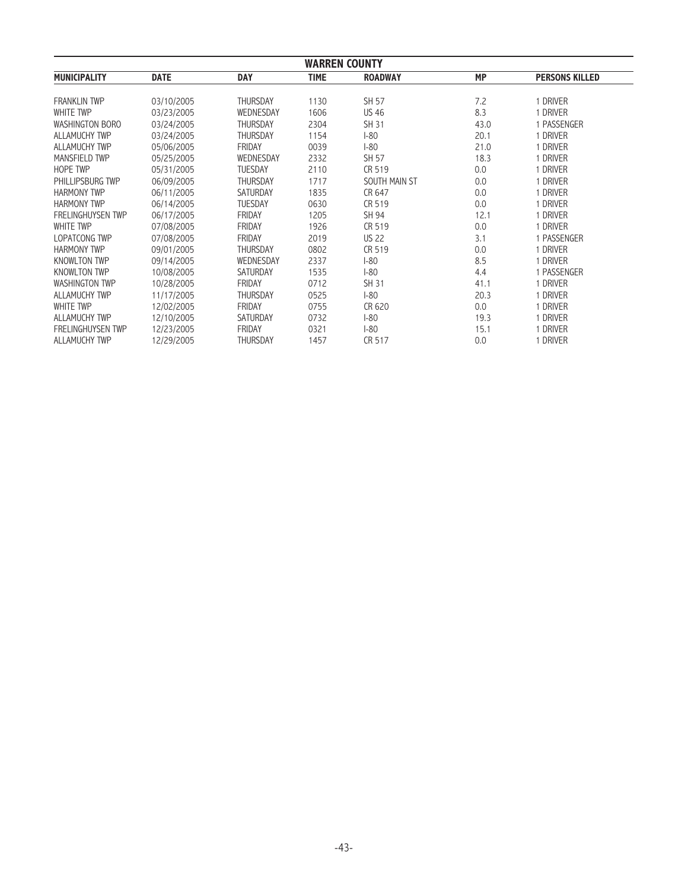## WARREN COUNTY

| MUNICIPALITY | DATE | DAY | TIME | ROADWAY | MP | PERSONS KILLED |
|---|---|---|---|---|---|---|
| FRANKLIN TWP | 03/10/2005 | THURSDAY | 1130 | SH 57 | 7.2 | 1 DRIVER |
| WHITE TWP | 03/23/2005 | WEDNESDAY | 1606 | US 46 | 8.3 | 1 DRIVER |
| WASHINGTON BORO | 03/24/2005 | THURSDAY | 2304 | SH 31 | 43.0 | 1 PASSENGER |
| ALLAMUCHY TWP | 03/24/2005 | THURSDAY | 1154 | I-80 | 20.1 | 1 DRIVER |
| ALLAMUCHY TWP | 05/06/2005 | FRIDAY | 0039 | I-80 | 21.0 | 1 DRIVER |
| MANSFIELD TWP | 05/25/2005 | WEDNESDAY | 2332 | SH 57 | 18.3 | 1 DRIVER |
| HOPE TWP | 05/31/2005 | TUESDAY | 2110 | CR 519 | 0.0 | 1 DRIVER |
| PHILLIPSBURG TWP | 06/09/2005 | THURSDAY | 1717 | SOUTH MAIN ST | 0.0 | 1 DRIVER |
| HARMONY TWP | 06/11/2005 | SATURDAY | 1835 | CR 647 | 0.0 | 1 DRIVER |
| HARMONY TWP | 06/14/2005 | TUESDAY | 0630 | CR 519 | 0.0 | 1 DRIVER |
| FRELINGHUYSEN TWP | 06/17/2005 | FRIDAY | 1205 | SH 94 | 12.1 | 1 DRIVER |
| WHITE TWP | 07/08/2005 | FRIDAY | 1926 | CR 519 | 0.0 | 1 DRIVER |
| LOPATCONG TWP | 07/08/2005 | FRIDAY | 2019 | US 22 | 3.1 | 1 PASSENGER |
| HARMONY TWP | 09/01/2005 | THURSDAY | 0802 | CR 519 | 0.0 | 1 DRIVER |
| KNOWLTON TWP | 09/14/2005 | WEDNESDAY | 2337 | I-80 | 8.5 | 1 DRIVER |
| KNOWLTON TWP | 10/08/2005 | SATURDAY | 1535 | I-80 | 4.4 | 1 PASSENGER |
| WASHINGTON TWP | 10/28/2005 | FRIDAY | 0712 | SH 31 | 41.1 | 1 DRIVER |
| ALLAMUCHY TWP | 11/17/2005 | THURSDAY | 0525 | I-80 | 20.3 | 1 DRIVER |
| WHITE TWP | 12/02/2005 | FRIDAY | 0755 | CR 620 | 0.0 | 1 DRIVER |
| ALLAMUCHY TWP | 12/10/2005 | SATURDAY | 0732 | I-80 | 19.3 | 1 DRIVER |
| FRELINGHUYSEN TWP | 12/23/2005 | FRIDAY | 0321 | I-80 | 15.1 | 1 DRIVER |
| ALLAMUCHY TWP | 12/29/2005 | THURSDAY | 1457 | CR 517 | 0.0 | 1 DRIVER |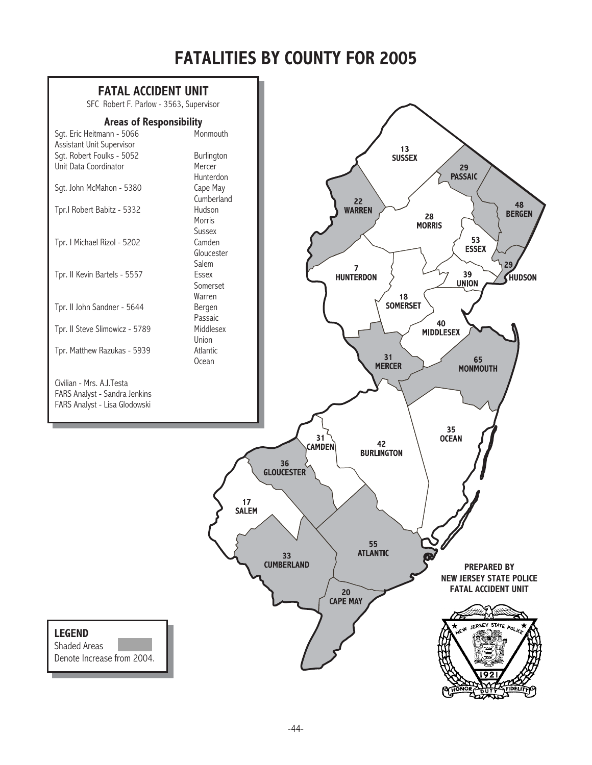# FATALITIES BY COUNTY FOR 2005

## FATAL ACCIDENT UNIT

SFC Robert F. Parlow - 3563, Supervisor

### Areas of Responsibility

| | |
|---|---|
| Sgt. Eric Heitmann - 5066<br>Assistant Unit Supervisor | Monmouth |
| Sgt. Robert Foulks - 5052<br>Unit Data Coordinator | Burlington<br>Mercer<br>Hunterdon |
| Sgt. John McMahon - 5380 | Cape May<br>Cumberland |
| Tpr.I Robert Babitz - 5332 | Hudson<br>Morris<br>Sussex |
| Tpr. I Michael Rizol - 5202 | Camden<br>Gloucester<br>Salem |
| Tpr. II Kevin Bartels - 5557 | Essex<br>Somerset<br>Warren |
| Tpr. II John Sandner - 5644 | Bergen<br>Passaic |
| Tpr. II Steve Slimowicz - 5789 | Middlesex<br>Union |
| Tpr. Matthew Razukas - 5939 | Atlantic<br>Ocean |

Civilian - Mrs. A.J.Testa
FARS Analyst - Sandra Jenkins
FARS Analyst - Lisa Glodowski

13 SUSSEX
29 PASSAIC
48 BERGEN
22 WARREN
28 MORRIS
53 ESSEX
29 HUDSON
7 HUNTERDON
39 UNION
18 SOMERSET
40 MIDDLESEX
31 MERCER
65 MONMOUTH
35 OCEAN
31 CAMDEN
42 BURLINGTON
36 GLOUCESTER
17 SALEM
55 ATLANTIC
33 CUMBERLAND
20 CAPE MAY

**LEGEND**
Shaded Areas
Denote Increase from 2004.

**PREPARED BY**
**NEW JERSEY STATE POLICE**
**FATAL ACCIDENT UNIT**

NEW JERSEY STATE POLICE
1921
HONOR DUTY FIDELITY